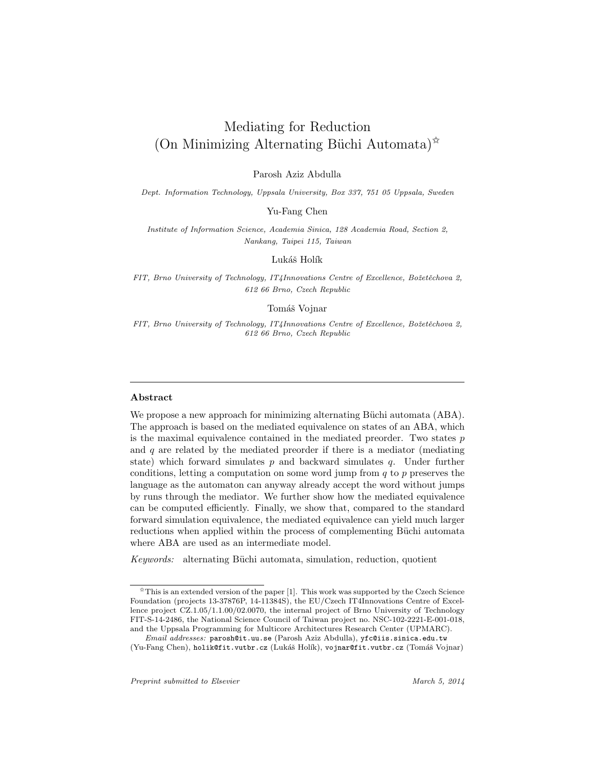# Mediating for Reduction (On Minimizing Alternating Büchi Automata)☆

Parosh Aziz Abdulla

*Dept. Information Technology, Uppsala University, Box 337, 751 05 Uppsala, Sweden*

Yu-Fang Chen

*Institute of Information Science, Academia Sinica, 128 Academia Road, Section 2, Nankang, Taipei 115, Taiwan*

Lukáš Holík

*FIT, Brno University of Technology, IT4Innovations Centre of Excellence, Božetěchova 2, 612 66 Brno, Czech Republic*

Tomáš Vojnar

*FIT, Brno University of Technology, IT4Innovations Centre of Excellence, Božetěchova 2, 612 66 Brno, Czech Republic*

---

### Abstract

We propose a new approach for minimizing alternating Büchi automata (ABA). The approach is based on the mediated equivalence on states of an ABA, which is the maximal equivalence contained in the mediated preorder. Two states $p$ and $q$ are related by the mediated preorder if there is a mediator (mediating state) which forward simulates $p$ and backward simulates $q$. Under further conditions, letting a computation on some word jump from $q$ to $p$ preserves the language as the automaton can anyway already accept the word without jumps by runs through the mediator. We further show how the mediated equivalence can be computed efficiently. Finally, we show that, compared to the standard forward simulation equivalence, the mediated equivalence can yield much larger reductions when applied within the process of complementing Büchi automata where ABA are used as an intermediate model.

*Keywords:* alternating Büchi automata, simulation, reduction, quotient

---

☆This is an extended version of the paper [1]. This work was supported by the Czech Science Foundation (projects 13-37876P, 14-11384S), the EU/Czech IT4Innovations Centre of Excellence project CZ.1.05/1.1.00/02.0070, the internal project of Brno University of Technology FIT-S-14-2486, the National Science Council of Taiwan project no. NSC-102-2221-E-001-018, and the Uppsala Programming for Multicore Architectures Research Center (UPMARC).

*Email addresses:* parosh@it.uu.se (Parosh Aziz Abdulla), yfc@iis.sinica.edu.tw (Yu-Fang Chen), holik@fit.vutbr.cz (Lukáš Holík), vojnar@fit.vutbr.cz (Tomáš Vojnar)

*Preprint submitted to Elsevier* *March 5, 2014*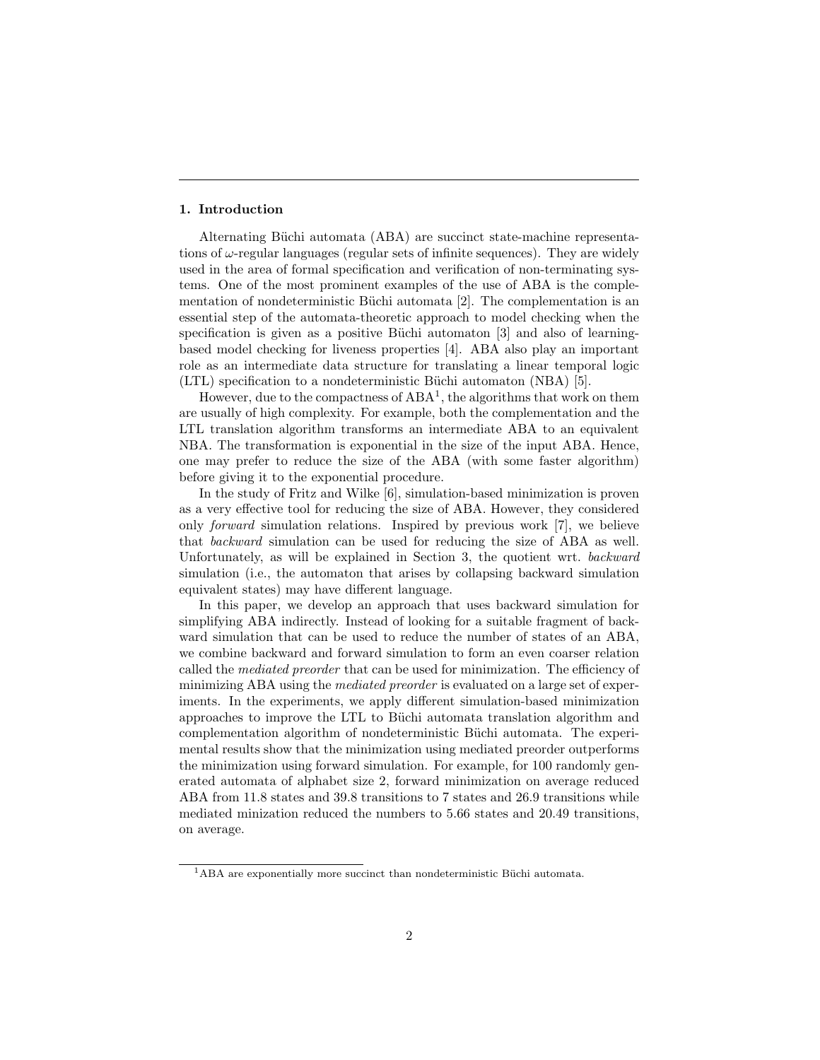## 1. Introduction

Alternating Büchi automata (ABA) are succinct state-machine representations of $\omega$-regular languages (regular sets of infinite sequences). They are widely used in the area of formal specification and verification of non-terminating systems. One of the most prominent examples of the use of ABA is the complementation of nondeterministic Büchi automata [2]. The complementation is an essential step of the automata-theoretic approach to model checking when the specification is given as a positive Büchi automaton [3] and also of learning-based model checking for liveness properties [4]. ABA also play an important role as an intermediate data structure for translating a linear temporal logic (LTL) specification to a nondeterministic Büchi automaton (NBA) [5].

However, due to the compactness of ABA[1], the algorithms that work on them are usually of high complexity. For example, both the complementation and the LTL translation algorithm transforms an intermediate ABA to an equivalent NBA. The transformation is exponential in the size of the input ABA. Hence, one may prefer to reduce the size of the ABA (with some faster algorithm) before giving it to the exponential procedure.

In the study of Fritz and Wilke [6], simulation-based minimization is proven as a very effective tool for reducing the size of ABA. However, they considered only *forward* simulation relations. Inspired by previous work [7], we believe that *backward* simulation can be used for reducing the size of ABA as well. Unfortunately, as will be explained in Section 3, the quotient wrt. *backward* simulation (i.e., the automaton that arises by collapsing backward simulation equivalent states) may have different language.

In this paper, we develop an approach that uses backward simulation for simplifying ABA indirectly. Instead of looking for a suitable fragment of backward simulation that can be used to reduce the number of states of an ABA, we combine backward and forward simulation to form an even coarser relation called the *mediated preorder* that can be used for minimization. The efficiency of minimizing ABA using the *mediated preorder* is evaluated on a large set of experiments. In the experiments, we apply different simulation-based minimization approaches to improve the LTL to Büchi automata translation algorithm and complementation algorithm of nondeterministic Büchi automata. The experimental results show that the minimization using mediated preorder outperforms the minimization using forward simulation. For example, for 100 randomly generated automata of alphabet size 2, forward minimization on average reduced ABA from 11.8 states and 39.8 transitions to 7 states and 26.9 transitions while mediated minization reduced the numbers to 5.66 states and 20.49 transitions, on average.

[1] ABA are exponentially more succinct than nondeterministic Büchi automata.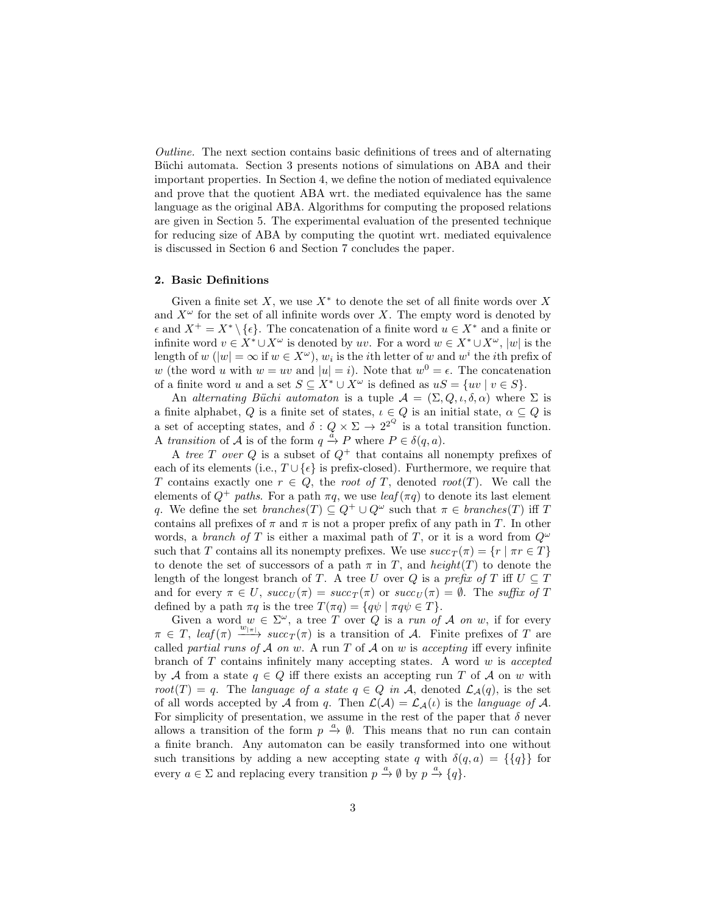*Outline.* The next section contains basic definitions of trees and of alternating Büchi automata. Section 3 presents notions of simulations on ABA and their important properties. In Section 4, we define the notion of mediated equivalence and prove that the quotient ABA wrt. the mediated equivalence has the same language as the original ABA. Algorithms for computing the proposed relations are given in Section 5. The experimental evaluation of the presented technique for reducing size of ABA by computing the quotint wrt. mediated equivalence is discussed in Section 6 and Section 7 concludes the paper.

## 2. Basic Definitions

Given a finite set $X$, we use $X^*$ to denote the set of all finite words over $X$ and $X^\omega$ for the set of all infinite words over $X$. The empty word is denoted by $\epsilon$ and $X^+ = X^* \setminus \{\epsilon\}$. The concatenation of a finite word $u \in X^*$ and a finite or infinite word $v \in X^* \cup X^\omega$ is denoted by $uv$. For a word $w \in X^* \cup X^\omega$, $|w|$ is the length of $w$ ($|w| = \infty$ if $w \in X^\omega$), $w_i$ is the $i$th letter of $w$ and $w^i$ the $i$th prefix of $w$ (the word $u$ with $w = uv$ and $|u| = i$). Note that $w^0 = \epsilon$. The concatenation of a finite word $u$ and a set $S \subseteq X^* \cup X^\omega$ is defined as $uS = \{uv \mid v \in S\}$.

An *alternating Büchi automaton* is a tuple $\mathcal{A} = (\Sigma, Q, \iota, \delta, \alpha)$ where $\Sigma$ is a finite alphabet, $Q$ is a finite set of states, $\iota \in Q$ is an initial state, $\alpha \subseteq Q$ is a set of accepting states, and $\delta : Q \times \Sigma \to 2^{2^Q}$ is a total transition function. A *transition* of $\mathcal{A}$ is of the form $q \xrightarrow{a} P$ where $P \in \delta(q, a)$.

A *tree $T$ over $Q$* is a subset of $Q^+$ that contains all nonempty prefixes of each of its elements (i.e., $T \cup \{\epsilon\}$ is prefix-closed). Furthermore, we require that $T$ contains exactly one $r \in Q$, the *root of $T$*, denoted $root(T)$. We call the elements of $Q^+$ *paths*. For a path $\pi q$, we use $leaf(\pi q)$ to denote its last element $q$. We define the set $branches(T) \subseteq Q^+ \cup Q^\omega$ such that $\pi \in branches(T)$ iff $T$ contains all prefixes of $\pi$ and $\pi$ is not a proper prefix of any path in $T$. In other words, a *branch of $T$* is either a maximal path of $T$, or it is a word from $Q^\omega$ such that $T$ contains all its nonempty prefixes. We use $succ_T(\pi) = \{r \mid \pi r \in T\}$ to denote the set of successors of a path $\pi$ in $T$, and $height(T)$ to denote the length of the longest branch of $T$. A tree $U$ over $Q$ is a *prefix of $T$* iff $U \subseteq T$ and for every $\pi \in U$, $succ_U(\pi) = succ_T(\pi)$ or $succ_U(\pi) = \emptyset$. The *suffix of $T$* defined by a path $\pi q$ is the tree $T(\pi q) = \{q\psi \mid \pi q \psi \in T\}$.

Given a word $w \in \Sigma^\omega$, a tree $T$ over $Q$ is a *run of $\mathcal{A}$ on $w$*, if for every $\pi \in T$, $leaf(\pi) \xrightarrow{w_{|\pi|}} succ_T(\pi)$ is a transition of $\mathcal{A}$. Finite prefixes of $T$ are called *partial runs of $\mathcal{A}$ on $w$*. A run $T$ of $\mathcal{A}$ on $w$ is *accepting* iff every infinite branch of $T$ contains infinitely many accepting states. A word $w$ is *accepted* by $\mathcal{A}$ from a state $q \in Q$ iff there exists an accepting run $T$ of $\mathcal{A}$ on $w$ with $root(T) = q$. The *language of a state $q \in Q$ in $\mathcal{A}$*, denoted $\mathcal{L}_\mathcal{A}(q)$, is the set of all words accepted by $\mathcal{A}$ from $q$. Then $\mathcal{L}(\mathcal{A}) = \mathcal{L}_\mathcal{A}(\iota)$ is the *language of $\mathcal{A}$*. For simplicity of presentation, we assume in the rest of the paper that $\delta$ never allows a transition of the form $p \xrightarrow{a} \emptyset$. This means that no run can contain a finite branch. Any automaton can be easily transformed into one without such transitions by adding a new accepting state $q$ with $\delta(q, a) = \{\{q\}\}$ for every $a \in \Sigma$ and replacing every transition $p \xrightarrow{a} \emptyset$ by $p \xrightarrow{a} \{q\}$.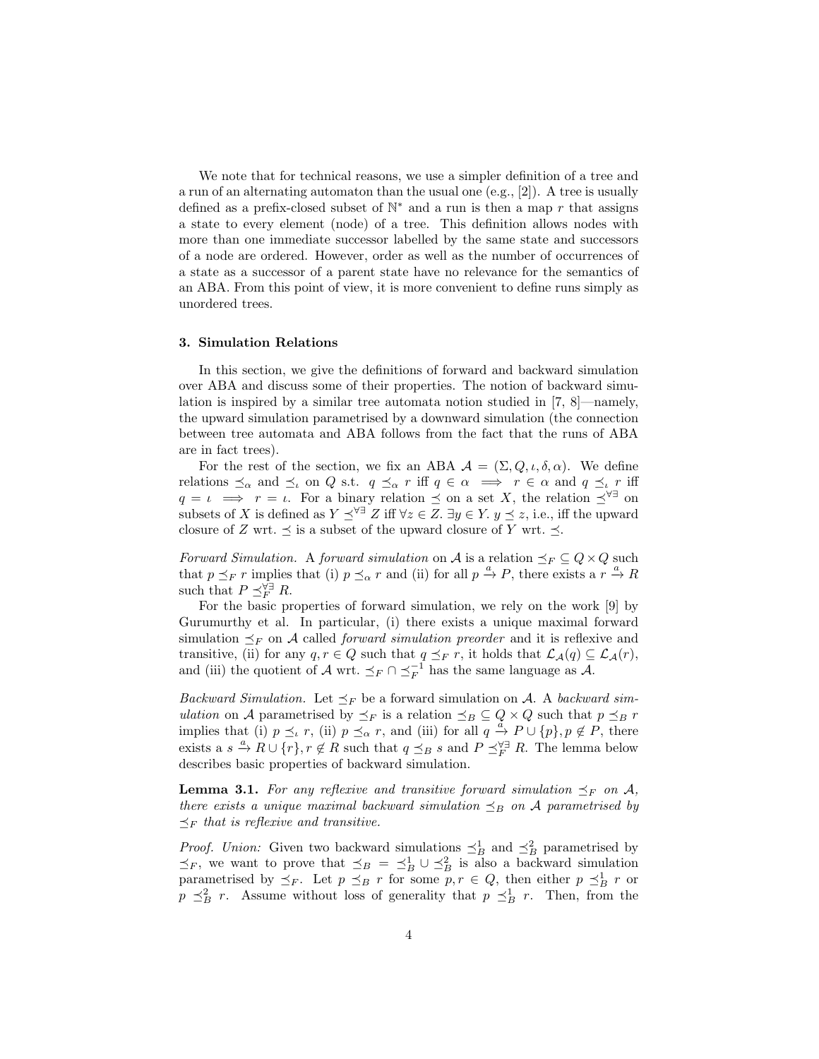We note that for technical reasons, we use a simpler definition of a tree and a run of an alternating automaton than the usual one (e.g., [2]). A tree is usually defined as a prefix-closed subset of $\mathbb{N}^*$ and a run is then a map $r$ that assigns a state to every element (node) of a tree. This definition allows nodes with more than one immediate successor labelled by the same state and successors of a node are ordered. However, order as well as the number of occurrences of a state as a successor of a parent state have no relevance for the semantics of an ABA. From this point of view, it is more convenient to define runs simply as unordered trees.

### 3. Simulation Relations

In this section, we give the definitions of forward and backward simulation over ABA and discuss some of their properties. The notion of backward simulation is inspired by a similar tree automata notion studied in [7, 8]—namely, the upward simulation parametrised by a downward simulation (the connection between tree automata and ABA follows from the fact that the runs of ABA are in fact trees).

For the rest of the section, we fix an ABA $\mathcal{A} = (\Sigma, Q, \iota, \delta, \alpha)$. We define relations $\preceq_\alpha$ and $\preceq_\iota$ on $Q$ s.t. $q \preceq_\alpha r$ iff $q \in \alpha \implies r \in \alpha$ and $q \preceq_\iota r$ iff $q = \iota \implies r = \iota$. For a binary relation $\preceq$ on a set $X$, the relation $\preceq^{\forall\exists}$ on subsets of $X$ is defined as $Y \preceq^{\forall\exists} Z$ iff $\forall z \in Z.\ \exists y \in Y.\ y \preceq z$, i.e., iff the upward closure of $Z$ wrt. $\preceq$ is a subset of the upward closure of $Y$ wrt. $\preceq$.

*Forward Simulation.* A *forward simulation* on $\mathcal{A}$ is a relation $\preceq_F \subseteq Q \times Q$ such that $p \preceq_F r$ implies that (i) $p \preceq_\alpha r$ and (ii) for all $p \xrightarrow{a} P$, there exists a $r \xrightarrow{a} R$ such that $P \preceq_F^{\forall\exists} R$.

For the basic properties of forward simulation, we rely on the work [9] by Gurumurthy et al. In particular, (i) there exists a unique maximal forward simulation $\preceq_F$ on $\mathcal{A}$ called *forward simulation preorder* and it is reflexive and transitive, (ii) for any $q, r \in Q$ such that $q \preceq_F r$, it holds that $\mathcal{L}_\mathcal{A}(q) \subseteq \mathcal{L}_\mathcal{A}(r)$, and (iii) the quotient of $\mathcal{A}$ wrt. $\preceq_F \cap \preceq_F^{-1}$ has the same language as $\mathcal{A}$.

*Backward Simulation.* Let $\preceq_F$ be a forward simulation on $\mathcal{A}$. A *backward simulation* on $\mathcal{A}$ parametrised by $\preceq_F$ is a relation $\preceq_B \subseteq Q \times Q$ such that $p \preceq_B r$ implies that (i) $p \preceq_\iota r$, (ii) $p \preceq_\alpha r$, and (iii) for all $q \xrightarrow{a} P \cup \{p\}, p \notin P$, there exists a $s \xrightarrow{a} R \cup \{r\}, r \notin R$ such that $q \preceq_B s$ and $P \preceq_F^{\forall\exists} R$. The lemma below describes basic properties of backward simulation.

**Lemma 3.1.** *For any reflexive and transitive forward simulation $\preceq_F$ on $\mathcal{A}$, there exists a unique maximal backward simulation $\preceq_B$ on $\mathcal{A}$ parametrised by $\preceq_F$ that is reflexive and transitive.*

*Proof. Union:* Given two backward simulations $\preceq_B^1$ and $\preceq_B^2$ parametrised by $\preceq_F$, we want to prove that $\preceq_B = \preceq_B^1 \cup \preceq_B^2$ is also a backward simulation parametrised by $\preceq_F$. Let $p \preceq_B r$ for some $p, r \in Q$, then either $p \preceq_B^1 r$ or $p \preceq_B^2 r$. Assume without loss of generality that $p \preceq_B^1 r$. Then, from the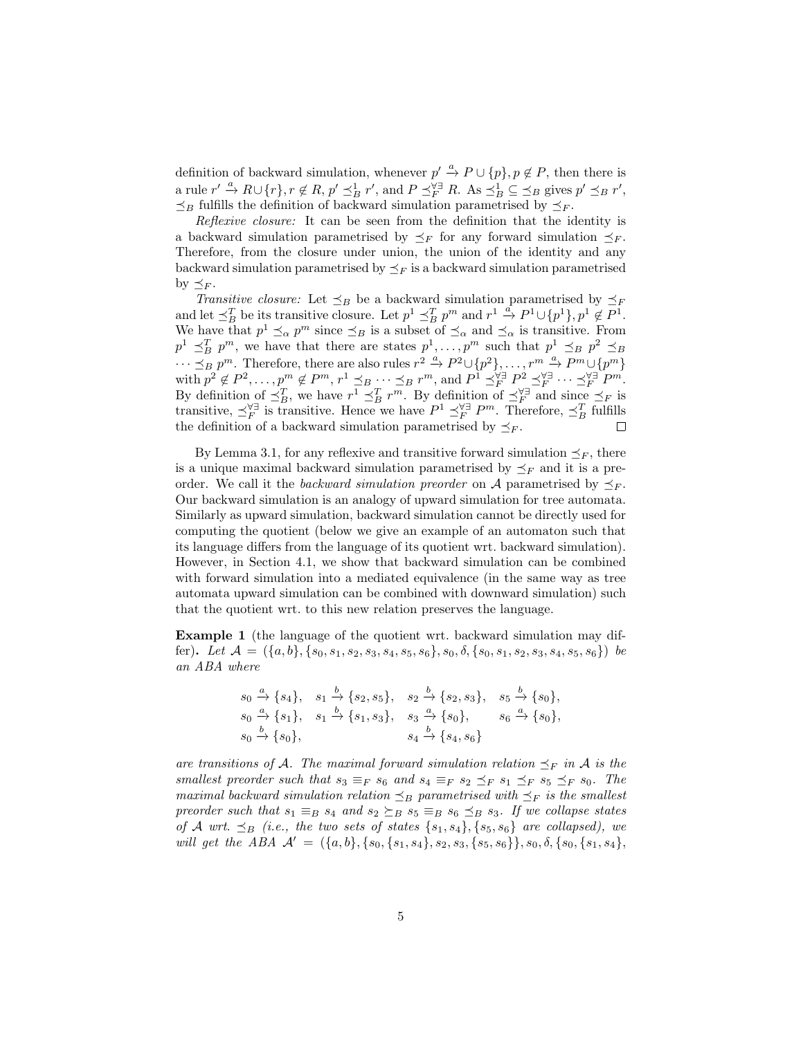definition of backward simulation, whenever $p' \xrightarrow{a} P \cup \{p\}, p \notin P$, then there is a rule $r' \xrightarrow{a} R \cup \{r\}, r \notin R$, $p' \preceq_B^1 r'$, and $P \preceq_F^{\forall\exists} R$. As $\preceq_B^1 \subseteq \preceq_B$ gives $p' \preceq_B r'$, $\preceq_B$ fulfills the definition of backward simulation parametrised by $\preceq_F$.

*Reflexive closure:* It can be seen from the definition that the identity is a backward simulation parametrised by $\preceq_F$ for any forward simulation $\preceq_F$. Therefore, from the closure under union, the union of the identity and any backward simulation parametrised by $\preceq_F$ is a backward simulation parametrised by $\preceq_F$.

*Transitive closure:* Let $\preceq_B$ be a backward simulation parametrised by $\preceq_F$ and let $\preceq_B^T$ be its transitive closure. Let $p^1 \preceq_B^T p^m$ and $r^1 \xrightarrow{a} P^1 \cup \{p^1\}, p^1 \notin P^1$. We have that $p^1 \preceq_\alpha p^m$ since $\preceq_B$ is a subset of $\preceq_\alpha$ and $\preceq_\alpha$ is transitive. From $p^1 \preceq_B^T p^m$, we have that there are states $p^1, \ldots, p^m$ such that $p^1 \preceq_B p^2 \preceq_B \cdots \preceq_B p^m$. Therefore, there are also rules $r^2 \xrightarrow{a} P^2 \cup \{p^2\}, \ldots, r^m \xrightarrow{a} P^m \cup \{p^m\}$ with $p^2 \notin P^2, \ldots, p^m \notin P^m$, $r^1 \preceq_B \cdots \preceq_B r^m$, and $P^1 \preceq_F^{\forall\exists} P^2 \preceq_F^{\forall\exists} \cdots \preceq_F^{\forall\exists} P^m$. By definition of $\preceq_B^T$, we have $r^1 \preceq_B^T r^m$. By definition of $\preceq_F^{\forall\exists}$ and since $\preceq_F$ is transitive, $\preceq_F^{\forall\exists}$ is transitive. Hence we have $P^1 \preceq_F^{\forall\exists} P^m$. Therefore, $\preceq_B^T$ fulfills the definition of a backward simulation parametrised by $\preceq_F$. $\square$

By Lemma 3.1, for any reflexive and transitive forward simulation $\preceq_F$, there is a unique maximal backward simulation parametrised by $\preceq_F$ and it is a preorder. We call it the *backward simulation preorder* on $\mathcal{A}$ parametrised by $\preceq_F$. Our backward simulation is an analogy of upward simulation for tree automata. Similarly as upward simulation, backward simulation cannot be directly used for computing the quotient (below we give an example of an automaton such that its language differs from the language of its quotient wrt. backward simulation). However, in Section 4.1, we show that backward simulation can be combined with forward simulation into a mediated equivalence (in the same way as tree automata upward simulation can be combined with downward simulation) such that the quotient wrt. to this new relation preserves the language.

**Example 1** (the language of the quotient wrt. backward simulation may differ)**.** *Let $\mathcal{A} = (\{a,b\}, \{s_0, s_1, s_2, s_3, s_4, s_5, s_6\}, s_0, \delta, \{s_0, s_1, s_2, s_3, s_4, s_5, s_6\})$ be an ABA where*

$$
\begin{array}{llll}
s_0 \xrightarrow{a} \{s_4\}, & s_1 \xrightarrow{b} \{s_2, s_5\}, & s_2 \xrightarrow{b} \{s_2, s_3\}, & s_5 \xrightarrow{b} \{s_0\}, \\
s_0 \xrightarrow{a} \{s_1\}, & s_1 \xrightarrow{b} \{s_1, s_3\}, & s_3 \xrightarrow{a} \{s_0\}, & s_6 \xrightarrow{a} \{s_0\}, \\
s_0 \xrightarrow{b} \{s_0\}, & & s_4 \xrightarrow{b} \{s_4, s_6\} &
\end{array}
$$

*are transitions of $\mathcal{A}$. The maximal forward simulation relation $\preceq_F$ in $\mathcal{A}$ is the smallest preorder such that $s_3 \equiv_F s_6$ and $s_4 \equiv_F s_2 \preceq_F s_1 \preceq_F s_5 \preceq_F s_0$. The maximal backward simulation relation $\preceq_B$ parametrised with $\preceq_F$ is the smallest preorder such that $s_1 \equiv_B s_4$ and $s_2 \succeq_B s_5 \equiv_B s_6 \preceq_B s_3$. If we collapse states of $\mathcal{A}$ wrt. $\preceq_B$ (i.e., the two sets of states $\{s_1, s_4\}, \{s_5, s_6\}$ are collapsed), we will get the ABA $\mathcal{A}' = (\{a,b\}, \{s_0, \{s_1, s_4\}, s_2, s_3, \{s_5, s_6\}\}, s_0, \delta, \{s_0, \{s_1, s_4\},$*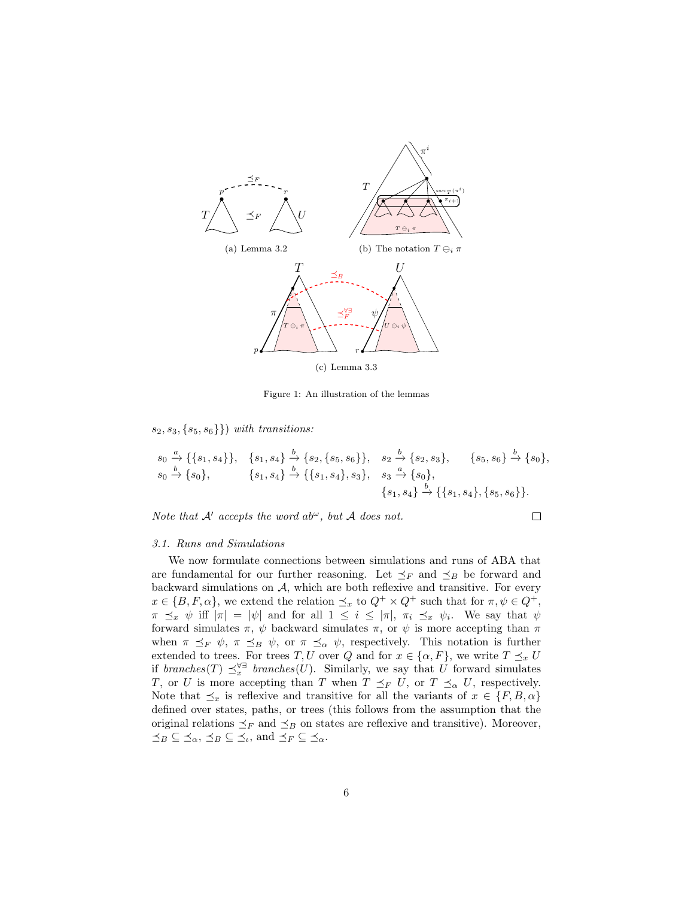(a) Lemma 3.2

(b) The notation $T \ominus_i \pi$

(c) Lemma 3.3

Figure 1: An illustration of the lemmas

$s_2, s_3, \{s_5, s_6\}\})$ *with transitions:*

$$
\begin{array}{llll}
s_0 \xrightarrow{a} \{\{s_1, s_4\}\}, & \{s_1, s_4\} \xrightarrow{b} \{s_2, \{s_5, s_6\}\}, & s_2 \xrightarrow{b} \{s_2, s_3\}, & \{s_5, s_6\} \xrightarrow{b} \{s_0\}, \\
s_0 \xrightarrow{b} \{s_0\}, & \{s_1, s_4\} \xrightarrow{b} \{\{s_1, s_4\}, s_3\}, & s_3 \xrightarrow{a} \{s_0\}, & \\
 & & \{s_1, s_4\} \xrightarrow{b} \{\{s_1, s_4\}, \{s_5, s_6\}\}. &
\end{array}
$$

*Note that $\mathcal{A}'$ accepts the word $ab^\omega$, but $\mathcal{A}$ does not.* □

### 3.1. Runs and Simulations

We now formulate connections between simulations and runs of ABA that are fundamental for our further reasoning. Let $\preceq_F$ and $\preceq_B$ be forward and backward simulations on $\mathcal{A}$, which are both reflexive and transitive. For every $x \in \{B, F, \alpha\}$, we extend the relation $\preceq_x$ to $Q^+ \times Q^+$ such that for $\pi, \psi \in Q^+$, $\pi \preceq_x \psi$ iff $|\pi| = |\psi|$ and for all $1 \leq i \leq |\pi|$, $\pi_i \preceq_x \psi_i$. We say that $\psi$ forward simulates $\pi$, $\psi$ backward simulates $\pi$, or $\psi$ is more accepting than $\pi$ when $\pi \preceq_F \psi$, $\pi \preceq_B \psi$, or $\pi \preceq_\alpha \psi$, respectively. This notation is further extended to trees. For trees $T, U$ over $Q$ and for $x \in \{\alpha, F\}$, we write $T \preceq_x U$ if *branches*$(T) \preceq_x^{\forall\exists}$ *branches*$(U)$. Similarly, we say that $U$ forward simulates $T$, or $U$ is more accepting than $T$ when $T \preceq_F U$, or $T \preceq_\alpha U$, respectively. Note that $\preceq_x$ is reflexive and transitive for all the variants of $x \in \{F, B, \alpha\}$ defined over states, paths, or trees (this follows from the assumption that the original relations $\preceq_F$ and $\preceq_B$ on states are reflexive and transitive). Moreover, $\preceq_B \subseteq \preceq_\alpha$, $\preceq_B \subseteq \preceq_\iota$, and $\preceq_F \subseteq \preceq_\alpha$.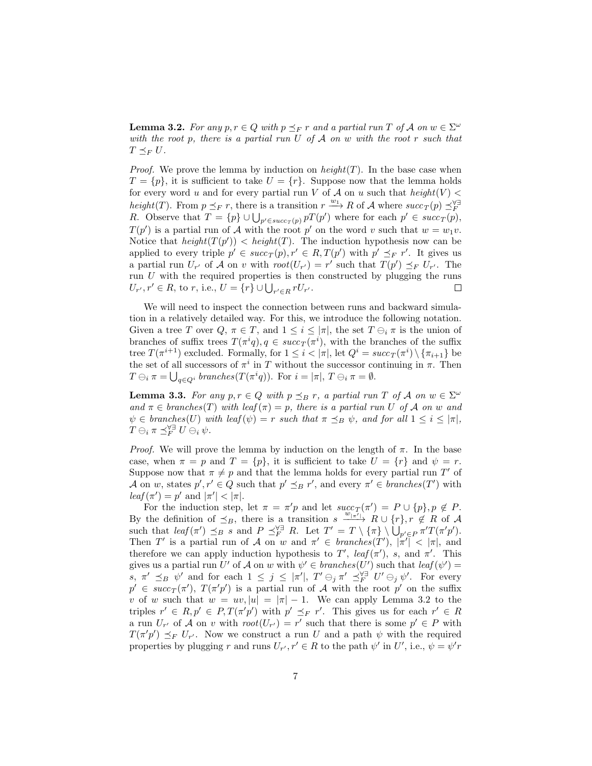**Lemma 3.2.** *For any $p, r \in Q$ with $p \preceq_F r$ and a partial run $T$ of $\mathcal{A}$ on $w \in \Sigma^\omega$ with the root $p$, there is a partial run $U$ of $\mathcal{A}$ on $w$ with the root $r$ such that $T \preceq_F U$.*

*Proof.* We prove the lemma by induction on $height(T)$. In the base case when $T = \{p\}$, it is sufficient to take $U = \{r\}$. Suppose now that the lemma holds for every word $u$ and for every partial run $V$ of $\mathcal{A}$ on $u$ such that $height(V) < height(T)$. From $p \preceq_F r$, there is a transition $r \xrightarrow{w_1} R$ of $\mathcal{A}$ where $succ_T(p) \preceq_F^{\forall\exists} R$. Observe that $T = \{p\} \cup \bigcup_{p' \in succ_T(p)} pT(p')$ where for each $p' \in succ_T(p)$, $T(p')$ is a partial run of $\mathcal{A}$ with the root $p'$ on the word $v$ such that $w = w_1 v$. Notice that $height(T(p')) < height(T)$. The induction hypothesis now can be applied to every triple $p' \in succ_T(p), r' \in R, T(p')$ with $p' \preceq_F r'$. It gives us a partial run $U_{r'}$ of $\mathcal{A}$ on $v$ with $root(U_{r'}) = r'$ such that $T(p') \preceq_F U_{r'}$. The run $U$ with the required properties is then constructed by plugging the runs $U_{r'}, r' \in R$, to $r$, i.e., $U = \{r\} \cup \bigcup_{r' \in R} rU_{r'}$. $\square$

We will need to inspect the connection between runs and backward simulation in a relatively detailed way. For this, we introduce the following notation. Given a tree $T$ over $Q$, $\pi \in T$, and $1 \leq i \leq |\pi|$, the set $T \ominus_i \pi$ is the union of branches of suffix trees $T(\pi^i q), q \in succ_T(\pi^i)$, with the branches of the suffix tree $T(\pi^{i+1})$ excluded. Formally, for $1 \leq i < |\pi|$, let $Q^i = succ_T(\pi^i) \setminus \{\pi_{i+1}\}$ be the set of all successors of $\pi^i$ in $T$ without the successor continuing in $\pi$. Then $T \ominus_i \pi = \bigcup_{q \in Q^i} branches(T(\pi^i q))$. For $i = |\pi|$, $T \ominus_i \pi = \emptyset$.

**Lemma 3.3.** *For any $p, r \in Q$ with $p \preceq_B r$, a partial run $T$ of $\mathcal{A}$ on $w \in \Sigma^\omega$ and $\pi \in branches(T)$ with $leaf(\pi) = p$, there is a partial run $U$ of $\mathcal{A}$ on $w$ and $\psi \in branches(U)$ with $leaf(\psi) = r$ such that $\pi \preceq_B \psi$, and for all $1 \leq i \leq |\pi|$, $T \ominus_i \pi \preceq_F^{\forall\exists} U \ominus_i \psi$.*

*Proof.* We will prove the lemma by induction on the length of $\pi$. In the base case, when $\pi = p$ and $T = \{p\}$, it is sufficient to take $U = \{r\}$ and $\psi = r$. Suppose now that $\pi \neq p$ and that the lemma holds for every partial run $T'$ of $\mathcal{A}$ on $w$, states $p', r' \in Q$ such that $p' \preceq_B r'$, and every $\pi' \in branches(T')$ with $leaf(\pi') = p'$ and $|\pi'| < |\pi|$.

For the induction step, let $\pi = \pi' p$ and let $succ_T(\pi') = P \cup \{p\}, p \notin P$. By the definition of $\preceq_B$, there is a transition $s \xrightarrow{w_{|\pi'|}} R \cup \{r\}, r \notin R$ of $\mathcal{A}$ such that $leaf(\pi') \preceq_B s$ and $P \preceq_F^{\forall\exists} R$. Let $T' = T \setminus \{\pi\} \setminus \bigcup_{p' \in P} \pi' T(\pi' p')$. Then $T'$ is a partial run of $\mathcal{A}$ on $w$ and $\pi' \in branches(T')$, $|\pi'| < |\pi|$, and therefore we can apply induction hypothesis to $T'$, $leaf(\pi')$, $s$, and $\pi'$. This gives us a partial run $U'$ of $\mathcal{A}$ on $w$ with $\psi' \in branches(U')$ such that $leaf(\psi') = s$, $\pi' \preceq_B \psi'$ and for each $1 \leq j \leq |\pi'|$, $T' \ominus_j \pi' \preceq_F^{\forall\exists} U' \ominus_j \psi'$. For every $p' \in succ_T(\pi')$, $T(\pi' p')$ is a partial run of $\mathcal{A}$ with the root $p'$ on the suffix $v$ of $w$ such that $w = uv, |u| = |\pi| - 1$. We can apply Lemma 3.2 to the triples $r' \in R, p' \in P, T(\pi' p')$ with $p' \preceq_F r'$. This gives us for each $r' \in R$ a run $U_{r'}$ of $\mathcal{A}$ on $v$ with $root(U_{r'}) = r'$ such that there is some $p' \in P$ with $T(\pi' p') \preceq_F U_{r'}$. Now we construct a run $U$ and a path $\psi$ with the required properties by plugging $r$ and runs $U_{r'}, r' \in R$ to the path $\psi'$ in $U'$, i.e., $\psi = \psi' r$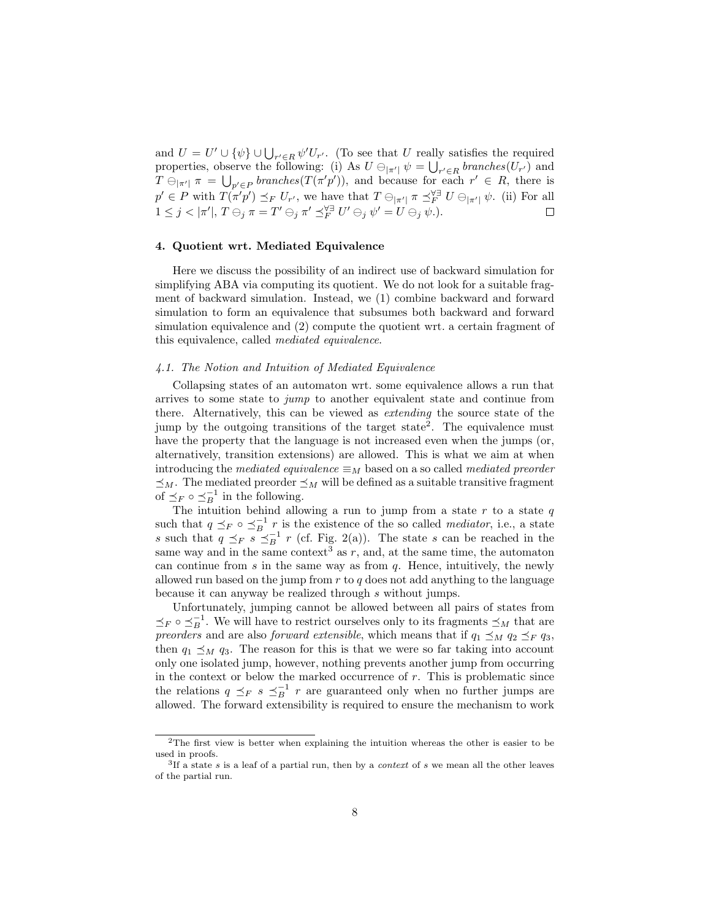and $U = U' \cup \{\psi\} \cup \bigcup_{r' \in R} \psi' U_{r'}$. (To see that $U$ really satisfies the required properties, observe the following: (i) As $U \ominus_{|\pi'|} \psi = \bigcup_{r' \in R} \mathit{branches}(U_{r'})$ and $T \ominus_{|\pi'|} \pi = \bigcup_{p' \in P} \mathit{branches}(T(\pi' p'))$, and because for each $r' \in R$, there is $p' \in P$ with $T(\pi' p') \preceq_F U_{r'}$, we have that $T \ominus_{|\pi'|} \pi \preceq_F^{\forall\exists} U \ominus_{|\pi'|} \psi$. (ii) For all $1 \leq j < |\pi'|$, $T \ominus_j \pi = T' \ominus_j \pi' \preceq_F^{\forall\exists} U' \ominus_j \psi' = U \ominus_j \psi$.). $\square$

## 4. Quotient wrt. Mediated Equivalence

Here we discuss the possibility of an indirect use of backward simulation for simplifying ABA via computing its quotient. We do not look for a suitable fragment of backward simulation. Instead, we (1) combine backward and forward simulation to form an equivalence that subsumes both backward and forward simulation equivalence and (2) compute the quotient wrt. a certain fragment of this equivalence, called *mediated equivalence*.

### 4.1. The Notion and Intuition of Mediated Equivalence

Collapsing states of an automaton wrt. some equivalence allows a run that arrives to some state to *jump* to another equivalent state and continue from there. Alternatively, this can be viewed as *extending* the source state of the jump by the outgoing transitions of the target state[2]. The equivalence must have the property that the language is not increased even when the jumps (or, alternatively, transition extensions) are allowed. This is what we aim at when introducing the *mediated equivalence* $\equiv_M$ based on a so called *mediated preorder* $\preceq_M$. The mediated preorder $\preceq_M$ will be defined as a suitable transitive fragment of $\preceq_F \circ \preceq_B^{-1}$ in the following.

The intuition behind allowing a run to jump from a state $r$ to a state $q$ such that $q \preceq_F \circ \preceq_B^{-1} r$ is the existence of the so called *mediator*, i.e., a state $s$ such that $q \preceq_F s \preceq_B^{-1} r$ (cf. Fig. 2(a)). The state $s$ can be reached in the same way and in the same context[3] as $r$, and, at the same time, the automaton can continue from $s$ in the same way as from $q$. Hence, intuitively, the newly allowed run based on the jump from $r$ to $q$ does not add anything to the language because it can anyway be realized through $s$ without jumps.

Unfortunately, jumping cannot be allowed between all pairs of states from $\preceq_F \circ \preceq_B^{-1}$. We will have to restrict ourselves only to its fragments $\preceq_M$ that are *preorders* and are also *forward extensible*, which means that if $q_1 \preceq_M q_2 \preceq_F q_3$, then $q_1 \preceq_M q_3$. The reason for this is that we were so far taking into account only one isolated jump, however, nothing prevents another jump from occurring in the context or below the marked occurrence of $r$. This is problematic since the relations $q \preceq_F s \preceq_B^{-1} r$ are guaranteed only when no further jumps are allowed. The forward extensibility is required to ensure the mechanism to work

[2] The first view is better when explaining the intuition whereas the other is easier to be used in proofs.

[3] If a state $s$ is a leaf of a partial run, then by a *context* of $s$ we mean all the other leaves of the partial run.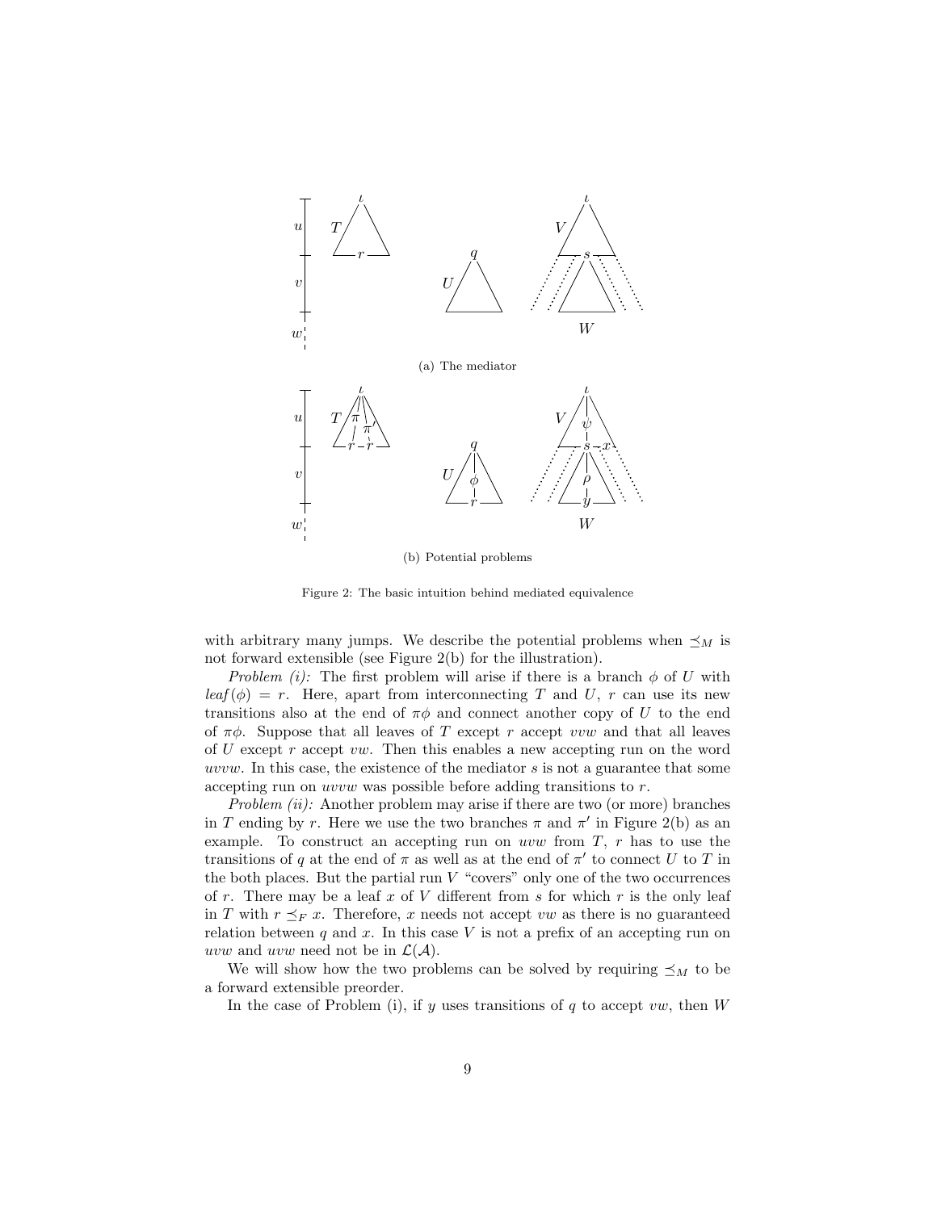(a) The mediator

(b) Potential problems

Figure 2: The basic intuition behind mediated equivalence

with arbitrary many jumps. We describe the potential problems when $\preceq_M$ is not forward extensible (see Figure 2(b) for the illustration).

*Problem (i):* The first problem will arise if there is a branch $\phi$ of $U$ with $leaf(\phi) = r$. Here, apart from interconnecting $T$ and $U$, $r$ can use its new transitions also at the end of $\pi\phi$ and connect another copy of $U$ to the end of $\pi\phi$. Suppose that all leaves of $T$ except $r$ accept $vvw$ and that all leaves of $U$ except $r$ accept $vw$. Then this enables a new accepting run on the word $uvvw$. In this case, the existence of the mediator $s$ is not a guarantee that some accepting run on $uvvw$ was possible before adding transitions to $r$.

*Problem (ii):* Another problem may arise if there are two (or more) branches in $T$ ending by $r$. Here we use the two branches $\pi$ and $\pi'$ in Figure 2(b) as an example. To construct an accepting run on $uvw$ from $T$, $r$ has to use the transitions of $q$ at the end of $\pi$ as well as at the end of $\pi'$ to connect $U$ to $T$ in the both places. But the partial run $V$ "covers" only one of the two occurrences of $r$. There may be a leaf $x$ of $V$ different from $s$ for which $r$ is the only leaf in $T$ with $r \preceq_F x$. Therefore, $x$ needs not accept $vw$ as there is no guaranteed relation between $q$ and $x$. In this case $V$ is not a prefix of an accepting run on $uvw$ and $uvw$ need not be in $\mathcal{L}(\mathcal{A})$.

We will show how the two problems can be solved by requiring $\preceq_M$ to be a forward extensible preorder.

In the case of Problem (i), if $y$ uses transitions of $q$ to accept $vw$, then $W$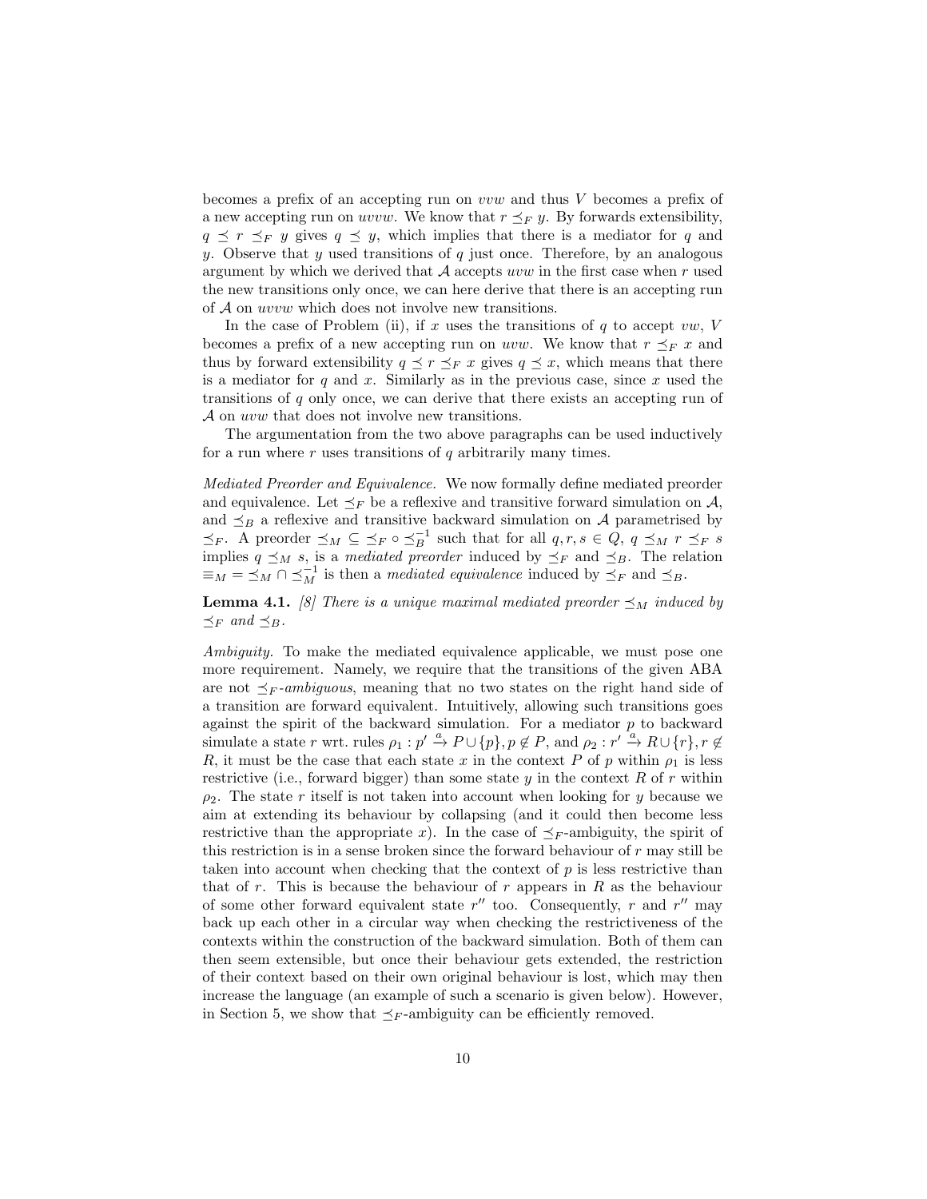becomes a prefix of an accepting run on $vvw$ and thus $V$ becomes a prefix of a new accepting run on $uvvw$. We know that $r \preceq_F y$. By forwards extensibility, $q \preceq r \preceq_F y$ gives $q \preceq y$, which implies that there is a mediator for $q$ and $y$. Observe that $y$ used transitions of $q$ just once. Therefore, by an analogous argument by which we derived that $\mathcal{A}$ accepts $uvw$ in the first case when $r$ used the new transitions only once, we can here derive that there is an accepting run of $\mathcal{A}$ on $uvvw$ which does not involve new transitions.

In the case of Problem (ii), if $x$ uses the transitions of $q$ to accept $vw$, $V$ becomes a prefix of a new accepting run on $uvw$. We know that $r \preceq_F x$ and thus by forward extensibility $q \preceq r \preceq_F x$ gives $q \preceq x$, which means that there is a mediator for $q$ and $x$. Similarly as in the previous case, since $x$ used the transitions of $q$ only once, we can derive that there exists an accepting run of $\mathcal{A}$ on $uvw$ that does not involve new transitions.

The argumentation from the two above paragraphs can be used inductively for a run where $r$ uses transitions of $q$ arbitrarily many times.

*Mediated Preorder and Equivalence.* We now formally define mediated preorder and equivalence. Let $\preceq_F$ be a reflexive and transitive forward simulation on $\mathcal{A}$, and $\preceq_B$ a reflexive and transitive backward simulation on $\mathcal{A}$ parametrised by $\preceq_F$. A preorder $\preceq_M \subseteq \preceq_F \circ \preceq_B^{-1}$ such that for all $q, r, s \in Q$, $q \preceq_M r \preceq_F s$ implies $q \preceq_M s$, is a *mediated preorder* induced by $\preceq_F$ and $\preceq_B$. The relation $\equiv_M = \preceq_M \cap \preceq_M^{-1}$ is then a *mediated equivalence* induced by $\preceq_F$ and $\preceq_B$.

**Lemma 4.1.** *[8] There is a unique maximal mediated preorder $\preceq_M$ induced by $\preceq_F$ and $\preceq_B$.*

*Ambiguity.* To make the mediated equivalence applicable, we must pose one more requirement. Namely, we require that the transitions of the given ABA are not *$\preceq_F$-ambiguous*, meaning that no two states on the right hand side of a transition are forward equivalent. Intuitively, allowing such transitions goes against the spirit of the backward simulation. For a mediator $p$ to backward simulate a state $r$ wrt. rules $\rho_1 : p' \xrightarrow{a} P \cup \{p\}, p \notin P$, and $\rho_2 : r' \xrightarrow{a} R \cup \{r\}, r \notin R$, it must be the case that each state $x$ in the context $P$ of $p$ within $\rho_1$ is less restrictive (i.e., forward bigger) than some state $y$ in the context $R$ of $r$ within $\rho_2$. The state $r$ itself is not taken into account when looking for $y$ because we aim at extending its behaviour by collapsing (and it could then become less restrictive than the appropriate $x$). In the case of $\preceq_F$-ambiguity, the spirit of this restriction is in a sense broken since the forward behaviour of $r$ may still be taken into account when checking that the context of $p$ is less restrictive than that of $r$. This is because the behaviour of $r$ appears in $R$ as the behaviour of some other forward equivalent state $r''$ too. Consequently, $r$ and $r''$ may back up each other in a circular way when checking the restrictiveness of the contexts within the construction of the backward simulation. Both of them can then seem extensible, but once their behaviour gets extended, the restriction of their context based on their own original behaviour is lost, which may then increase the language (an example of such a scenario is given below). However, in Section 5, we show that $\preceq_F$-ambiguity can be efficiently removed.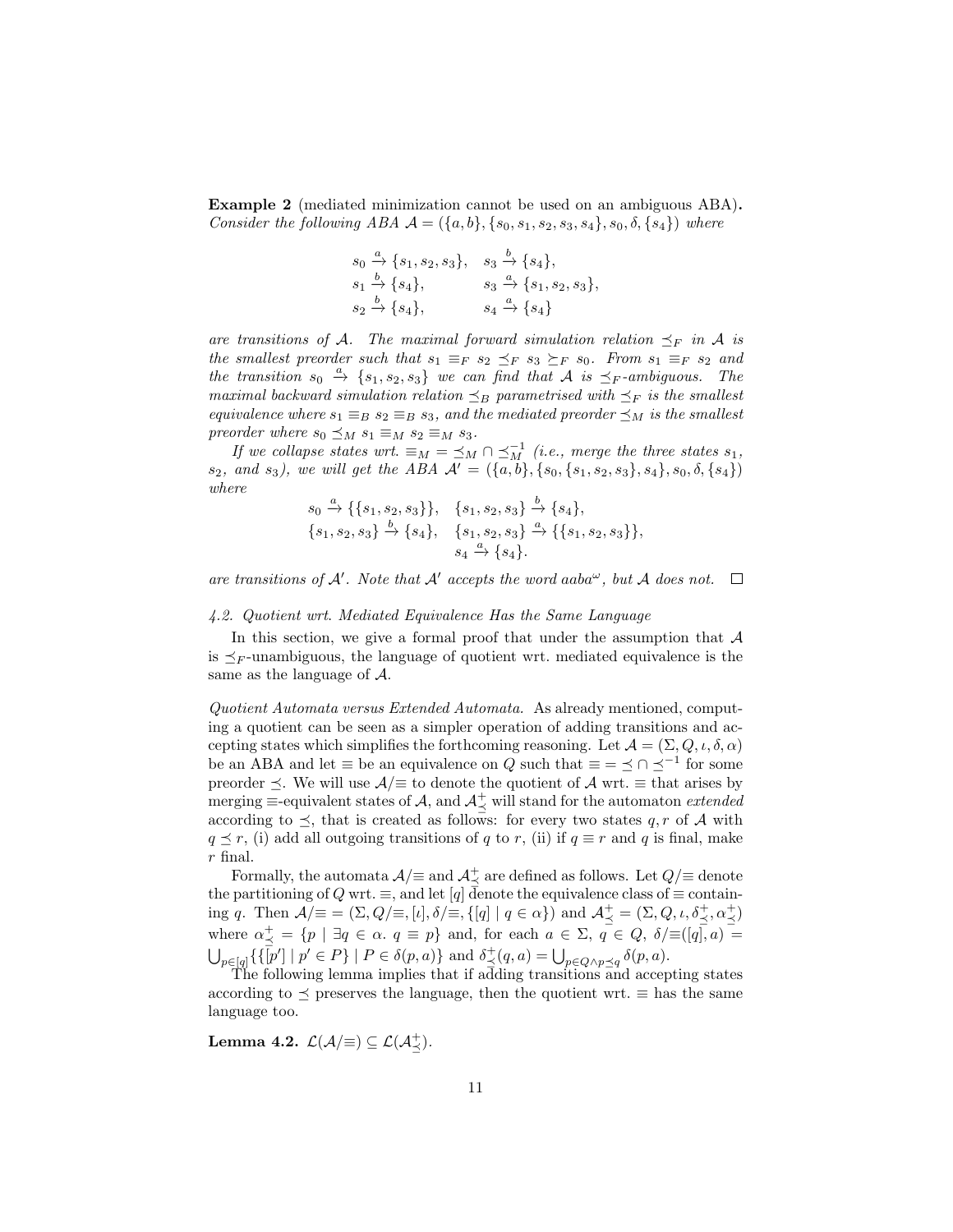**Example 2** (mediated minimization cannot be used on an ambiguous ABA)**.** *Consider the following ABA $\mathcal{A} = (\{a, b\}, \{s_0, s_1, s_2, s_3, s_4\}, s_0, \delta, \{s_4\})$ where*

$$
\begin{array}{ll}
s_0 \xrightarrow{a} \{s_1, s_2, s_3\}, & s_3 \xrightarrow{b} \{s_4\}, \\
s_1 \xrightarrow{b} \{s_4\}, & s_3 \xrightarrow{a} \{s_1, s_2, s_3\}, \\
s_2 \xrightarrow{b} \{s_4\}, & s_4 \xrightarrow{a} \{s_4\}
\end{array}
$$

*are transitions of $\mathcal{A}$. The maximal forward simulation relation $\preceq_F$ in $\mathcal{A}$ is the smallest preorder such that $s_1 \equiv_F s_2 \preceq_F s_3 \succeq_F s_0$. From $s_1 \equiv_F s_2$ and the transition $s_0 \xrightarrow{a} \{s_1, s_2, s_3\}$ we can find that $\mathcal{A}$ is $\preceq_F$-ambiguous. The maximal backward simulation relation $\preceq_B$ parametrised with $\preceq_F$ is the smallest equivalence where $s_1 \equiv_B s_2 \equiv_B s_3$, and the mediated preorder $\preceq_M$ is the smallest preorder where $s_0 \preceq_M s_1 \equiv_M s_2 \equiv_M s_3$.*

*If we collapse states wrt. $\equiv_M = \preceq_M \cap \preceq_M^{-1}$ (i.e., merge the three states $s_1$, $s_2$, and $s_3$), we will get the ABA $\mathcal{A}' = (\{a, b\}, \{s_0, \{s_1, s_2, s_3\}, s_4\}, s_0, \delta, \{s_4\})$ where*

$$
\begin{array}{ll}
s_0 \xrightarrow{a} \{\{s_1, s_2, s_3\}\}, & \{s_1, s_2, s_3\} \xrightarrow{b} \{s_4\}, \\
\{s_1, s_2, s_3\} \xrightarrow{b} \{s_4\}, & \{s_1, s_2, s_3\} \xrightarrow{a} \{\{s_1, s_2, s_3\}\}, \\
 & s_4 \xrightarrow{a} \{s_4\}.
\end{array}
$$

*are transitions of $\mathcal{A}'$. Note that $\mathcal{A}'$ accepts the word $aaba^\omega$, but $\mathcal{A}$ does not.* □

### *4.2. Quotient wrt. Mediated Equivalence Has the Same Language*

In this section, we give a formal proof that under the assumption that $\mathcal{A}$ is $\preceq_F$-unambiguous, the language of quotient wrt. mediated equivalence is the same as the language of $\mathcal{A}$.

*Quotient Automata versus Extended Automata.* As already mentioned, computing a quotient can be seen as a simpler operation of adding transitions and accepting states which simplifies the forthcoming reasoning. Let $\mathcal{A} = (\Sigma, Q, \iota, \delta, \alpha)$ be an ABA and let $\equiv$ be an equivalence on $Q$ such that $\equiv = \preceq \cap \preceq^{-1}$ for some preorder $\preceq$. We will use $\mathcal{A}/\equiv$ to denote the quotient of $\mathcal{A}$ wrt. $\equiv$ that arises by merging $\equiv$-equivalent states of $\mathcal{A}$, and $\mathcal{A}^+_\preceq$ will stand for the automaton *extended* according to $\preceq$, that is created as follows: for every two states $q, r$ of $\mathcal{A}$ with $q \preceq r$, (i) add all outgoing transitions of $q$ to $r$, (ii) if $q \equiv r$ and $q$ is final, make $r$ final.

Formally, the automata $\mathcal{A}/\equiv$ and $\mathcal{A}^+_\preceq$ are defined as follows. Let $Q/\equiv$ denote the partitioning of $Q$ wrt. $\equiv$, and let $[q]$ denote the equivalence class of $\equiv$ containing $q$. Then $\mathcal{A}/\equiv = (\Sigma, Q/\equiv, [\iota], \delta/\equiv, \{[q] \mid q \in \alpha\})$ and $\mathcal{A}^+_\preceq = (\Sigma, Q, \iota, \delta^+_\preceq, \alpha^+_\preceq)$ where $\alpha^+_\preceq = \{p \mid \exists q \in \alpha.\ q \equiv p\}$ and, for each $a \in \Sigma$, $q \in Q$, $\delta/\equiv([q], a) = \bigcup_{p \in [q]} \{\{[p'] \mid p' \in P\} \mid P \in \delta(p, a)\}$ and $\delta^+_\preceq(q, a) = \bigcup_{p \in Q \wedge p \preceq q} \delta(p, a)$.

The following lemma implies that if adding transitions and accepting states according to $\preceq$ preserves the language, then the quotient wrt. $\equiv$ has the same language too.

**Lemma 4.2.** $\mathcal{L}(\mathcal{A}/\equiv) \subseteq \mathcal{L}(\mathcal{A}^+_\preceq)$.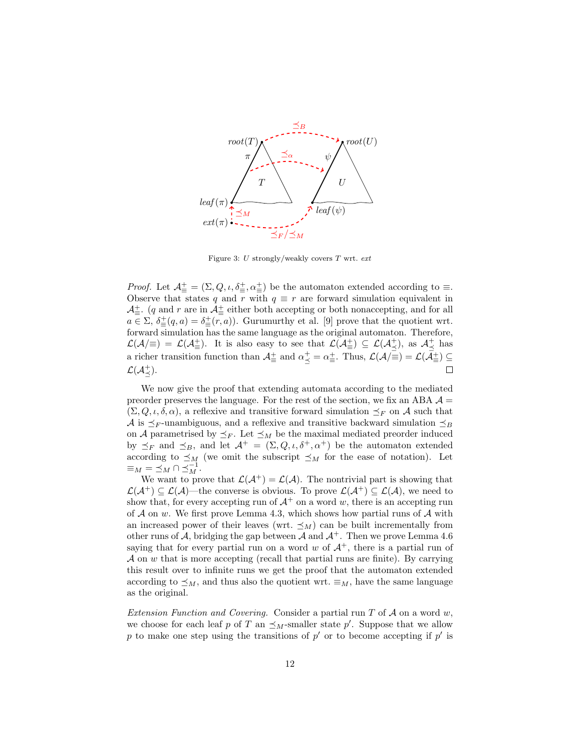Figure 3: $U$ strongly/weakly covers $T$ wrt. *ext*

*Proof.* Let $\mathcal{A}^{+}_{\equiv} = (\Sigma, Q, \iota, \delta^{+}_{\equiv}, \alpha^{+}_{\equiv})$ be the automaton extended according to $\equiv$. Observe that states $q$ and $r$ with $q \equiv r$ are forward simulation equivalent in $\mathcal{A}^{+}_{\equiv}$. ($q$ and $r$ are in $\mathcal{A}^{+}_{\equiv}$ either both accepting or both nonaccepting, and for all $a \in \Sigma$, $\delta^{+}_{\equiv}(q, a) = \delta^{+}_{\equiv}(r, a)$). Gurumurthy et al. [9] prove that the quotient wrt. forward simulation has the same language as the original automaton. Therefore, $\mathcal{L}(\mathcal{A}/\!\equiv) = \mathcal{L}(\mathcal{A}^{+}_{\equiv})$. It is also easy to see that $\mathcal{L}(\mathcal{A}^{+}_{\equiv}) \subseteq \mathcal{L}(\mathcal{A}^{+}_{\preceq})$, as $\mathcal{A}^{+}_{\preceq}$ has a richer transition function than $\mathcal{A}^{+}_{\equiv}$ and $\alpha^{+}_{\preceq} = \alpha^{+}_{\equiv}$. Thus, $\mathcal{L}(\mathcal{A}/\!\equiv) = \mathcal{L}(\mathcal{A}^{+}_{\equiv}) \subseteq \mathcal{L}(\mathcal{A}^{+}_{\preceq})$. $\square$

We now give the proof that extending automata according to the mediated preorder preserves the language. For the rest of the section, we fix an ABA $\mathcal{A} = (\Sigma, Q, \iota, \delta, \alpha)$, a reflexive and transitive forward simulation $\preceq_F$ on $\mathcal{A}$ such that $\mathcal{A}$ is $\preceq_F$-unambiguous, and a reflexive and transitive backward simulation $\preceq_B$ on $\mathcal{A}$ parametrised by $\preceq_F$. Let $\preceq_M$ be the maximal mediated preorder induced by $\preceq_F$ and $\preceq_B$, and let $\mathcal{A}^{+} = (\Sigma, Q, \iota, \delta^{+}, \alpha^{+})$ be the automaton extended according to $\preceq_M$ (we omit the subscript $\preceq_M$ for the ease of notation). Let $\equiv_M = \preceq_M \cap \preceq_M^{-1}$.

We want to prove that $\mathcal{L}(\mathcal{A}^{+}) = \mathcal{L}(\mathcal{A})$. The nontrivial part is showing that $\mathcal{L}(\mathcal{A}^{+}) \subseteq \mathcal{L}(\mathcal{A})$—the converse is obvious. To prove $\mathcal{L}(\mathcal{A}^{+}) \subseteq \mathcal{L}(\mathcal{A})$, we need to show that, for every accepting run of $\mathcal{A}^{+}$ on a word $w$, there is an accepting run of $\mathcal{A}$ on $w$. We first prove Lemma 4.3, which shows how partial runs of $\mathcal{A}$ with an increased power of their leaves (wrt. $\preceq_M$) can be built incrementally from other runs of $\mathcal{A}$, bridging the gap between $\mathcal{A}$ and $\mathcal{A}^{+}$. Then we prove Lemma 4.6 saying that for every partial run on a word $w$ of $\mathcal{A}^{+}$, there is a partial run of $\mathcal{A}$ on $w$ that is more accepting (recall that partial runs are finite). By carrying this result over to infinite runs we get the proof that the automaton extended according to $\preceq_M$, and thus also the quotient wrt. $\equiv_M$, have the same language as the original.

*Extension Function and Covering.* Consider a partial run $T$ of $\mathcal{A}$ on a word $w$, we choose for each leaf $p$ of $T$ an $\preceq_M$-smaller state $p'$. Suppose that we allow $p$ to make one step using the transitions of $p'$ or to become accepting if $p'$ is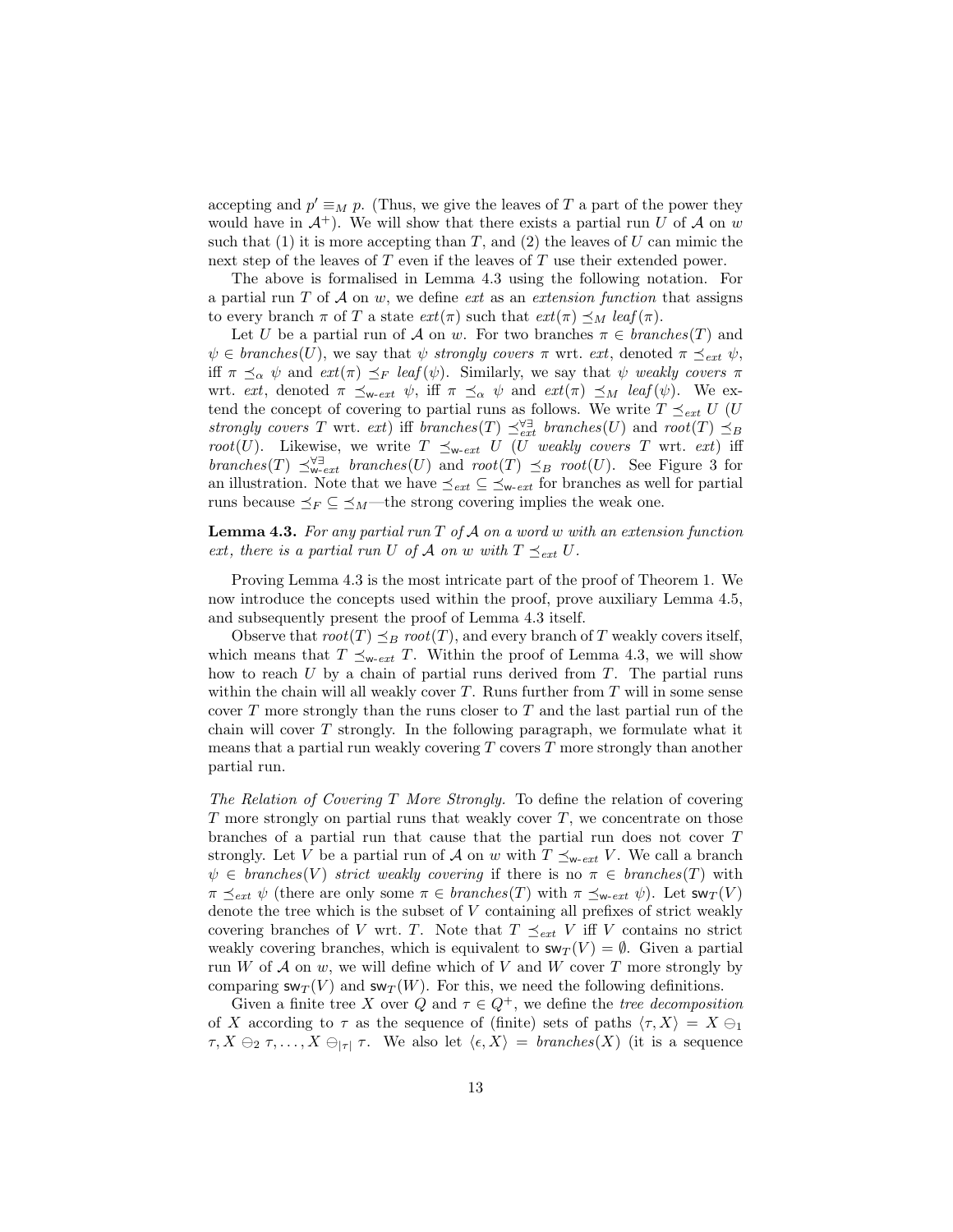accepting and $p' \equiv_M p$. (Thus, we give the leaves of $T$ a part of the power they would have in $\mathcal{A}^+$). We will show that there exists a partial run $U$ of $\mathcal{A}$ on $w$ such that (1) it is more accepting than $T$, and (2) the leaves of $U$ can mimic the next step of the leaves of $T$ even if the leaves of $T$ use their extended power.

The above is formalised in Lemma 4.3 using the following notation. For a partial run $T$ of $\mathcal{A}$ on $w$, we define *ext* as an *extension function* that assigns to every branch $\pi$ of $T$ a state $ext(\pi)$ such that $ext(\pi) \preceq_M leaf(\pi)$.

Let $U$ be a partial run of $\mathcal{A}$ on $w$. For two branches $\pi \in branches(T)$ and $\psi \in branches(U)$, we say that $\psi$ *strongly covers* $\pi$ wrt. *ext*, denoted $\pi \preceq_{ext} \psi$, iff $\pi \preceq_\alpha \psi$ and $ext(\pi) \preceq_F leaf(\psi)$. Similarly, we say that $\psi$ *weakly covers* $\pi$ wrt. *ext*, denoted $\pi \preceq_{\mathsf{w}\text{-}ext} \psi$, iff $\pi \preceq_\alpha \psi$ and $ext(\pi) \preceq_M leaf(\psi)$. We extend the concept of covering to partial runs as follows. We write $T \preceq_{ext} U$ ($U$ *strongly covers* $T$ wrt. *ext*) iff $branches(T) \preceq^{\forall\exists}_{ext} branches(U)$ and $root(T) \preceq_B root(U)$. Likewise, we write $T \preceq_{\mathsf{w}\text{-}ext} U$ ($U$ *weakly covers* $T$ wrt. *ext*) iff $branches(T) \preceq^{\forall\exists}_{\mathsf{w}\text{-}ext} branches(U)$ and $root(T) \preceq_B root(U)$. See Figure 3 for an illustration. Note that we have $\preceq_{ext} \subseteq \preceq_{\mathsf{w}\text{-}ext}$ for branches as well for partial runs because $\preceq_F \subseteq \preceq_M$—the strong covering implies the weak one.

**Lemma 4.3.** *For any partial run $T$ of $\mathcal{A}$ on a word $w$ with an extension function ext, there is a partial run $U$ of $\mathcal{A}$ on $w$ with $T \preceq_{ext} U$.*

Proving Lemma 4.3 is the most intricate part of the proof of Theorem 1. We now introduce the concepts used within the proof, prove auxiliary Lemma 4.5, and subsequently present the proof of Lemma 4.3 itself.

Observe that $root(T) \preceq_B root(T)$, and every branch of $T$ weakly covers itself, which means that $T \preceq_{\mathsf{w}\text{-}ext} T$. Within the proof of Lemma 4.3, we will show how to reach $U$ by a chain of partial runs derived from $T$. The partial runs within the chain will all weakly cover $T$. Runs further from $T$ will in some sense cover $T$ more strongly than the runs closer to $T$ and the last partial run of the chain will cover $T$ strongly. In the following paragraph, we formulate what it means that a partial run weakly covering $T$ covers $T$ more strongly than another partial run.

*The Relation of Covering $T$ More Strongly.* To define the relation of covering $T$ more strongly on partial runs that weakly cover $T$, we concentrate on those branches of a partial run that cause that the partial run does not cover $T$ strongly. Let $V$ be a partial run of $\mathcal{A}$ on $w$ with $T \preceq_{\mathsf{w}\text{-}ext} V$. We call a branch $\psi \in branches(V)$ *strict weakly covering* if there is no $\pi \in branches(T)$ with $\pi \preceq_{ext} \psi$ (there are only some $\pi \in branches(T)$ with $\pi \preceq_{\mathsf{w}\text{-}ext} \psi$). Let $\mathsf{sw}_T(V)$ denote the tree which is the subset of $V$ containing all prefixes of strict weakly covering branches of $V$ wrt. $T$. Note that $T \preceq_{ext} V$ iff $V$ contains no strict weakly covering branches, which is equivalent to $\mathsf{sw}_T(V) = \emptyset$. Given a partial run $W$ of $\mathcal{A}$ on $w$, we will define which of $V$ and $W$ cover $T$ more strongly by comparing $\mathsf{sw}_T(V)$ and $\mathsf{sw}_T(W)$. For this, we need the following definitions.

Given a finite tree $X$ over $Q$ and $\tau \in Q^+$, we define the *tree decomposition* of $X$ according to $\tau$ as the sequence of (finite) sets of paths $\langle \tau, X \rangle = X \ominus_1 \tau, X \ominus_2 \tau, \ldots, X \ominus_{|\tau|} \tau$. We also let $\langle \epsilon, X \rangle = branches(X)$ (it is a sequence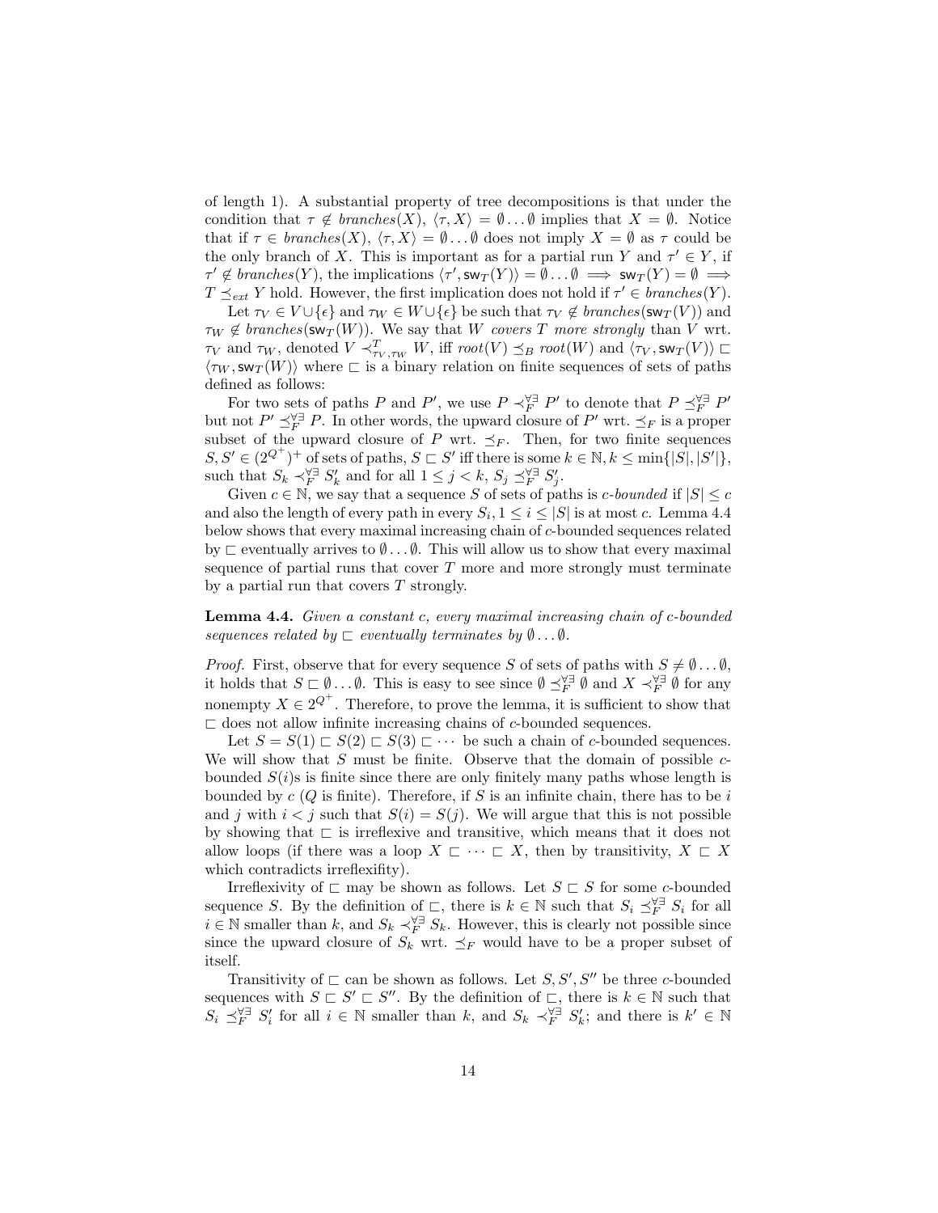of length 1). A substantial property of tree decompositions is that under the condition that $\tau \notin \mathit{branches}(X)$, $\langle \tau, X \rangle = \emptyset \ldots \emptyset$ implies that $X = \emptyset$. Notice that if $\tau \in \mathit{branches}(X)$, $\langle \tau, X \rangle = \emptyset \ldots \emptyset$ does not imply $X = \emptyset$ as $\tau$ could be the only branch of $X$. This is important as for a partial run $Y$ and $\tau' \in Y$, if $\tau' \notin \mathit{branches}(Y)$, the implications $\langle \tau', \mathsf{sw}_T(Y) \rangle = \emptyset \ldots \emptyset \implies \mathsf{sw}_T(Y) = \emptyset \implies T \preceq_{ext} Y$ hold. However, the first implication does not hold if $\tau' \in \mathit{branches}(Y)$.

Let $\tau_V \in V \cup \{\epsilon\}$ and $\tau_W \in W \cup \{\epsilon\}$ be such that $\tau_V \notin \mathit{branches}(\mathsf{sw}_T(V))$ and $\tau_W \notin \mathit{branches}(\mathsf{sw}_T(W))$. We say that $W$ *covers* $T$ *more strongly* than $V$ wrt. $\tau_V$ and $\tau_W$, denoted $V \prec^T_{\tau_V, \tau_W} W$, iff $\mathit{root}(V) \preceq_B \mathit{root}(W)$ and $\langle \tau_V, \mathsf{sw}_T(V) \rangle \sqsubset \langle \tau_W, \mathsf{sw}_T(W) \rangle$ where $\sqsubset$ is a binary relation on finite sequences of sets of paths defined as follows:

For two sets of paths $P$ and $P'$, we use $P \prec^{\forall\exists}_F P'$ to denote that $P \preceq^{\forall\exists}_F P'$ but not $P' \preceq^{\forall\exists}_F P$. In other words, the upward closure of $P'$ wrt. $\preceq_F$ is a proper subset of the upward closure of $P$ wrt. $\preceq_F$. Then, for two finite sequences $S, S' \in (2^{Q^+})^+$ of sets of paths, $S \sqsubset S'$ iff there is some $k \in \mathbb{N}, k \leq \min\{|S|, |S'|\}$, such that $S_k \prec^{\forall\exists}_F S'_k$ and for all $1 \leq j < k$, $S_j \preceq^{\forall\exists}_F S'_j$.

Given $c \in \mathbb{N}$, we say that a sequence $S$ of sets of paths is *c-bounded* if $|S| \leq c$ and also the length of every path in every $S_i, 1 \leq i \leq |S|$ is at most $c$. Lemma 4.4 below shows that every maximal increasing chain of $c$-bounded sequences related by $\sqsubset$ eventually arrives to $\emptyset \ldots \emptyset$. This will allow us to show that every maximal sequence of partial runs that cover $T$ more and more strongly must terminate by a partial run that covers $T$ strongly.

**Lemma 4.4.** *Given a constant $c$, every maximal increasing chain of $c$-bounded sequences related by $\sqsubset$ eventually terminates by $\emptyset \ldots \emptyset$.*

*Proof.* First, observe that for every sequence $S$ of sets of paths with $S \neq \emptyset \ldots \emptyset$, it holds that $S \sqsubset \emptyset \ldots \emptyset$. This is easy to see since $\emptyset \preceq^{\forall\exists}_F \emptyset$ and $X \prec^{\forall\exists}_F \emptyset$ for any nonempty $X \in 2^{Q^+}$. Therefore, to prove the lemma, it is sufficient to show that $\sqsubset$ does not allow infinite increasing chains of $c$-bounded sequences.

Let $S = S(1) \sqsubset S(2) \sqsubset S(3) \sqsubset \cdots$ be such a chain of $c$-bounded sequences. We will show that $S$ must be finite. Observe that the domain of possible $c$-bounded $S(i)$s is finite since there are only finitely many paths whose length is bounded by $c$ ($Q$ is finite). Therefore, if $S$ is an infinite chain, there has to be $i$ and $j$ with $i < j$ such that $S(i) = S(j)$. We will argue that this is not possible by showing that $\sqsubset$ is irreflexive and transitive, which means that it does not allow loops (if there was a loop $X \sqsubset \cdots \sqsubset X$, then by transitivity, $X \sqsubset X$ which contradicts irreflexifity).

Irreflexivity of $\sqsubset$ may be shown as follows. Let $S \sqsubset S$ for some $c$-bounded sequence $S$. By the definition of $\sqsubset$, there is $k \in \mathbb{N}$ such that $S_i \preceq^{\forall\exists}_F S_i$ for all $i \in \mathbb{N}$ smaller than $k$, and $S_k \prec^{\forall\exists}_F S_k$. However, this is clearly not possible since since the upward closure of $S_k$ wrt. $\preceq_F$ would have to be a proper subset of itself.

Transitivity of $\sqsubset$ can be shown as follows. Let $S, S', S''$ be three $c$-bounded sequences with $S \sqsubset S' \sqsubset S''$. By the definition of $\sqsubset$, there is $k \in \mathbb{N}$ such that $S_i \preceq^{\forall\exists}_F S'_i$ for all $i \in \mathbb{N}$ smaller than $k$, and $S_k \prec^{\forall\exists}_F S'_k$; and there is $k' \in \mathbb{N}$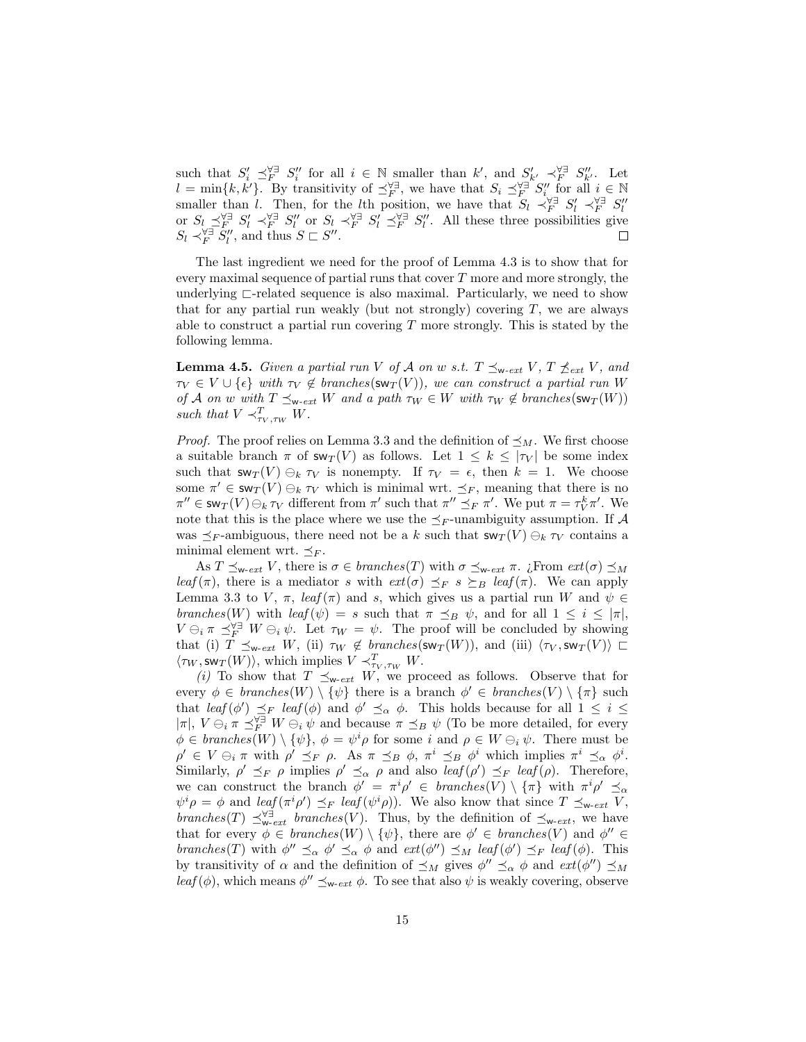such that $S'_i \preceq_F^{\forall\exists} S''_i$ for all $i \in \mathbb{N}$ smaller than $k'$, and $S'_{k'} \prec_F^{\forall\exists} S''_{k'}$. Let $l = \min\{k, k'\}$. By transitivity of $\preceq_F^{\forall\exists}$, we have that $S_i \preceq_F^{\forall\exists} S''_i$ for all $i \in \mathbb{N}$ smaller than $l$. Then, for the $l$th position, we have that $S_l \prec_F^{\forall\exists} S'_l \prec_F^{\forall\exists} S''_l$ or $S_l \preceq_F^{\forall\exists} S'_l \prec_F^{\forall\exists} S''_l$ or $S_l \prec_F^{\forall\exists} S'_l \preceq_F^{\forall\exists} S''_l$. All these three possibilities give $S_l \prec_F^{\forall\exists} S''_l$, and thus $S \sqsubset S''$. □

The last ingredient we need for the proof of Lemma 4.3 is to show that for every maximal sequence of partial runs that cover $T$ more and more strongly, the underlying $\sqsubset$-related sequence is also maximal. Particularly, we need to show that for any partial run weakly (but not strongly) covering $T$, we are always able to construct a partial run covering $T$ more strongly. This is stated by the following lemma.

**Lemma 4.5.** *Given a partial run $V$ of $\mathcal{A}$ on $w$ s.t. $T \preceq_{\mathsf{w}\text{-}ext} V$, $T \not\preceq_{ext} V$, and $\tau_V \in V \cup \{\epsilon\}$ with $\tau_V \notin branches(\mathsf{sw}_T(V))$, we can construct a partial run $W$ of $\mathcal{A}$ on $w$ with $T \preceq_{\mathsf{w}\text{-}ext} W$ and a path $\tau_W \in W$ with $\tau_W \notin branches(\mathsf{sw}_T(W))$ such that $V \prec^T_{\tau_V, \tau_W} W$.*

*Proof.* The proof relies on Lemma 3.3 and the definition of $\preceq_M$. We first choose a suitable branch $\pi$ of $\mathsf{sw}_T(V)$ as follows. Let $1 \le k \le |\tau_V|$ be some index such that $\mathsf{sw}_T(V) \ominus_k \tau_V$ is nonempty. If $\tau_V = \epsilon$, then $k = 1$. We choose some $\pi' \in \mathsf{sw}_T(V) \ominus_k \tau_V$ which is minimal wrt. $\preceq_F$, meaning that there is no $\pi'' \in \mathsf{sw}_T(V) \ominus_k \tau_V$ different from $\pi'$ such that $\pi'' \preceq_F \pi'$. We put $\pi = \tau_V^k \pi'$. We note that this is the place where we use the $\preceq_F$-unambiguity assumption. If $\mathcal{A}$ was $\preceq_F$-ambiguous, there need not be a $k$ such that $\mathsf{sw}_T(V) \ominus_k \tau_V$ contains a minimal element wrt. $\preceq_F$.

As $T \preceq_{\mathsf{w}\text{-}ext} V$, there is $\sigma \in branches(T)$ with $\sigma \preceq_{\mathsf{w}\text{-}ext} \pi$. ¿From $ext(\sigma) \preceq_M leaf(\pi)$, there is a mediator $s$ with $ext(\sigma) \preceq_F s \succeq_B leaf(\pi)$. We can apply Lemma 3.3 to $V$, $\pi$, $leaf(\pi)$ and $s$, which gives us a partial run $W$ and $\psi \in branches(W)$ with $leaf(\psi) = s$ such that $\pi \preceq_B \psi$, and for all $1 \le i \le |\pi|$, $V \ominus_i \pi \preceq_F^{\forall\exists} W \ominus_i \psi$. Let $\tau_W = \psi$. The proof will be concluded by showing that (i) $T \preceq_{\mathsf{w}\text{-}ext} W$, (ii) $\tau_W \notin branches(\mathsf{sw}_T(W))$, and (iii) $\langle \tau_V, \mathsf{sw}_T(V) \rangle \sqsubset \langle \tau_W, \mathsf{sw}_T(W) \rangle$, which implies $V \prec^T_{\tau_V, \tau_W} W$.

*(i)* To show that $T \preceq_{\mathsf{w}\text{-}ext} W$, we proceed as follows. Observe that for every $\phi \in branches(W) \setminus \{\psi\}$ there is a branch $\phi' \in branches(V) \setminus \{\pi\}$ such that $leaf(\phi') \preceq_F leaf(\phi)$ and $\phi' \preceq_\alpha \phi$. This holds because for all $1 \le i \le |\pi|$, $V \ominus_i \pi \preceq_F^{\forall\exists} W \ominus_i \psi$ and because $\pi \preceq_B \psi$ (To be more detailed, for every $\phi \in branches(W) \setminus \{\psi\}$, $\phi = \psi^i \rho$ for some $i$ and $\rho \in W \ominus_i \psi$. There must be $\rho' \in V \ominus_i \pi$ with $\rho' \preceq_F \rho$. As $\pi \preceq_B \phi$, $\pi^i \preceq_B \phi^i$ which implies $\pi^i \preceq_\alpha \phi^i$. Similarly, $\rho' \preceq_F \rho$ implies $\rho' \preceq_\alpha \rho$ and also $leaf(\rho') \preceq_F leaf(\rho)$. Therefore, we can construct the branch $\phi' = \pi^i \rho' \in branches(V) \setminus \{\pi\}$ with $\pi^i \rho' \preceq_\alpha \psi^i \rho = \phi$ and $leaf(\pi^i \rho') \preceq_F leaf(\psi^i \rho)$). We also know that since $T \preceq_{\mathsf{w}\text{-}ext} V$, $branches(T) \preceq_{\mathsf{w}\text{-}ext}^{\forall\exists} branches(V)$. Thus, by the definition of $\preceq_{\mathsf{w}\text{-}ext}$, we have that for every $\phi \in branches(W) \setminus \{\psi\}$, there are $\phi' \in branches(V)$ and $\phi'' \in branches(T)$ with $\phi'' \preceq_\alpha \phi' \preceq_\alpha \phi$ and $ext(\phi'') \preceq_M leaf(\phi') \preceq_F leaf(\phi)$. This by transitivity of $\alpha$ and the definition of $\preceq_M$ gives $\phi'' \preceq_\alpha \phi$ and $ext(\phi'') \preceq_M leaf(\phi)$, which means $\phi'' \preceq_{\mathsf{w}\text{-}ext} \phi$. To see that also $\psi$ is weakly covering, observe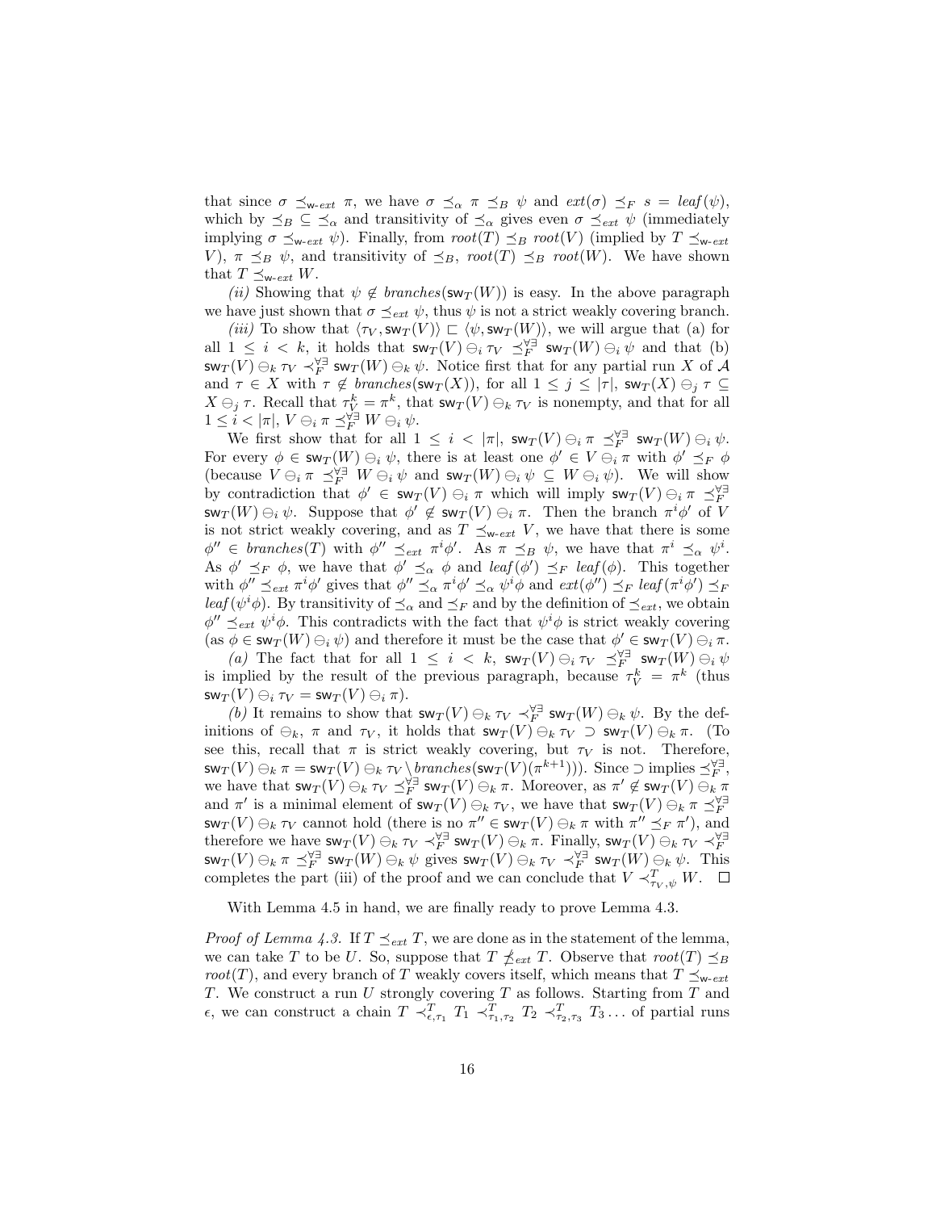that since $\sigma \preceq_{\mathsf{w}\text{-}ext} \pi$, we have $\sigma \preceq_\alpha \pi \preceq_B \psi$ and $ext(\sigma) \preceq_F s = leaf(\psi)$, which by $\preceq_B \subseteq \preceq_\alpha$ and transitivity of $\preceq_\alpha$ gives even $\sigma \preceq_{ext} \psi$ (immediately implying $\sigma \preceq_{\mathsf{w}\text{-}ext} \psi$). Finally, from $root(T) \preceq_B root(V)$ (implied by $T \preceq_{\mathsf{w}\text{-}ext} V$), $\pi \preceq_B \psi$, and transitivity of $\preceq_B$, $root(T) \preceq_B root(W)$. We have shown that $T \preceq_{\mathsf{w}\text{-}ext} W$.

*(ii)* Showing that $\psi \notin branches(\mathsf{sw}_T(W))$ is easy. In the above paragraph we have just shown that $\sigma \preceq_{ext} \psi$, thus $\psi$ is not a strict weakly covering branch.

*(iii)* To show that $\langle \tau_V, \mathsf{sw}_T(V)\rangle \sqsubset \langle \psi, \mathsf{sw}_T(W)\rangle$, we will argue that (a) for all $1 \leq i < k$, it holds that $\mathsf{sw}_T(V) \ominus_i \tau_V \preceq_F^{\forall\exists} \mathsf{sw}_T(W) \ominus_i \psi$ and that (b) $\mathsf{sw}_T(V) \ominus_k \tau_V \prec_F^{\forall\exists} \mathsf{sw}_T(W) \ominus_k \psi$. Notice first that for any partial run $X$ of $\mathcal{A}$ and $\tau \in X$ with $\tau \notin branches(\mathsf{sw}_T(X))$, for all $1 \leq j \leq |\tau|$, $\mathsf{sw}_T(X) \ominus_j \tau \subseteq X \ominus_j \tau$. Recall that $\tau_V^k = \pi^k$, that $\mathsf{sw}_T(V) \ominus_k \tau_V$ is nonempty, and that for all $1 \leq i < |\pi|$, $V \ominus_i \pi \preceq_F^{\forall\exists} W \ominus_i \psi$.

We first show that for all $1 \leq i < |\pi|$, $\mathsf{sw}_T(V) \ominus_i \pi \preceq_F^{\forall\exists} \mathsf{sw}_T(W) \ominus_i \psi$. For every $\phi \in \mathsf{sw}_T(W) \ominus_i \psi$, there is at least one $\phi' \in V \ominus_i \pi$ with $\phi' \preceq_F \phi$ (because $V \ominus_i \pi \preceq_F^{\forall\exists} W \ominus_i \psi$ and $\mathsf{sw}_T(W) \ominus_i \psi \subseteq W \ominus_i \psi$). We will show by contradiction that $\phi' \in \mathsf{sw}_T(V) \ominus_i \pi$ which will imply $\mathsf{sw}_T(V) \ominus_i \pi \preceq_F^{\forall\exists} \mathsf{sw}_T(W) \ominus_i \psi$. Suppose that $\phi' \notin \mathsf{sw}_T(V) \ominus_i \pi$. Then the branch $\pi^i\phi'$ of $V$ is not strict weakly covering, and as $T \preceq_{\mathsf{w}\text{-}ext} V$, we have that there is some $\phi'' \in branches(T)$ with $\phi'' \preceq_{ext} \pi^i\phi'$. As $\pi \preceq_B \psi$, we have that $\pi^i \preceq_\alpha \psi^i$. As $\phi' \preceq_F \phi$, we have that $\phi' \preceq_\alpha \phi$ and $leaf(\phi') \preceq_F leaf(\phi)$. This together with $\phi'' \preceq_{ext} \pi^i\phi'$ gives that $\phi'' \preceq_\alpha \pi^i\phi' \preceq_\alpha \psi^i\phi$ and $ext(\phi'') \preceq_F leaf(\pi^i\phi') \preceq_F leaf(\psi^i\phi)$. By transitivity of $\preceq_\alpha$ and $\preceq_F$ and by the definition of $\preceq_{ext}$, we obtain $\phi'' \preceq_{ext} \psi^i\phi$. This contradicts with the fact that $\psi^i\phi$ is strict weakly covering (as $\phi \in \mathsf{sw}_T(W) \ominus_i \psi$) and therefore it must be the case that $\phi' \in \mathsf{sw}_T(V) \ominus_i \pi$.

*(a)* The fact that for all $1 \leq i < k$, $\mathsf{sw}_T(V) \ominus_i \tau_V \preceq_F^{\forall\exists} \mathsf{sw}_T(W) \ominus_i \psi$ is implied by the result of the previous paragraph, because $\tau_V^k = \pi^k$ (thus $\mathsf{sw}_T(V) \ominus_i \tau_V = \mathsf{sw}_T(V) \ominus_i \pi$).

*(b)* It remains to show that $\mathsf{sw}_T(V) \ominus_k \tau_V \prec_F^{\forall\exists} \mathsf{sw}_T(W) \ominus_k \psi$. By the definitions of $\ominus_k$, $\pi$ and $\tau_V$, it holds that $\mathsf{sw}_T(V) \ominus_k \tau_V \supset \mathsf{sw}_T(V) \ominus_k \pi$. (To see this, recall that $\pi$ is strict weakly covering, but $\tau_V$ is not. Therefore, $\mathsf{sw}_T(V) \ominus_k \pi = \mathsf{sw}_T(V) \ominus_k \tau_V \setminus branches(\mathsf{sw}_T(V)(\pi^{k+1}))$). Since $\supset$ implies $\preceq_F^{\forall\exists}$, we have that $\mathsf{sw}_T(V) \ominus_k \tau_V \preceq_F^{\forall\exists} \mathsf{sw}_T(V) \ominus_k \pi$. Moreover, as $\pi' \notin \mathsf{sw}_T(V) \ominus_k \pi$ and $\pi'$ is a minimal element of $\mathsf{sw}_T(V) \ominus_k \tau_V$, we have that $\mathsf{sw}_T(V) \ominus_k \pi \preceq_F^{\forall\exists} \mathsf{sw}_T(V) \ominus_k \tau_V$ cannot hold (there is no $\pi'' \in \mathsf{sw}_T(V) \ominus_k \pi$ with $\pi'' \preceq_F \pi'$), and therefore we have $\mathsf{sw}_T(V) \ominus_k \tau_V \prec_F^{\forall\exists} \mathsf{sw}_T(V) \ominus_k \pi$. Finally, $\mathsf{sw}_T(V) \ominus_k \tau_V \prec_F^{\forall\exists} \mathsf{sw}_T(V) \ominus_k \pi \preceq_F^{\forall\exists} \mathsf{sw}_T(W) \ominus_k \psi$ gives $\mathsf{sw}_T(V) \ominus_k \tau_V \prec_F^{\forall\exists} \mathsf{sw}_T(W) \ominus_k \psi$. This completes the part (iii) of the proof and we can conclude that $V \prec_{\tau_V,\psi}^T W$. $\square$

With Lemma 4.5 in hand, we are finally ready to prove Lemma 4.3.

*Proof of Lemma 4.3.* If $T \preceq_{ext} T$, we are done as in the statement of the lemma, we can take $T$ to be $U$. So, suppose that $T \not\preceq_{ext} T$. Observe that $root(T) \preceq_B root(T)$, and every branch of $T$ weakly covers itself, which means that $T \preceq_{\mathsf{w}\text{-}ext} T$. We construct a run $U$ strongly covering $T$ as follows. Starting from $T$ and $\epsilon$, we can construct a chain $T \prec_{\epsilon,\tau_1}^T T_1 \prec_{\tau_1,\tau_2}^T T_2 \prec_{\tau_2,\tau_3}^T T_3 \ldots$ of partial runs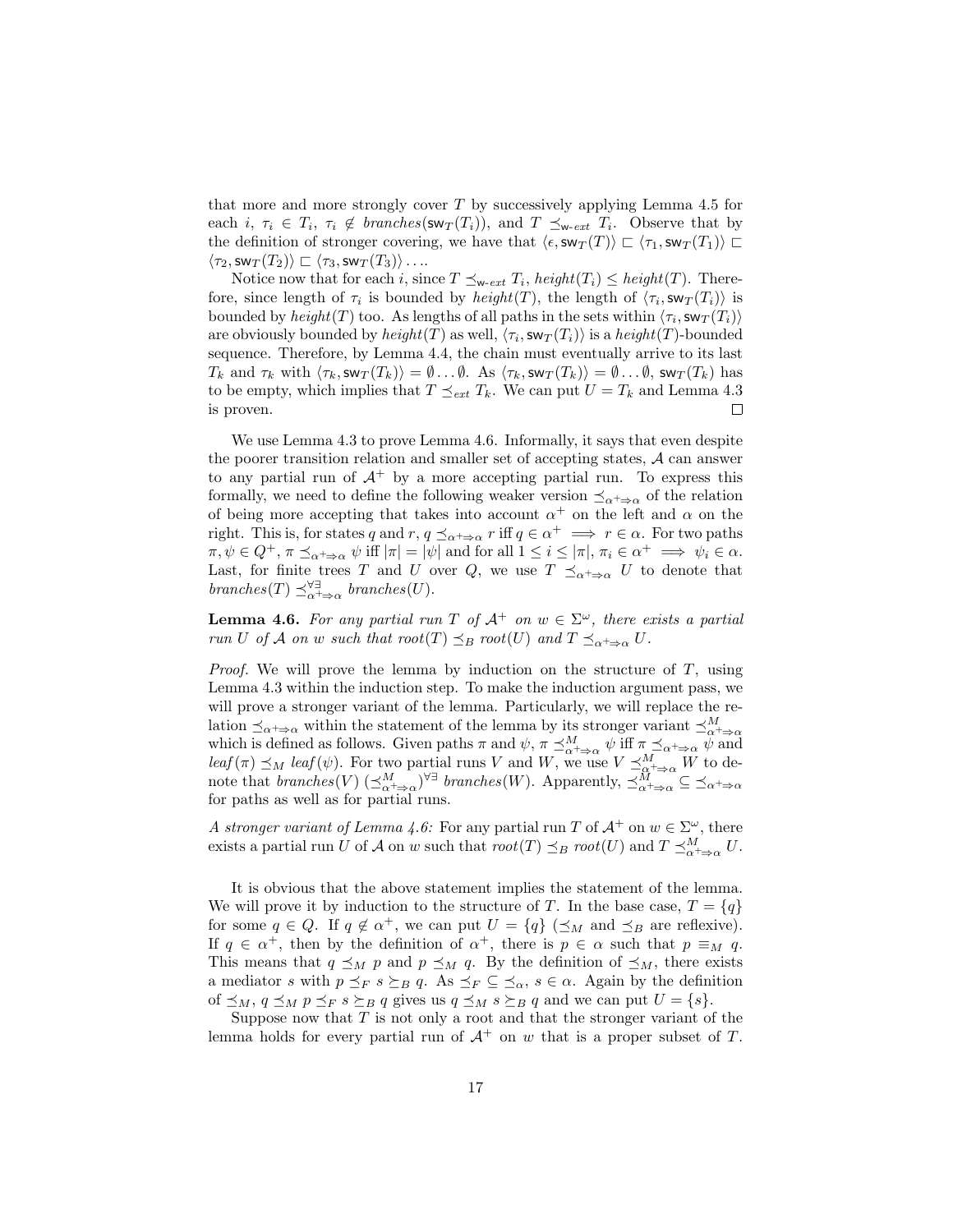that more and more strongly cover $T$ by successively applying Lemma 4.5 for each $i$, $\tau_i \in T_i$, $\tau_i \notin branches(\mathsf{sw}_T(T_i))$, and $T \preceq_{\mathsf{w}\text{-}ext} T_i$. Observe that by the definition of stronger covering, we have that $\langle \epsilon, \mathsf{sw}_T(T)\rangle \sqsubset \langle \tau_1, \mathsf{sw}_T(T_1)\rangle \sqsubset \langle \tau_2, \mathsf{sw}_T(T_2)\rangle \sqsubset \langle \tau_3, \mathsf{sw}_T(T_3)\rangle \ldots$.

Notice now that for each $i$, since $T \preceq_{\mathsf{w}\text{-}ext} T_i$, $height(T_i) \leq height(T)$. Therefore, since length of $\tau_i$ is bounded by $height(T)$, the length of $\langle \tau_i, \mathsf{sw}_T(T_i)\rangle$ is bounded by $height(T)$ too. As lengths of all paths in the sets within $\langle \tau_i, \mathsf{sw}_T(T_i)\rangle$ are obviously bounded by $height(T)$ as well, $\langle \tau_i, \mathsf{sw}_T(T_i)\rangle$ is a $height(T)$-bounded sequence. Therefore, by Lemma 4.4, the chain must eventually arrive to its last $T_k$ and $\tau_k$ with $\langle \tau_k, \mathsf{sw}_T(T_k)\rangle = \emptyset \ldots \emptyset$. As $\langle \tau_k, \mathsf{sw}_T(T_k)\rangle = \emptyset \ldots \emptyset$, $\mathsf{sw}_T(T_k)$ has to be empty, which implies that $T \preceq_{ext} T_k$. We can put $U = T_k$ and Lemma 4.3 is proven. □

We use Lemma 4.3 to prove Lemma 4.6. Informally, it says that even despite the poorer transition relation and smaller set of accepting states, $\mathcal{A}$ can answer to any partial run of $\mathcal{A}^+$ by a more accepting partial run. To express this formally, we need to define the following weaker version $\preceq_{\alpha^+ \Rightarrow \alpha}$ of the relation of being more accepting that takes into account $\alpha^+$ on the left and $\alpha$ on the right. This is, for states $q$ and $r$, $q \preceq_{\alpha^+ \Rightarrow \alpha} r$ iff $q \in \alpha^+ \implies r \in \alpha$. For two paths $\pi, \psi \in Q^+$, $\pi \preceq_{\alpha^+ \Rightarrow \alpha} \psi$ iff $|\pi| = |\psi|$ and for all $1 \leq i \leq |\pi|$, $\pi_i \in \alpha^+ \implies \psi_i \in \alpha$. Last, for finite trees $T$ and $U$ over $Q$, we use $T \preceq_{\alpha^+ \Rightarrow \alpha} U$ to denote that $branches(T) \preceq^{\forall\exists}_{\alpha^+ \Rightarrow \alpha} branches(U)$.

**Lemma 4.6.** *For any partial run $T$ of $\mathcal{A}^+$ on $w \in \Sigma^\omega$, there exists a partial run $U$ of $\mathcal{A}$ on $w$ such that $root(T) \preceq_B root(U)$ and $T \preceq_{\alpha^+ \Rightarrow \alpha} U$.*

*Proof.* We will prove the lemma by induction on the structure of $T$, using Lemma 4.3 within the induction step. To make the induction argument pass, we will prove a stronger variant of the lemma. Particularly, we will replace the relation $\preceq_{\alpha^+ \Rightarrow \alpha}$ within the statement of the lemma by its stronger variant $\preceq^M_{\alpha^+ \Rightarrow \alpha}$ which is defined as follows. Given paths $\pi$ and $\psi$, $\pi \preceq^M_{\alpha^+ \Rightarrow \alpha} \psi$ iff $\pi \preceq_{\alpha^+ \Rightarrow \alpha} \psi$ and $leaf(\pi) \preceq_M leaf(\psi)$. For two partial runs $V$ and $W$, we use $V \preceq^M_{\alpha^+ \Rightarrow \alpha} W$ to denote that $branches(V) \; (\preceq^M_{\alpha^+ \Rightarrow \alpha})^{\forall\exists} \; branches(W)$. Apparently, $\preceq^M_{\alpha^+ \Rightarrow \alpha} \subseteq \preceq_{\alpha^+ \Rightarrow \alpha}$ for paths as well as for partial runs.

*A stronger variant of Lemma 4.6:* For any partial run $T$ of $\mathcal{A}^+$ on $w \in \Sigma^\omega$, there exists a partial run $U$ of $\mathcal{A}$ on $w$ such that $root(T) \preceq_B root(U)$ and $T \preceq^M_{\alpha^+ \Rightarrow \alpha} U$.

It is obvious that the above statement implies the statement of the lemma. We will prove it by induction to the structure of $T$. In the base case, $T = \{q\}$ for some $q \in Q$. If $q \notin \alpha^+$, we can put $U = \{q\}$ ($\preceq_M$ and $\preceq_B$ are reflexive). If $q \in \alpha^+$, then by the definition of $\alpha^+$, there is $p \in \alpha$ such that $p \equiv_M q$. This means that $q \preceq_M p$ and $p \preceq_M q$. By the definition of $\preceq_M$, there exists a mediator $s$ with $p \preceq_F s \succeq_B q$. As $\preceq_F \subseteq \preceq_\alpha$, $s \in \alpha$. Again by the definition of $\preceq_M$, $q \preceq_M p \preceq_F s \succeq_B q$ gives us $q \preceq_M s \succeq_B q$ and we can put $U = \{s\}$.

Suppose now that $T$ is not only a root and that the stronger variant of the lemma holds for every partial run of $\mathcal{A}^+$ on $w$ that is a proper subset of $T$.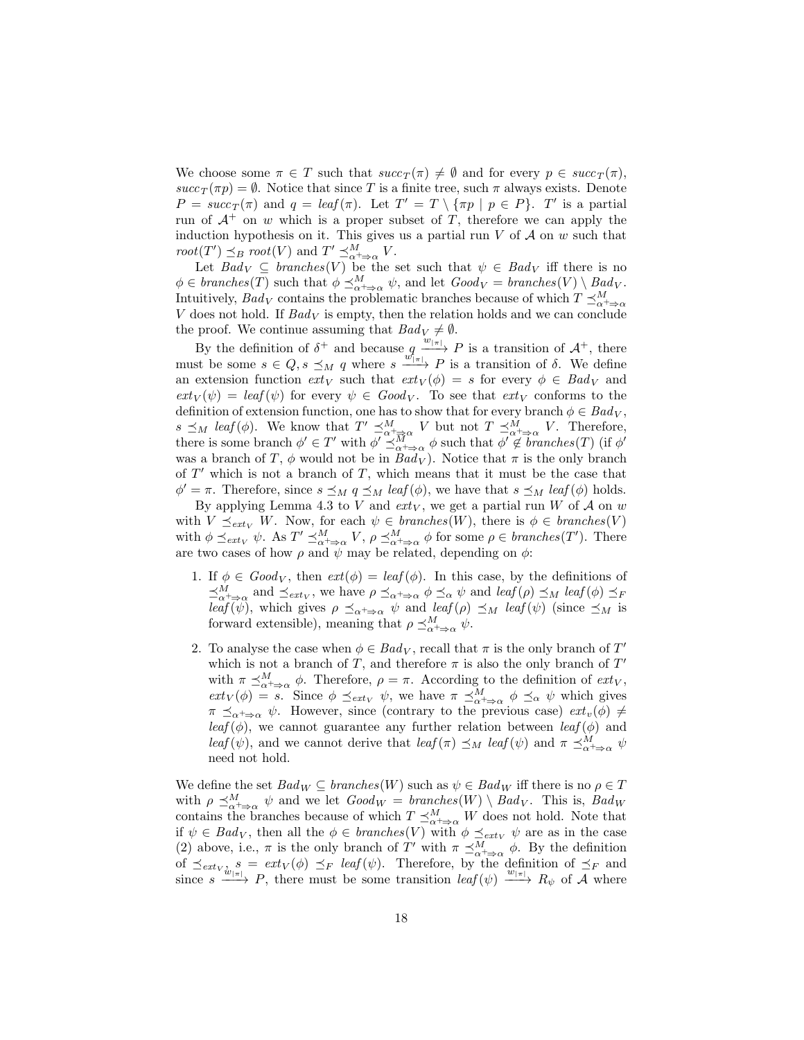We choose some $\pi \in T$ such that $succ_T(\pi) \neq \emptyset$ and for every $p \in succ_T(\pi)$, $succ_T(\pi p) = \emptyset$. Notice that since $T$ is a finite tree, such $\pi$ always exists. Denote $P = succ_T(\pi)$ and $q = leaf(\pi)$. Let $T' = T \setminus \{\pi p \mid p \in P\}$. $T'$ is a partial run of $\mathcal{A}^+$ on $w$ which is a proper subset of $T$, therefore we can apply the induction hypothesis on it. This gives us a partial run $V$ of $\mathcal{A}$ on $w$ such that $root(T') \preceq_B root(V)$ and $T' \preceq^M_{\alpha^+ \Rightarrow \alpha} V$.

Let $Bad_V \subseteq branches(V)$ be the set such that $\psi \in Bad_V$ iff there is no $\phi \in branches(T)$ such that $\phi \preceq^M_{\alpha^+ \Rightarrow \alpha} \psi$, and let $Good_V = branches(V) \setminus Bad_V$. Intuitively, $Bad_V$ contains the problematic branches because of which $T \preceq^M_{\alpha^+ \Rightarrow \alpha} V$ does not hold. If $Bad_V$ is empty, then the relation holds and we can conclude the proof. We continue assuming that $Bad_V \neq \emptyset$.

By the definition of $\delta^+$ and because $q \xrightarrow{w_{|\pi|}} P$ is a transition of $\mathcal{A}^+$, there must be some $s \in Q, s \preceq_M q$ where $s \xrightarrow{w_{|\pi|}} P$ is a transition of $\delta$. We define an extension function $ext_V$ such that $ext_V(\phi) = s$ for every $\phi \in Bad_V$ and $ext_V(\psi) = leaf(\psi)$ for every $\psi \in Good_V$. To see that $ext_V$ conforms to the definition of extension function, one has to show that for every branch $\phi \in Bad_V$, $s \preceq_M leaf(\phi)$. We know that $T' \preceq^M_{\alpha^+ \Rightarrow \alpha} V$ but not $T \preceq^M_{\alpha^+ \Rightarrow \alpha} V$. Therefore, there is some branch $\phi' \in T'$ with $\phi' \preceq^M_{\alpha^+ \Rightarrow \alpha} \phi$ such that $\phi' \notin branches(T)$ (if $\phi'$ was a branch of $T$, $\phi$ would not be in $Bad_V$). Notice that $\pi$ is the only branch of $T'$ which is not a branch of $T$, which means that it must be the case that $\phi' = \pi$. Therefore, since $s \preceq_M q \preceq_M leaf(\phi)$, we have that $s \preceq_M leaf(\phi)$ holds.

By applying Lemma 4.3 to $V$ and $ext_V$, we get a partial run $W$ of $\mathcal{A}$ on $w$ with $V \preceq_{ext_V} W$. Now, for each $\psi \in branches(W)$, there is $\phi \in branches(V)$ with $\phi \preceq_{ext_V} \psi$. As $T' \preceq^M_{\alpha^+ \Rightarrow \alpha} V$, $\rho \preceq^M_{\alpha^+ \Rightarrow \alpha} \phi$ for some $\rho \in branches(T')$. There are two cases of how $\rho$ and $\psi$ may be related, depending on $\phi$:

1. If $\phi \in Good_V$, then $ext(\phi) = leaf(\phi)$. In this case, by the definitions of $\preceq^M_{\alpha^+ \Rightarrow \alpha}$ and $\preceq_{ext_V}$, we have $\rho \preceq_{\alpha^+ \Rightarrow \alpha} \phi \preceq_\alpha \psi$ and $leaf(\rho) \preceq_M leaf(\phi) \preceq_F leaf(\psi)$, which gives $\rho \preceq_{\alpha^+ \Rightarrow \alpha} \psi$ and $leaf(\rho) \preceq_M leaf(\psi)$ (since $\preceq_M$ is forward extensible), meaning that $\rho \preceq^M_{\alpha^+ \Rightarrow \alpha} \psi$.

2. To analyse the case when $\phi \in Bad_V$, recall that $\pi$ is the only branch of $T'$ which is not a branch of $T$, and therefore $\pi$ is also the only branch of $T'$ with $\pi \preceq^M_{\alpha^+ \Rightarrow \alpha} \phi$. Therefore, $\rho = \pi$. According to the definition of $ext_V$, $ext_V(\phi) = s$. Since $\phi \preceq_{ext_V} \psi$, we have $\pi \preceq^M_{\alpha^+ \Rightarrow \alpha} \phi \preceq_\alpha \psi$ which gives $\pi \preceq_{\alpha^+ \Rightarrow \alpha} \psi$. However, since (contrary to the previous case) $ext_v(\phi) \neq leaf(\phi)$, we cannot guarantee any further relation between $leaf(\phi)$ and $leaf(\psi)$, and we cannot derive that $leaf(\pi) \preceq_M leaf(\psi)$ and $\pi \preceq^M_{\alpha^+ \Rightarrow \alpha} \psi$ need not hold.

We define the set $Bad_W \subseteq branches(W)$ such as $\psi \in Bad_W$ iff there is no $\rho \in T$ with $\rho \preceq^M_{\alpha^+ \Rightarrow \alpha} \psi$ and we let $Good_W = branches(W) \setminus Bad_V$. This is, $Bad_W$ contains the branches because of which $T \preceq^M_{\alpha^+ \Rightarrow \alpha} W$ does not hold. Note that if $\psi \in Bad_V$, then all the $\phi \in branches(V)$ with $\phi \preceq_{ext_V} \psi$ are as in the case (2) above, i.e., $\pi$ is the only branch of $T'$ with $\pi \preceq^M_{\alpha^+ \Rightarrow \alpha} \phi$. By the definition of $\preceq_{ext_V}$, $s = ext_V(\phi) \preceq_F leaf(\psi)$. Therefore, by the definition of $\preceq_F$ and since $s \xrightarrow{w_{|\pi|}} P$, there must be some transition $leaf(\psi) \xrightarrow{w_{|\pi|}} R_\psi$ of $\mathcal{A}$ where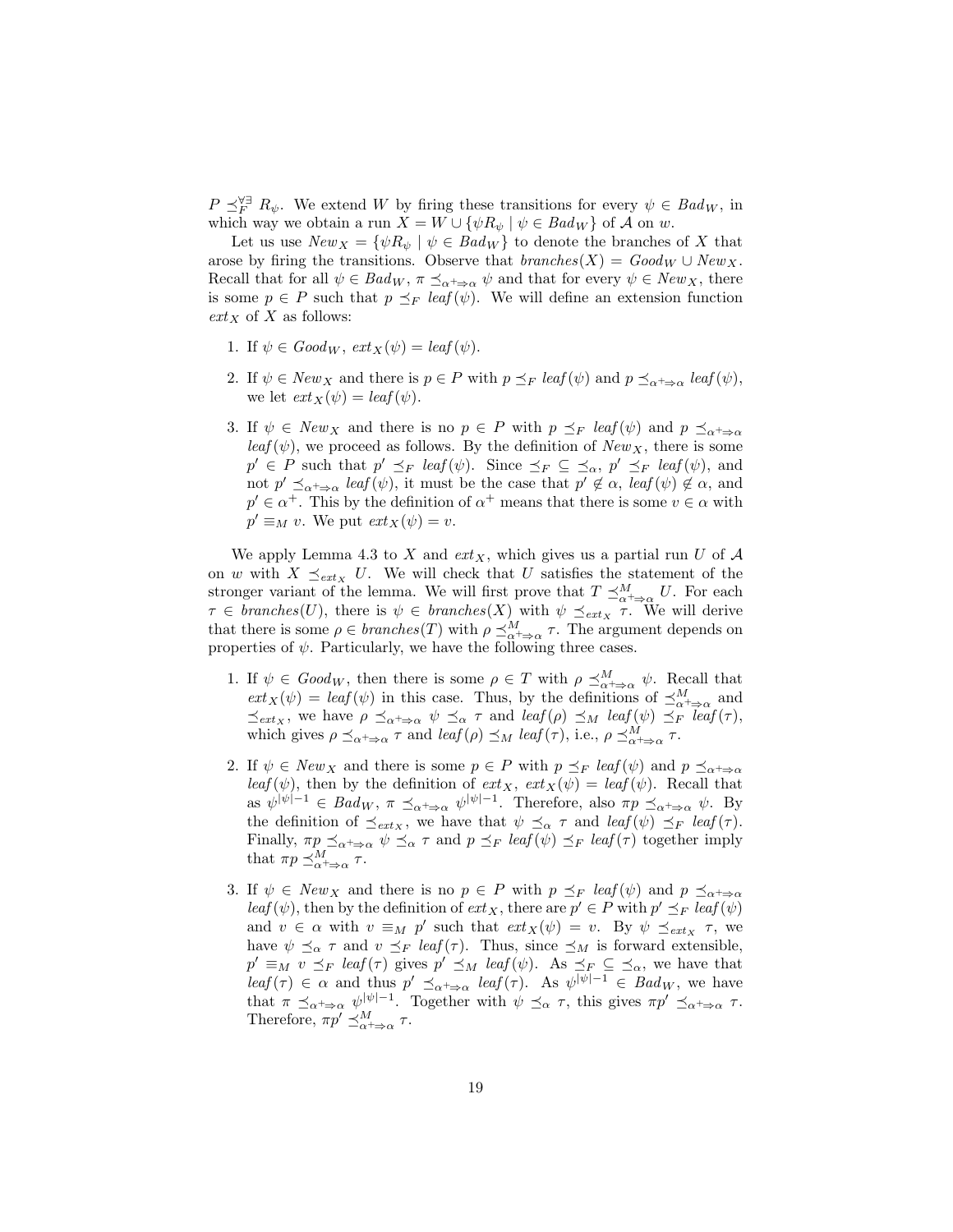$P \preceq_F^{\forall\exists} R_\psi$. We extend $W$ by firing these transitions for every $\psi \in \mathit{Bad}_W$, in which way we obtain a run $X = W \cup \{\psi R_\psi \mid \psi \in \mathit{Bad}_W\}$ of $\mathcal{A}$ on $w$.

Let us use $\mathit{New}_X = \{\psi R_\psi \mid \psi \in \mathit{Bad}_W\}$ to denote the branches of $X$ that arose by firing the transitions. Observe that $\mathit{branches}(X) = \mathit{Good}_W \cup \mathit{New}_X$. Recall that for all $\psi \in \mathit{Bad}_W$, $\pi \preceq_{\alpha^+ \Rightarrow \alpha} \psi$ and that for every $\psi \in \mathit{New}_X$, there is some $p \in P$ such that $p \preceq_F \mathit{leaf}(\psi)$. We will define an extension function $\mathit{ext}_X$ of $X$ as follows:

1. If $\psi \in \mathit{Good}_W$, $\mathit{ext}_X(\psi) = \mathit{leaf}(\psi)$.
2. If $\psi \in \mathit{New}_X$ and there is $p \in P$ with $p \preceq_F \mathit{leaf}(\psi)$ and $p \preceq_{\alpha^+ \Rightarrow \alpha} \mathit{leaf}(\psi)$, we let $\mathit{ext}_X(\psi) = \mathit{leaf}(\psi)$.
3. If $\psi \in \mathit{New}_X$ and there is no $p \in P$ with $p \preceq_F \mathit{leaf}(\psi)$ and $p \preceq_{\alpha^+ \Rightarrow \alpha} \mathit{leaf}(\psi)$, we proceed as follows. By the definition of $\mathit{New}_X$, there is some $p' \in P$ such that $p' \preceq_F \mathit{leaf}(\psi)$. Since $\preceq_F \subseteq \preceq_\alpha$, $p' \preceq_F \mathit{leaf}(\psi)$, and not $p' \preceq_{\alpha^+ \Rightarrow \alpha} \mathit{leaf}(\psi)$, it must be the case that $p' \notin \alpha$, $\mathit{leaf}(\psi) \notin \alpha$, and $p' \in \alpha^+$. This by the definition of $\alpha^+$ means that there is some $v \in \alpha$ with $p' \equiv_M v$. We put $\mathit{ext}_X(\psi) = v$.

We apply Lemma 4.3 to $X$ and $\mathit{ext}_X$, which gives us a partial run $U$ of $\mathcal{A}$ on $w$ with $X \preceq_{\mathit{ext}_X} U$. We will check that $U$ satisfies the statement of the stronger variant of the lemma. We will first prove that $T \preceq^M_{\alpha^+ \Rightarrow \alpha} U$. For each $\tau \in \mathit{branches}(U)$, there is $\psi \in \mathit{branches}(X)$ with $\psi \preceq_{\mathit{ext}_X} \tau$. We will derive that there is some $\rho \in \mathit{branches}(T)$ with $\rho \preceq^M_{\alpha^+ \Rightarrow \alpha} \tau$. The argument depends on properties of $\psi$. Particularly, we have the following three cases.

1. If $\psi \in \mathit{Good}_W$, then there is some $\rho \in T$ with $\rho \preceq^M_{\alpha^+ \Rightarrow \alpha} \psi$. Recall that $\mathit{ext}_X(\psi) = \mathit{leaf}(\psi)$ in this case. Thus, by the definitions of $\preceq^M_{\alpha^+ \Rightarrow \alpha}$ and $\preceq_{\mathit{ext}_X}$, we have $\rho \preceq_{\alpha^+ \Rightarrow \alpha} \psi \preceq_\alpha \tau$ and $\mathit{leaf}(\rho) \preceq_M \mathit{leaf}(\psi) \preceq_F \mathit{leaf}(\tau)$, which gives $\rho \preceq_{\alpha^+ \Rightarrow \alpha} \tau$ and $\mathit{leaf}(\rho) \preceq_M \mathit{leaf}(\tau)$, i.e., $\rho \preceq^M_{\alpha^+ \Rightarrow \alpha} \tau$.
2. If $\psi \in \mathit{New}_X$ and there is some $p \in P$ with $p \preceq_F \mathit{leaf}(\psi)$ and $p \preceq_{\alpha^+ \Rightarrow \alpha} \mathit{leaf}(\psi)$, then by the definition of $\mathit{ext}_X$, $\mathit{ext}_X(\psi) = \mathit{leaf}(\psi)$. Recall that as $\psi^{|\psi|-1} \in \mathit{Bad}_W$, $\pi \preceq_{\alpha^+ \Rightarrow \alpha} \psi^{|\psi|-1}$. Therefore, also $\pi p \preceq_{\alpha^+ \Rightarrow \alpha} \psi$. By the definition of $\preceq_{\mathit{ext}_X}$, we have that $\psi \preceq_\alpha \tau$ and $\mathit{leaf}(\psi) \preceq_F \mathit{leaf}(\tau)$. Finally, $\pi p \preceq_{\alpha^+ \Rightarrow \alpha} \psi \preceq_\alpha \tau$ and $p \preceq_F \mathit{leaf}(\psi) \preceq_F \mathit{leaf}(\tau)$ together imply that $\pi p \preceq^M_{\alpha^+ \Rightarrow \alpha} \tau$.
3. If $\psi \in \mathit{New}_X$ and there is no $p \in P$ with $p \preceq_F \mathit{leaf}(\psi)$ and $p \preceq_{\alpha^+ \Rightarrow \alpha} \mathit{leaf}(\psi)$, then by the definition of $\mathit{ext}_X$, there are $p' \in P$ with $p' \preceq_F \mathit{leaf}(\psi)$ and $v \in \alpha$ with $v \equiv_M p'$ such that $\mathit{ext}_X(\psi) = v$. By $\psi \preceq_{\mathit{ext}_X} \tau$, we have $\psi \preceq_\alpha \tau$ and $v \preceq_F \mathit{leaf}(\tau)$. Thus, since $\preceq_M$ is forward extensible, $p' \equiv_M v \preceq_F \mathit{leaf}(\tau)$ gives $p' \preceq_M \mathit{leaf}(\psi)$. As $\preceq_F \subseteq \preceq_\alpha$, we have that $\mathit{leaf}(\tau) \in \alpha$ and thus $p' \preceq_{\alpha^+ \Rightarrow \alpha} \mathit{leaf}(\tau)$. As $\psi^{|\psi|-1} \in \mathit{Bad}_W$, we have that $\pi \preceq_{\alpha^+ \Rightarrow \alpha} \psi^{|\psi|-1}$. Together with $\psi \preceq_\alpha \tau$, this gives $\pi p' \preceq_{\alpha^+ \Rightarrow \alpha} \tau$. Therefore, $\pi p' \preceq^M_{\alpha^+ \Rightarrow \alpha} \tau$.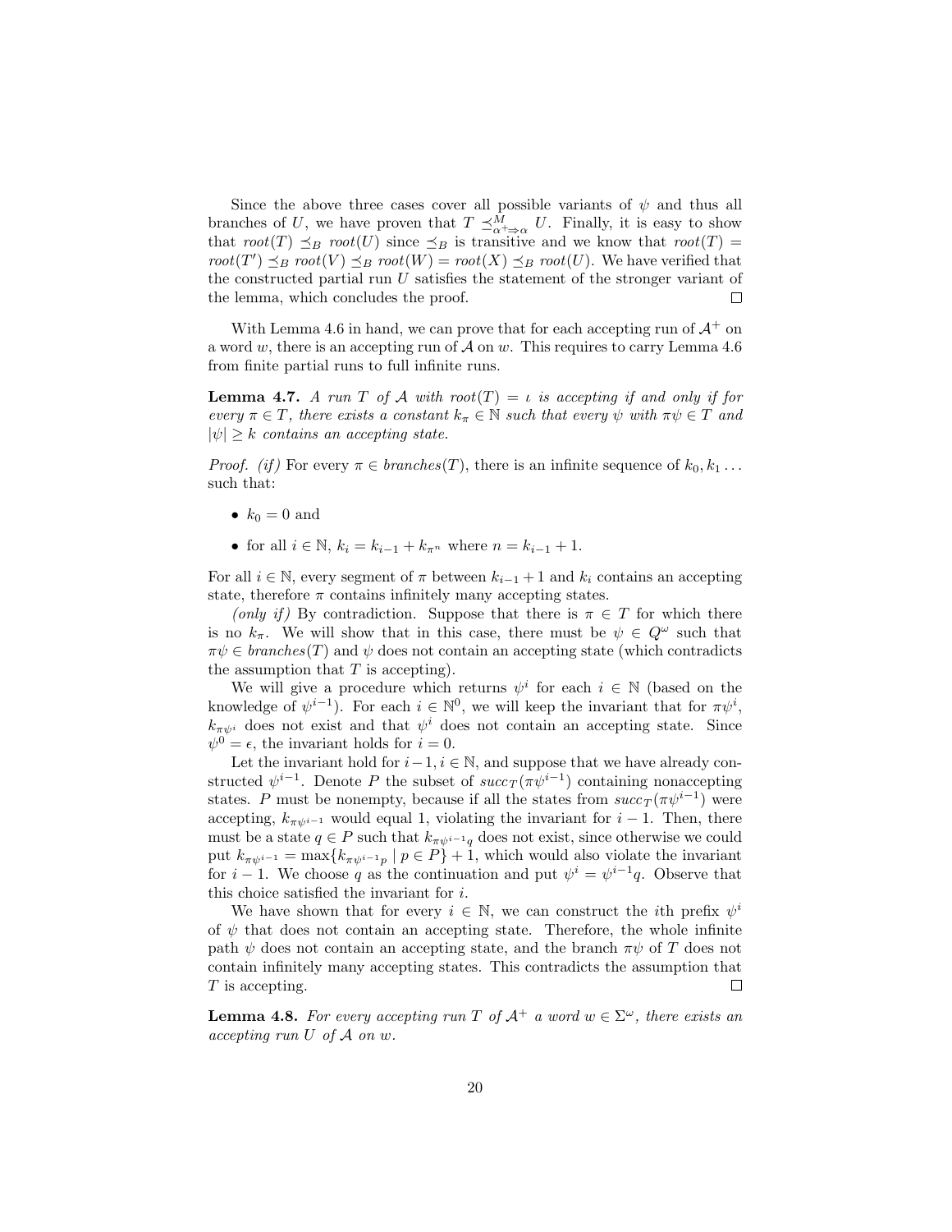Since the above three cases cover all possible variants of $\psi$ and thus all branches of $U$, we have proven that $T \preceq^{M}_{\alpha^+ \Rightarrow \alpha} U$. Finally, it is easy to show that $root(T) \preceq_B root(U)$ since $\preceq_B$ is transitive and we know that $root(T) = root(T') \preceq_B root(V) \preceq_B root(W) = root(X) \preceq_B root(U)$. We have verified that the constructed partial run $U$ satisfies the statement of the stronger variant of the lemma, which concludes the proof. $\square$

With Lemma 4.6 in hand, we can prove that for each accepting run of $\mathcal{A}^+$ on a word $w$, there is an accepting run of $\mathcal{A}$ on $w$. This requires to carry Lemma 4.6 from finite partial runs to full infinite runs.

**Lemma 4.7.** *A run $T$ of $\mathcal{A}$ with $root(T) = \iota$ is accepting if and only if for every $\pi \in T$, there exists a constant $k_\pi \in \mathbb{N}$ such that every $\psi$ with $\pi\psi \in T$ and $|\psi| \geq k$ contains an accepting state.*

*Proof. (if)* For every $\pi \in branches(T)$, there is an infinite sequence of $k_0, k_1 \ldots$ such that:

- $k_0 = 0$ and
- for all $i \in \mathbb{N}$, $k_i = k_{i-1} + k_{\pi^n}$ where $n = k_{i-1} + 1$.

For all $i \in \mathbb{N}$, every segment of $\pi$ between $k_{i-1} + 1$ and $k_i$ contains an accepting state, therefore $\pi$ contains infinitely many accepting states.

*(only if)* By contradiction. Suppose that there is $\pi \in T$ for which there is no $k_\pi$. We will show that in this case, there must be $\psi \in Q^\omega$ such that $\pi\psi \in branches(T)$ and $\psi$ does not contain an accepting state (which contradicts the assumption that $T$ is accepting).

We will give a procedure which returns $\psi^i$ for each $i \in \mathbb{N}$ (based on the knowledge of $\psi^{i-1}$). For each $i \in \mathbb{N}^0$, we will keep the invariant that for $\pi\psi^i$, $k_{\pi\psi^i}$ does not exist and that $\psi^i$ does not contain an accepting state. Since $\psi^0 = \epsilon$, the invariant holds for $i = 0$.

Let the invariant hold for $i-1, i \in \mathbb{N}$, and suppose that we have already constructed $\psi^{i-1}$. Denote $P$ the subset of $succ_T(\pi\psi^{i-1})$ containing nonaccepting states. $P$ must be nonempty, because if all the states from $succ_T(\pi\psi^{i-1})$ were accepting, $k_{\pi\psi^{i-1}}$ would equal 1, violating the invariant for $i - 1$. Then, there must be a state $q \in P$ such that $k_{\pi\psi^{i-1}q}$ does not exist, since otherwise we could put $k_{\pi\psi^{i-1}} = \max\{k_{\pi\psi^{i-1}p} \mid p \in P\} + 1$, which would also violate the invariant for $i - 1$. We choose $q$ as the continuation and put $\psi^i = \psi^{i-1}q$. Observe that this choice satisfied the invariant for $i$.

We have shown that for every $i \in \mathbb{N}$, we can construct the $i$th prefix $\psi^i$ of $\psi$ that does not contain an accepting state. Therefore, the whole infinite path $\psi$ does not contain an accepting state, and the branch $\pi\psi$ of $T$ does not contain infinitely many accepting states. This contradicts the assumption that $T$ is accepting. $\square$

**Lemma 4.8.** *For every accepting run $T$ of $\mathcal{A}^+$ a word $w \in \Sigma^\omega$, there exists an accepting run $U$ of $\mathcal{A}$ on $w$.*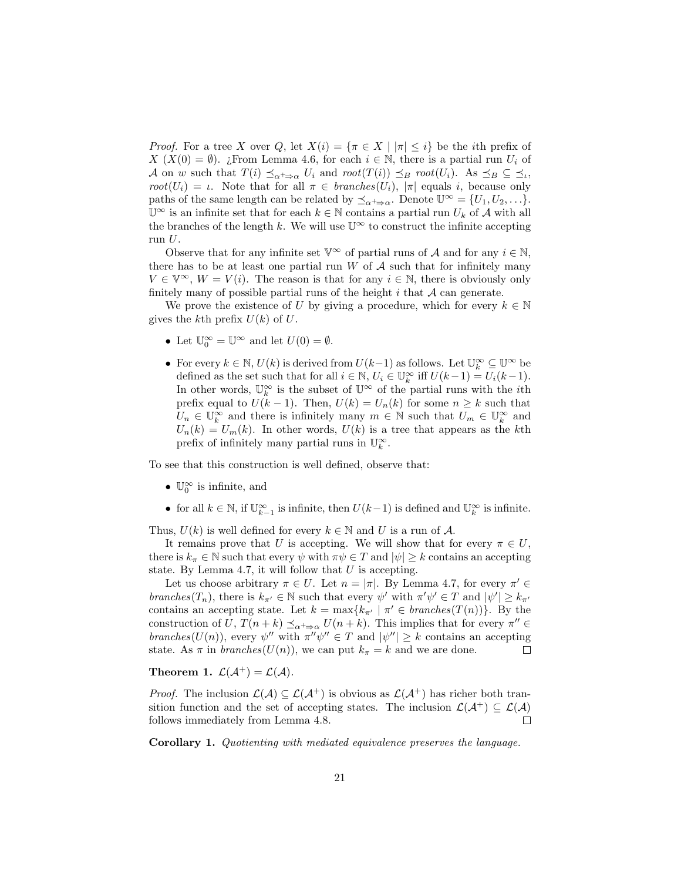*Proof.* For a tree $X$ over $Q$, let $X(i) = \{\pi \in X \mid |\pi| \leq i\}$ be the $i$th prefix of $X$ ($X(0) = \emptyset$). ¿From Lemma 4.6, for each $i \in \mathbb{N}$, there is a partial run $U_i$ of $\mathcal{A}$ on $w$ such that $T(i) \preceq_{\alpha^+ \Rightarrow \alpha} U_i$ and $root(T(i)) \preceq_B root(U_i)$. As $\preceq_B \subseteq \preceq_\iota$, $root(U_i) = \iota$. Note that for all $\pi \in branches(U_i)$, $|\pi|$ equals $i$, because only paths of the same length can be related by $\preceq_{\alpha^+ \Rightarrow \alpha}$. Denote $\mathbb{U}^\infty = \{U_1, U_2, \ldots\}$. $\mathbb{U}^\infty$ is an infinite set that for each $k \in \mathbb{N}$ contains a partial run $U_k$ of $\mathcal{A}$ with all the branches of the length $k$. We will use $\mathbb{U}^\infty$ to construct the infinite accepting run $U$.

Observe that for any infinite set $\mathbb{V}^\infty$ of partial runs of $\mathcal{A}$ and for any $i \in \mathbb{N}$, there has to be at least one partial run $W$ of $\mathcal{A}$ such that for infinitely many $V \in \mathbb{V}^\infty$, $W = V(i)$. The reason is that for any $i \in \mathbb{N}$, there is obviously only finitely many of possible partial runs of the height $i$ that $\mathcal{A}$ can generate.

We prove the existence of $U$ by giving a procedure, which for every $k \in \mathbb{N}$ gives the $k$th prefix $U(k)$ of $U$.

- Let $\mathbb{U}_0^\infty = \mathbb{U}^\infty$ and let $U(0) = \emptyset$.
- For every $k \in \mathbb{N}$, $U(k)$ is derived from $U(k-1)$ as follows. Let $\mathbb{U}_k^\infty \subseteq \mathbb{U}^\infty$ be defined as the set such that for all $i \in \mathbb{N}$, $U_i \in \mathbb{U}_k^\infty$ iff $U(k-1) = U_i(k-1)$. In other words, $\mathbb{U}_k^\infty$ is the subset of $\mathbb{U}^\infty$ of the partial runs with the $i$th prefix equal to $U(k-1)$. Then, $U(k) = U_n(k)$ for some $n \geq k$ such that $U_n \in \mathbb{U}_k^\infty$ and there is infinitely many $m \in \mathbb{N}$ such that $U_m \in \mathbb{U}_k^\infty$ and $U_n(k) = U_m(k)$. In other words, $U(k)$ is a tree that appears as the $k$th prefix of infinitely many partial runs in $\mathbb{U}_k^\infty$.

To see that this construction is well defined, observe that:

- $\mathbb{U}_0^\infty$ is infinite, and
- for all $k \in \mathbb{N}$, if $\mathbb{U}_{k-1}^\infty$ is infinite, then $U(k-1)$ is defined and $\mathbb{U}_k^\infty$ is infinite.

Thus, $U(k)$ is well defined for every $k \in \mathbb{N}$ and $U$ is a run of $\mathcal{A}$.

It remains prove that $U$ is accepting. We will show that for every $\pi \in U$, there is $k_\pi \in \mathbb{N}$ such that every $\psi$ with $\pi\psi \in T$ and $|\psi| \geq k$ contains an accepting state. By Lemma 4.7, it will follow that $U$ is accepting.

Let us choose arbitrary $\pi \in U$. Let $n = |\pi|$. By Lemma 4.7, for every $\pi' \in branches(T_n)$, there is $k_{\pi'} \in \mathbb{N}$ such that every $\psi'$ with $\pi'\psi' \in T$ and $|\psi'| \geq k_{\pi'}$ contains an accepting state. Let $k = \max\{k_{\pi'} \mid \pi' \in branches(T(n))\}$. By the construction of $U$, $T(n+k) \preceq_{\alpha^+ \Rightarrow \alpha} U(n+k)$. This implies that for every $\pi'' \in branches(U(n))$, every $\psi''$ with $\pi''\psi'' \in T$ and $|\psi''| \geq k$ contains an accepting state. As $\pi$ in $branches(U(n))$, we can put $k_\pi = k$ and we are done. ☐

**Theorem 1.** $\mathcal{L}(\mathcal{A}^+) = \mathcal{L}(\mathcal{A})$.

*Proof.* The inclusion $\mathcal{L}(\mathcal{A}) \subseteq \mathcal{L}(\mathcal{A}^+)$ is obvious as $\mathcal{L}(\mathcal{A}^+)$ has richer both transition function and the set of accepting states. The inclusion $\mathcal{L}(\mathcal{A}^+) \subseteq \mathcal{L}(\mathcal{A})$ follows immediately from Lemma 4.8. ☐

**Corollary 1.** *Quotienting with mediated equivalence preserves the language.*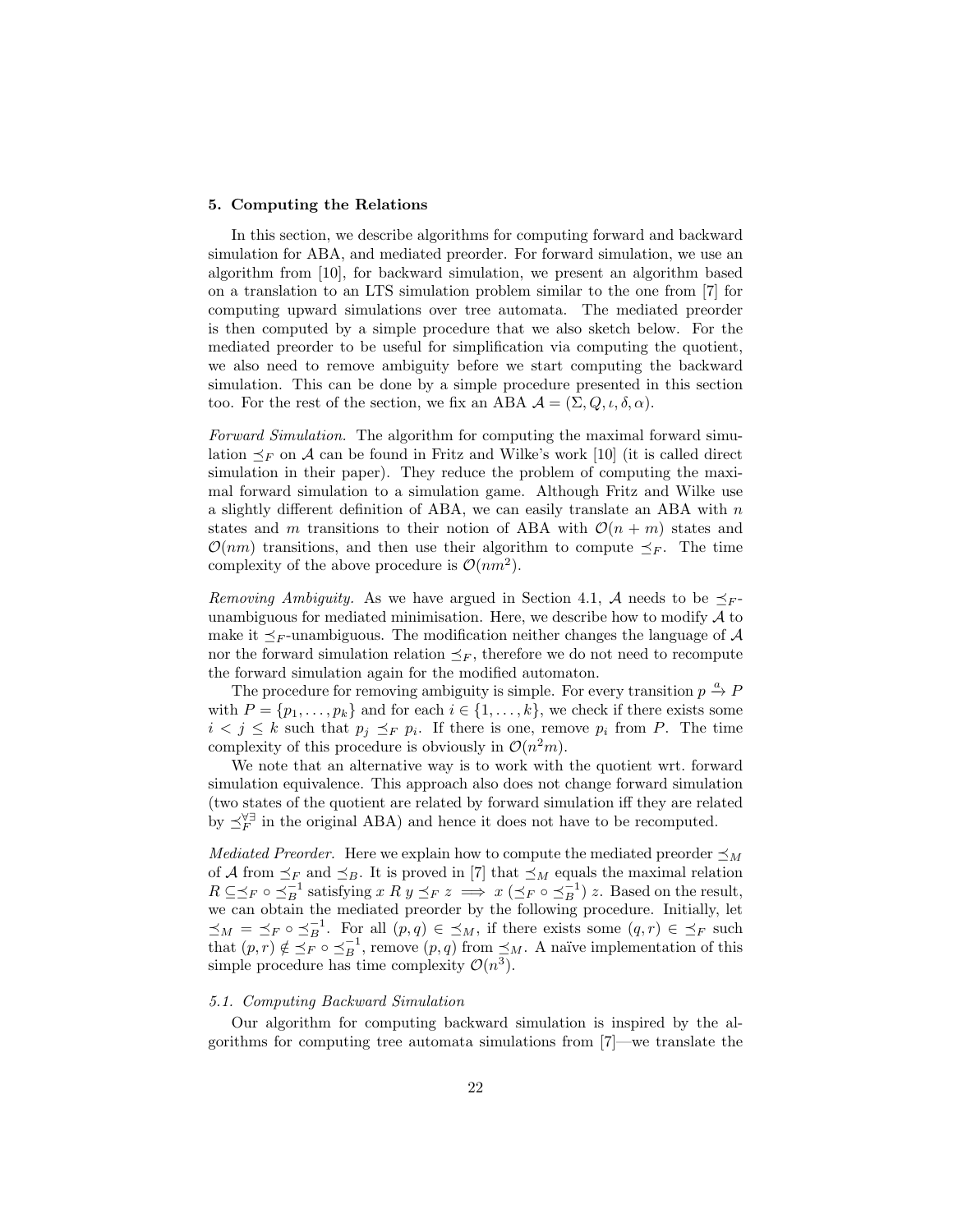## 5. Computing the Relations

In this section, we describe algorithms for computing forward and backward simulation for ABA, and mediated preorder. For forward simulation, we use an algorithm from [10], for backward simulation, we present an algorithm based on a translation to an LTS simulation problem similar to the one from [7] for computing upward simulations over tree automata. The mediated preorder is then computed by a simple procedure that we also sketch below. For the mediated preorder to be useful for simplification via computing the quotient, we also need to remove ambiguity before we start computing the backward simulation. This can be done by a simple procedure presented in this section too. For the rest of the section, we fix an ABA $\mathcal{A} = (\Sigma, Q, \iota, \delta, \alpha)$.

*Forward Simulation.* The algorithm for computing the maximal forward simulation $\preceq_F$ on $\mathcal{A}$ can be found in Fritz and Wilke's work [10] (it is called direct simulation in their paper). They reduce the problem of computing the maximal forward simulation to a simulation game. Although Fritz and Wilke use a slightly different definition of ABA, we can easily translate an ABA with $n$ states and $m$ transitions to their notion of ABA with $\mathcal{O}(n + m)$ states and $\mathcal{O}(nm)$ transitions, and then use their algorithm to compute $\preceq_F$. The time complexity of the above procedure is $\mathcal{O}(nm^2)$.

*Removing Ambiguity.* As we have argued in Section 4.1, $\mathcal{A}$ needs to be $\preceq_F$-unambiguous for mediated minimisation. Here, we describe how to modify $\mathcal{A}$ to make it $\preceq_F$-unambiguous. The modification neither changes the language of $\mathcal{A}$ nor the forward simulation relation $\preceq_F$, therefore we do not need to recompute the forward simulation again for the modified automaton.

The procedure for removing ambiguity is simple. For every transition $p \xrightarrow{a} P$ with $P = \{p_1, \ldots, p_k\}$ and for each $i \in \{1, \ldots, k\}$, we check if there exists some $i < j \leq k$ such that $p_j \preceq_F p_i$. If there is one, remove $p_i$ from $P$. The time complexity of this procedure is obviously in $\mathcal{O}(n^2 m)$.

We note that an alternative way is to work with the quotient wrt. forward simulation equivalence. This approach also does not change forward simulation (two states of the quotient are related by forward simulation iff they are related by $\preceq_F^{\forall\exists}$ in the original ABA) and hence it does not have to be recomputed.

*Mediated Preorder.* Here we explain how to compute the mediated preorder $\preceq_M$ of $\mathcal{A}$ from $\preceq_F$ and $\preceq_B$. It is proved in [7] that $\preceq_M$ equals the maximal relation $R \subseteq \preceq_F \circ \preceq_B^{-1}$ satisfying $x \; R \; y \preceq_F z \implies x \; (\preceq_F \circ \preceq_B^{-1}) \; z$. Based on the result, we can obtain the mediated preorder by the following procedure. Initially, let $\preceq_M \; = \; \preceq_F \circ \preceq_B^{-1}$. For all $(p, q) \in \; \preceq_M$, if there exists some $(q, r) \in \; \preceq_F$ such that $(p, r) \notin \; \preceq_F \circ \preceq_B^{-1}$, remove $(p, q)$ from $\preceq_M$. A naïve implementation of this simple procedure has time complexity $\mathcal{O}(n^3)$.

### 5.1. Computing Backward Simulation

Our algorithm for computing backward simulation is inspired by the algorithms for computing tree automata simulations from [7]—we translate the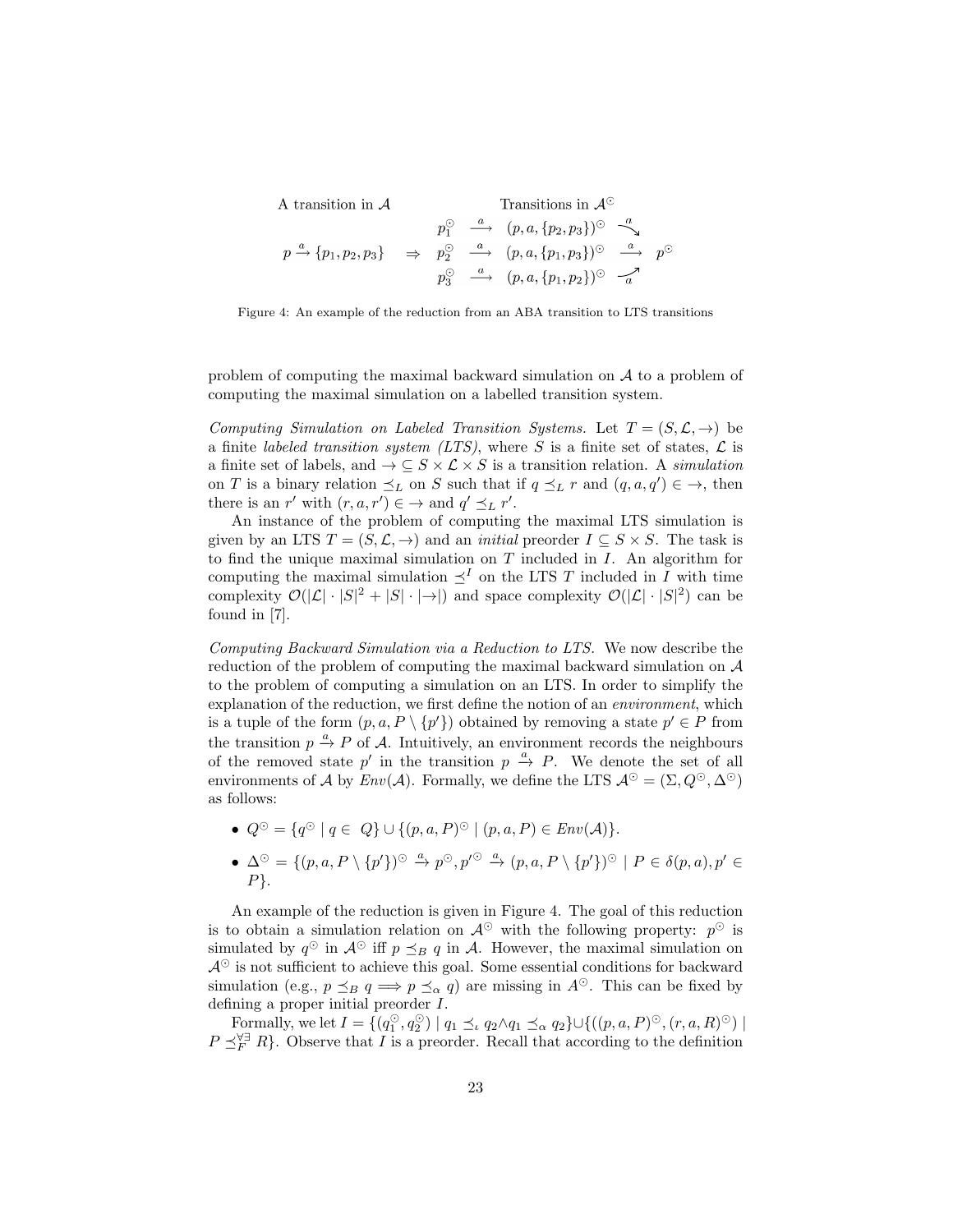| A transition in $\mathcal{A}$ | | Transitions in $\mathcal{A}^{\odot}$ |
|---|---|---|
| | | $p_1^{\odot} \xrightarrow{a} (p, a, \{p_2, p_3\})^{\odot} \xrightarrow{a}$ |
| $p \xrightarrow{a} \{p_1, p_2, p_3\}$ | $\Rightarrow$ | $p_2^{\odot} \xrightarrow{a} (p, a, \{p_1, p_3\})^{\odot} \xrightarrow{a} p^{\odot}$ |
| | | $p_3^{\odot} \xrightarrow{a} (p, a, \{p_1, p_2\})^{\odot} \xrightarrow{a}$ |

Figure 4: An example of the reduction from an ABA transition to LTS transitions

problem of computing the maximal backward simulation on $\mathcal{A}$ to a problem of computing the maximal simulation on a labelled transition system.

*Computing Simulation on Labeled Transition Systems.* Let $T = (S, \mathcal{L}, \rightarrow)$ be a finite *labeled transition system (LTS)*, where $S$ is a finite set of states, $\mathcal{L}$ is a finite set of labels, and $\rightarrow \subseteq S \times \mathcal{L} \times S$ is a transition relation. A *simulation* on $T$ is a binary relation $\preceq_L$ on $S$ such that if $q \preceq_L r$ and $(q, a, q') \in \rightarrow$, then there is an $r'$ with $(r, a, r') \in \rightarrow$ and $q' \preceq_L r'$.

An instance of the problem of computing the maximal LTS simulation is given by an LTS $T = (S, \mathcal{L}, \rightarrow)$ and an *initial* preorder $I \subseteq S \times S$. The task is to find the unique maximal simulation on $T$ included in $I$. An algorithm for computing the maximal simulation $\preceq^I$ on the LTS $T$ included in $I$ with time complexity $\mathcal{O}(|\mathcal{L}| \cdot |S|^2 + |S| \cdot |\rightarrow|)$ and space complexity $\mathcal{O}(|\mathcal{L}| \cdot |S|^2)$ can be found in [7].

*Computing Backward Simulation via a Reduction to LTS.* We now describe the reduction of the problem of computing the maximal backward simulation on $\mathcal{A}$ to the problem of computing a simulation on an LTS. In order to simplify the explanation of the reduction, we first define the notion of an *environment*, which is a tuple of the form $(p, a, P \setminus \{p'\})$ obtained by removing a state $p' \in P$ from the transition $p \xrightarrow{a} P$ of $\mathcal{A}$. Intuitively, an environment records the neighbours of the removed state $p'$ in the transition $p \xrightarrow{a} P$. We denote the set of all environments of $\mathcal{A}$ by $Env(\mathcal{A})$. Formally, we define the LTS $\mathcal{A}^{\odot} = (\Sigma, Q^{\odot}, \Delta^{\odot})$ as follows:

- $Q^{\odot} = \{q^{\odot} \mid q \in Q\} \cup \{(p, a, P)^{\odot} \mid (p, a, P) \in Env(\mathcal{A})\}$.
- $\Delta^{\odot} = \{(p, a, P \setminus \{p'\})^{\odot} \xrightarrow{a} p^{\odot}, p'^{\odot} \xrightarrow{a} (p, a, P \setminus \{p'\})^{\odot} \mid P \in \delta(p, a), p' \in P\}$.

An example of the reduction is given in Figure 4. The goal of this reduction is to obtain a simulation relation on $\mathcal{A}^{\odot}$ with the following property: $p^{\odot}$ is simulated by $q^{\odot}$ in $\mathcal{A}^{\odot}$ iff $p \preceq_B q$ in $\mathcal{A}$. However, the maximal simulation on $\mathcal{A}^{\odot}$ is not sufficient to achieve this goal. Some essential conditions for backward simulation (e.g., $p \preceq_B q \Longrightarrow p \preceq_\alpha q$) are missing in $A^{\odot}$. This can be fixed by defining a proper initial preorder $I$.

Formally, we let $I = \{(q_1^{\odot}, q_2^{\odot}) \mid q_1 \preceq_\iota q_2 \wedge q_1 \preceq_\alpha q_2\} \cup \{((p, a, P)^{\odot}, (r, a, R)^{\odot}) \mid P \preceq_F^{\forall\exists} R\}$. Observe that $I$ is a preorder. Recall that according to the definition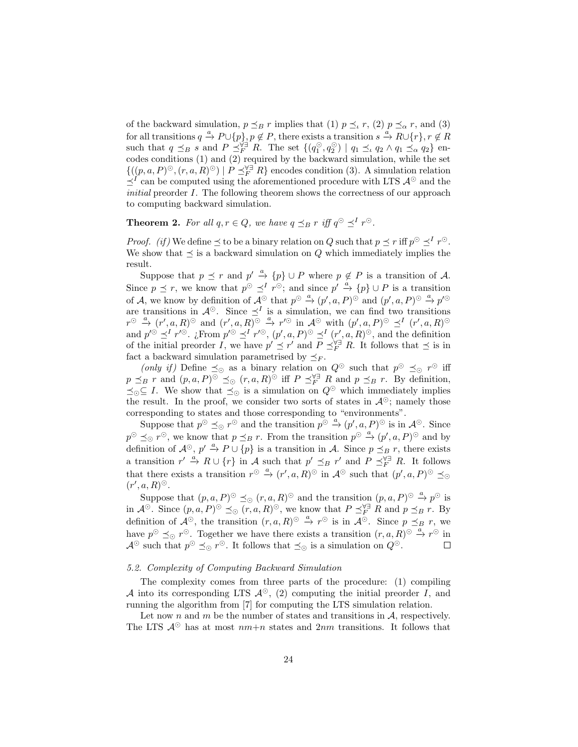of the backward simulation, $p \preceq_B r$ implies that (1) $p \preceq_\iota r$, (2) $p \preceq_\alpha r$, and (3) for all transitions $q \xrightarrow{a} P \cup \{p\}, p \notin P$, there exists a transition $s \xrightarrow{a} R \cup \{r\}, r \notin R$ such that $q \preceq_B s$ and $P \preceq_F^{\forall\exists} R$. The set $\{(q_1^\odot, q_2^\odot) \mid q_1 \preceq_\iota q_2 \wedge q_1 \preceq_\alpha q_2\}$ encodes conditions (1) and (2) required by the backward simulation, while the set $\{((p, a, P)^\odot, (r, a, R)^\odot) \mid P \preceq_F^{\forall\exists} R\}$ encodes condition (3). A simulation relation $\preceq^I$ can be computed using the aforementioned procedure with LTS $\mathcal{A}^\odot$ and the *initial* preorder $I$. The following theorem shows the correctness of our approach to computing backward simulation.

**Theorem 2.** *For all $q, r \in Q$, we have $q \preceq_B r$ iff $q^\odot \preceq^I r^\odot$.*

*Proof.* *(if)* We define $\preceq$ to be a binary relation on $Q$ such that $p \preceq r$ iff $p^\odot \preceq^I r^\odot$. We show that $\preceq$ is a backward simulation on $Q$ which immediately implies the result.

Suppose that $p \preceq r$ and $p' \xrightarrow{a} \{p\} \cup P$ where $p \notin P$ is a transition of $\mathcal{A}$. Since $p \preceq r$, we know that $p^\odot \preceq^I r^\odot$; and since $p' \xrightarrow{a} \{p\} \cup P$ is a transition of $\mathcal{A}$, we know by definition of $\mathcal{A}^\odot$ that $p^\odot \xrightarrow{a} (p', a, P)^\odot$ and $(p', a, P)^\odot \xrightarrow{a} p'^\odot$ are transitions in $\mathcal{A}^\odot$. Since $\preceq^I$ is a simulation, we can find two transitions $r^\odot \xrightarrow{a} (r', a, R)^\odot$ and $(r', a, R)^\odot \xrightarrow{a} r'^\odot$ in $\mathcal{A}^\odot$ with $(p', a, P)^\odot \preceq^I (r', a, R)^\odot$ and $p'^\odot \preceq^I r'^\odot$. ¿From $p'^\odot \preceq^I r'^\odot$, $(p', a, P)^\odot \preceq^I (r', a, R)^\odot$, and the definition of the initial preorder $I$, we have $p' \preceq r'$ and $P \preceq_F^{\forall\exists} R$. It follows that $\preceq$ is in fact a backward simulation parametrised by $\preceq_F$.

*(only if)* Define $\preceq_\odot$ as a binary relation on $Q^\odot$ such that $p^\odot \preceq_\odot r^\odot$ iff $p \preceq_B r$ and $(p, a, P)^\odot \preceq_\odot (r, a, R)^\odot$ iff $P \preceq_F^{\forall\exists} R$ and $p \preceq_B r$. By definition, $\preceq_\odot \subseteq I$. We show that $\preceq_\odot$ is a simulation on $Q^\odot$ which immediately implies the result. In the proof, we consider two sorts of states in $\mathcal{A}^\odot$; namely those corresponding to states and those corresponding to "environments".

Suppose that $p^\odot \preceq_\odot r^\odot$ and the transition $p^\odot \xrightarrow{a} (p', a, P)^\odot$ is in $\mathcal{A}^\odot$. Since $p^\odot \preceq_\odot r^\odot$, we know that $p \preceq_B r$. From the transition $p^\odot \xrightarrow{a} (p', a, P)^\odot$ and by definition of $\mathcal{A}^\odot$, $p' \xrightarrow{a} P \cup \{p\}$ is a transition in $\mathcal{A}$. Since $p \preceq_B r$, there exists a transition $r' \xrightarrow{a} R \cup \{r\}$ in $\mathcal{A}$ such that $p' \preceq_B r'$ and $P \preceq_F^{\forall\exists} R$. It follows that there exists a transition $r^\odot \xrightarrow{a} (r', a, R)^\odot$ in $\mathcal{A}^\odot$ such that $(p', a, P)^\odot \preceq_\odot (r', a, R)^\odot$.

Suppose that $(p, a, P)^\odot \preceq_\odot (r, a, R)^\odot$ and the transition $(p, a, P)^\odot \xrightarrow{a} p^\odot$ is in $\mathcal{A}^\odot$. Since $(p, a, P)^\odot \preceq_\odot (r, a, R)^\odot$, we know that $P \preceq_F^{\forall\exists} R$ and $p \preceq_B r$. By definition of $\mathcal{A}^\odot$, the transition $(r, a, R)^\odot \xrightarrow{a} r^\odot$ is in $\mathcal{A}^\odot$. Since $p \preceq_B r$, we have $p^\odot \preceq_\odot r^\odot$. Together we have there exists a transition $(r, a, R)^\odot \xrightarrow{a} r^\odot$ in $\mathcal{A}^\odot$ such that $p^\odot \preceq_\odot r^\odot$. It follows that $\preceq_\odot$ is a simulation on $Q^\odot$. $\square$

### 5.2. Complexity of Computing Backward Simulation

The complexity comes from three parts of the procedure: (1) compiling $\mathcal{A}$ into its corresponding LTS $\mathcal{A}^\odot$, (2) computing the initial preorder $I$, and running the algorithm from [7] for computing the LTS simulation relation.

Let now $n$ and $m$ be the number of states and transitions in $\mathcal{A}$, respectively. The LTS $\mathcal{A}^\odot$ has at most $nm+n$ states and $2nm$ transitions. It follows that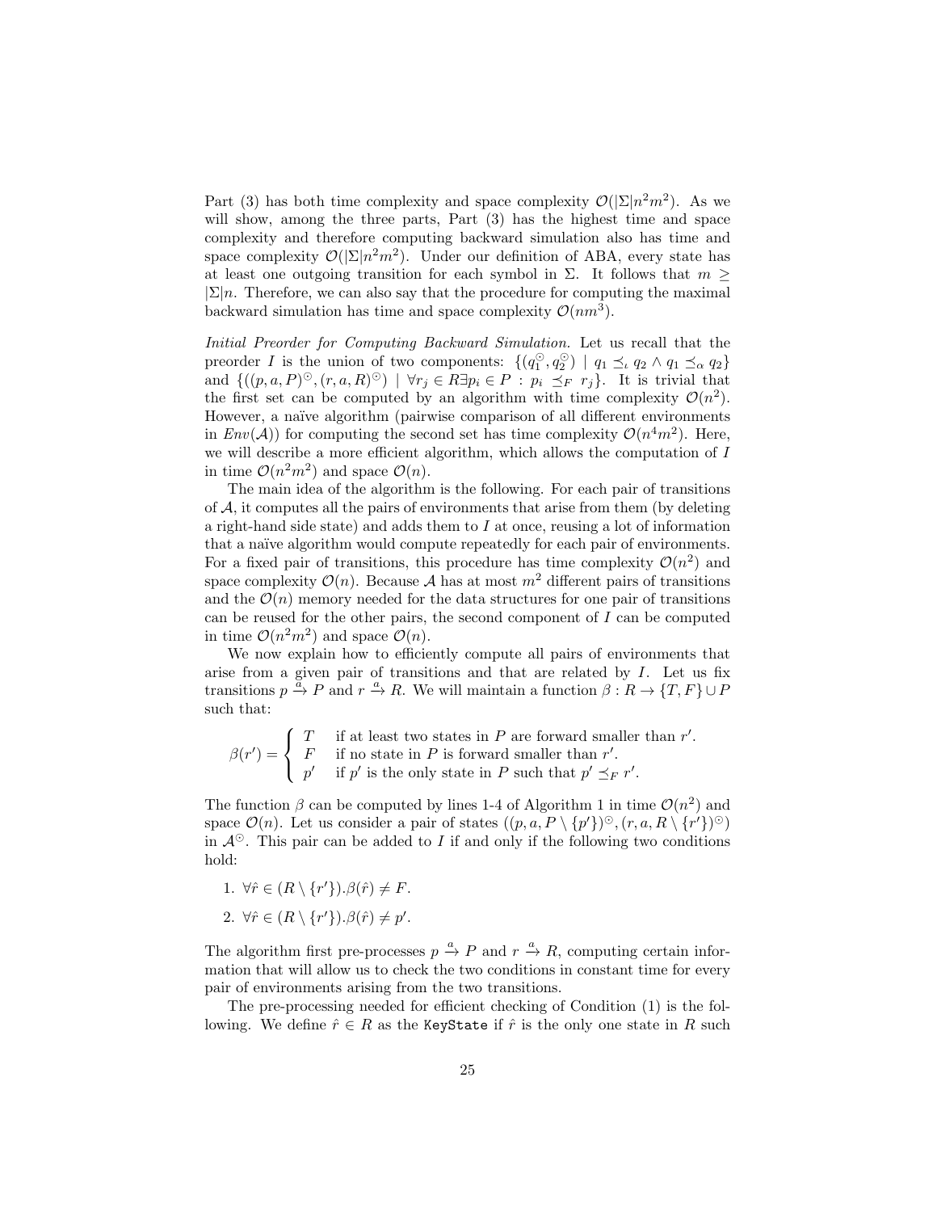Part (3) has both time complexity and space complexity $\mathcal{O}(|\Sigma|n^2m^2)$. As we will show, among the three parts, Part (3) has the highest time and space complexity and therefore computing backward simulation also has time and space complexity $\mathcal{O}(|\Sigma|n^2m^2)$. Under our definition of ABA, every state has at least one outgoing transition for each symbol in $\Sigma$. It follows that $m \geq |\Sigma|n$. Therefore, we can also say that the procedure for computing the maximal backward simulation has time and space complexity $\mathcal{O}(nm^3)$.

*Initial Preorder for Computing Backward Simulation.* Let us recall that the preorder $I$ is the union of two components: $\{(q_1^{\odot}, q_2^{\odot}) \mid q_1 \preceq_\iota q_2 \wedge q_1 \preceq_\alpha q_2\}$ and $\{((p,a,P)^{\odot}, (r,a,R)^{\odot}) \mid \forall r_j \in R \exists p_i \in P : p_i \preceq_F r_j\}$. It is trivial that the first set can be computed by an algorithm with time complexity $\mathcal{O}(n^2)$. However, a naïve algorithm (pairwise comparison of all different environments in $Env(\mathcal{A})$) for computing the second set has time complexity $\mathcal{O}(n^4m^2)$. Here, we will describe a more efficient algorithm, which allows the computation of $I$ in time $\mathcal{O}(n^2m^2)$ and space $\mathcal{O}(n)$.

The main idea of the algorithm is the following. For each pair of transitions of $\mathcal{A}$, it computes all the pairs of environments that arise from them (by deleting a right-hand side state) and adds them to $I$ at once, reusing a lot of information that a naïve algorithm would compute repeatedly for each pair of environments. For a fixed pair of transitions, this procedure has time complexity $\mathcal{O}(n^2)$ and space complexity $\mathcal{O}(n)$. Because $\mathcal{A}$ has at most $m^2$ different pairs of transitions and the $\mathcal{O}(n)$ memory needed for the data structures for one pair of transitions can be reused for the other pairs, the second component of $I$ can be computed in time $\mathcal{O}(n^2m^2)$ and space $\mathcal{O}(n)$.

We now explain how to efficiently compute all pairs of environments that arise from a given pair of transitions and that are related by $I$. Let us fix transitions $p \xrightarrow{a} P$ and $r \xrightarrow{a} R$. We will maintain a function $\beta : R \to \{T, F\} \cup P$ such that:

$$\beta(r') = \begin{cases} T & \text{if at least two states in } P \text{ are forward smaller than } r'. \\ F & \text{if no state in } P \text{ is forward smaller than } r'. \\ p' & \text{if } p' \text{ is the only state in } P \text{ such that } p' \preceq_F r'. \end{cases}$$

The function $\beta$ can be computed by lines 1-4 of Algorithm 1 in time $\mathcal{O}(n^2)$ and space $\mathcal{O}(n)$. Let us consider a pair of states $((p,a,P \setminus \{p'\})^{\odot}, (r,a,R \setminus \{r'\})^{\odot})$ in $\mathcal{A}^{\odot}$. This pair can be added to $I$ if and only if the following two conditions hold:

1. $\forall \hat{r} \in (R \setminus \{r'\}).\beta(\hat{r}) \neq F$.
2. $\forall \hat{r} \in (R \setminus \{r'\}).\beta(\hat{r}) \neq p'$.

The algorithm first pre-processes $p \xrightarrow{a} P$ and $r \xrightarrow{a} R$, computing certain information that will allow us to check the two conditions in constant time for every pair of environments arising from the two transitions.

The pre-processing needed for efficient checking of Condition (1) is the following. We define $\hat{r} \in R$ as the `KeyState` if $\hat{r}$ is the only one state in $R$ such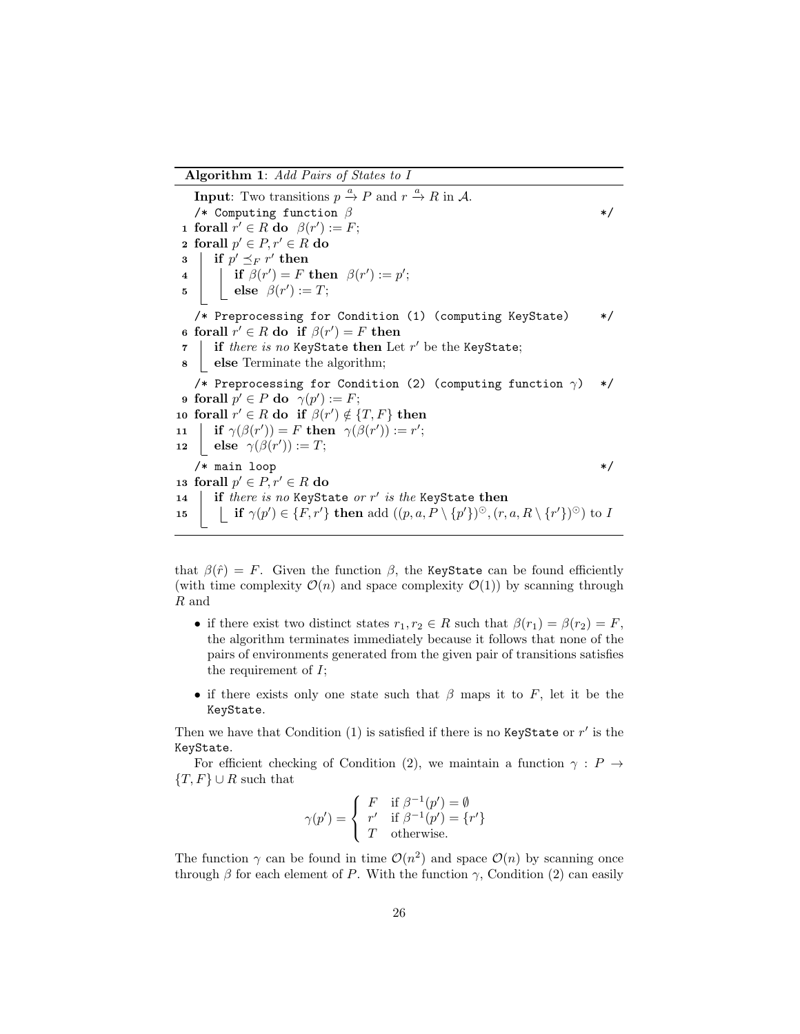**Algorithm 1**: *Add Pairs of States to I*

```
   Input: Two transitions p -a-> P and r -a-> R in 𝒜.
   /* Computing function β                                        */
 1 forall r' ∈ R do  β(r') := F;
 2 forall p' ∈ P, r' ∈ R do
 3 |  if p' ⪯_F r' then
 4 |  |  if β(r') = F then  β(r') := p';
 5 |  |  else  β(r') := T;
   /* Preprocessing for Condition (1) (computing KeyState)        */
 6 forall r' ∈ R do  if β(r') = F then
 7 |  if there is no KeyState then Let r' be the KeyState;
 8 |  else Terminate the algorithm;
   /* Preprocessing for Condition (2) (computing function γ)      */
 9 forall p' ∈ P do  γ(p') := F;
10 forall r' ∈ R do  if β(r') ∉ {T, F} then
11 |  if γ(β(r')) = F then  γ(β(r')) := r';
12 |  else  γ(β(r')) := T;
   /* main loop                                                   */
13 forall p' ∈ P, r' ∈ R do
14 |  if there is no KeyState or r' is the KeyState then
15 |  |  if γ(p') ∈ {F, r'} then add ((p, a, P \ {p'})^⊙, (r, a, R \ {r'})^⊙) to I
```

that $\beta(\hat{r}) = F$. Given the function $\beta$, the KeyState can be found efficiently (with time complexity $\mathcal{O}(n)$ and space complexity $\mathcal{O}(1)$) by scanning through $R$ and

- if there exist two distinct states $r_1, r_2 \in R$ such that $\beta(r_1) = \beta(r_2) = F$, the algorithm terminates immediately because it follows that none of the pairs of environments generated from the given pair of transitions satisfies the requirement of $I$;
- if there exists only one state such that $\beta$ maps it to $F$, let it be the KeyState.

Then we have that Condition (1) is satisfied if there is no KeyState or $r'$ is the KeyState.

For efficient checking of Condition (2), we maintain a function $\gamma : P \to \{T, F\} \cup R$ such that

$$\gamma(p') = \begin{cases} F & \text{if } \beta^{-1}(p') = \emptyset \\ r' & \text{if } \beta^{-1}(p') = \{r'\} \\ T & \text{otherwise.} \end{cases}$$

The function $\gamma$ can be found in time $\mathcal{O}(n^2)$ and space $\mathcal{O}(n)$ by scanning once through $\beta$ for each element of $P$. With the function $\gamma$, Condition (2) can easily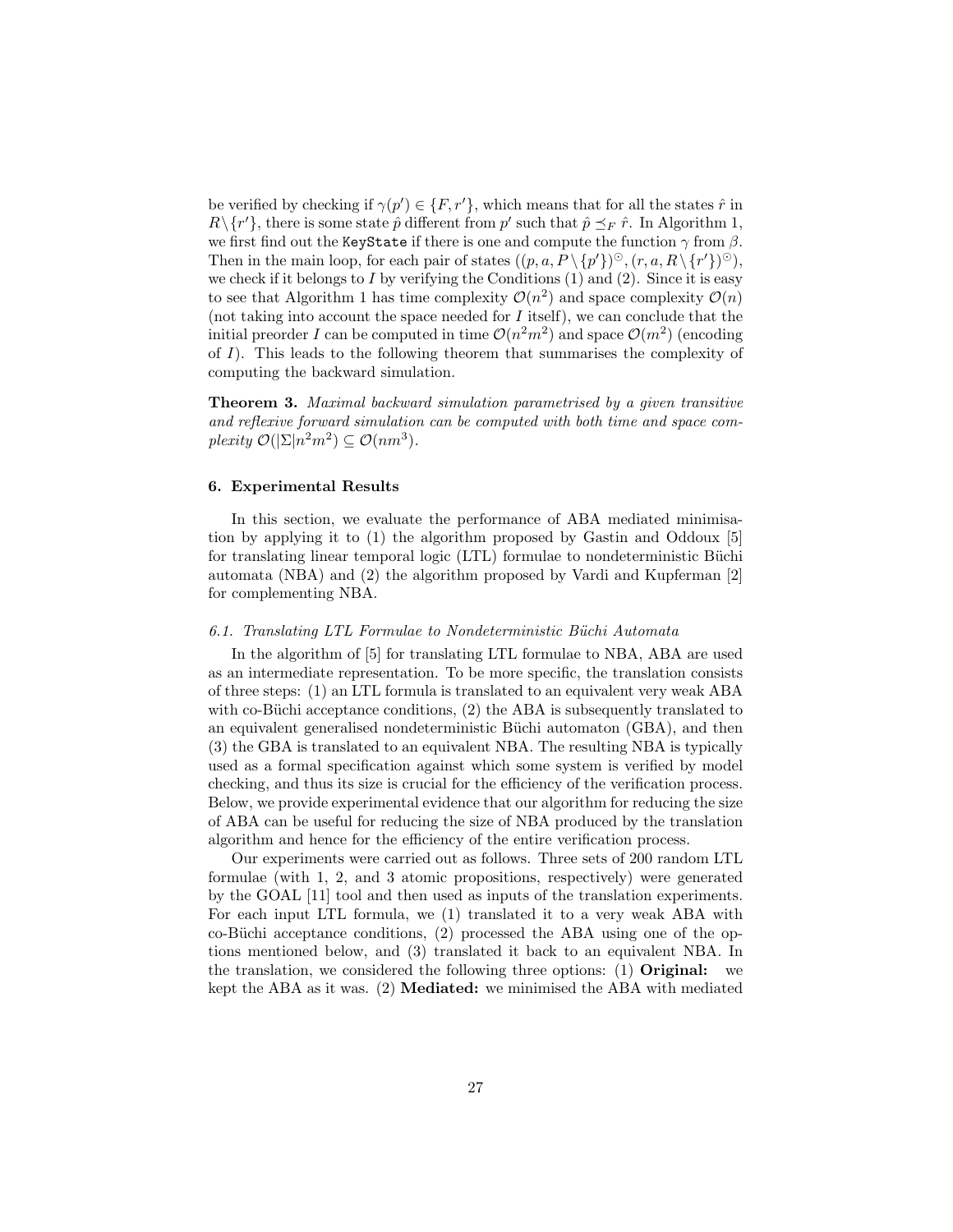be verified by checking if $\gamma(p') \in \{F, r'\}$, which means that for all the states $\hat{r}$ in $R \setminus \{r'\}$, there is some state $\hat{p}$ different from $p'$ such that $\hat{p} \preceq_F \hat{r}$. In Algorithm 1, we first find out the `KeyState` if there is one and compute the function $\gamma$ from $\beta$. Then in the main loop, for each pair of states $((p, a, P \setminus \{p'\})^{\odot}, (r, a, R \setminus \{r'\})^{\odot})$, we check if it belongs to $I$ by verifying the Conditions (1) and (2). Since it is easy to see that Algorithm 1 has time complexity $\mathcal{O}(n^2)$ and space complexity $\mathcal{O}(n)$ (not taking into account the space needed for $I$ itself), we can conclude that the initial preorder $I$ can be computed in time $\mathcal{O}(n^2 m^2)$ and space $\mathcal{O}(m^2)$ (encoding of $I$). This leads to the following theorem that summarises the complexity of computing the backward simulation.

**Theorem 3.** *Maximal backward simulation parametrised by a given transitive and reflexive forward simulation can be computed with both time and space complexity* $\mathcal{O}(|\Sigma| n^2 m^2) \subseteq \mathcal{O}(nm^3)$.

## 6. Experimental Results

In this section, we evaluate the performance of ABA mediated minimisation by applying it to (1) the algorithm proposed by Gastin and Oddoux [5] for translating linear temporal logic (LTL) formulae to nondeterministic Büchi automata (NBA) and (2) the algorithm proposed by Vardi and Kupferman [2] for complementing NBA.

### 6.1. Translating LTL Formulae to Nondeterministic Büchi Automata

In the algorithm of [5] for translating LTL formulae to NBA, ABA are used as an intermediate representation. To be more specific, the translation consists of three steps: (1) an LTL formula is translated to an equivalent very weak ABA with co-Büchi acceptance conditions, (2) the ABA is subsequently translated to an equivalent generalised nondeterministic Büchi automaton (GBA), and then (3) the GBA is translated to an equivalent NBA. The resulting NBA is typically used as a formal specification against which some system is verified by model checking, and thus its size is crucial for the efficiency of the verification process. Below, we provide experimental evidence that our algorithm for reducing the size of ABA can be useful for reducing the size of NBA produced by the translation algorithm and hence for the efficiency of the entire verification process.

Our experiments were carried out as follows. Three sets of 200 random LTL formulae (with 1, 2, and 3 atomic propositions, respectively) were generated by the GOAL [11] tool and then used as inputs of the translation experiments. For each input LTL formula, we (1) translated it to a very weak ABA with co-Büchi acceptance conditions, (2) processed the ABA using one of the options mentioned below, and (3) translated it back to an equivalent NBA. In the translation, we considered the following three options: (1) **Original:** we kept the ABA as it was. (2) **Mediated:** we minimised the ABA with mediated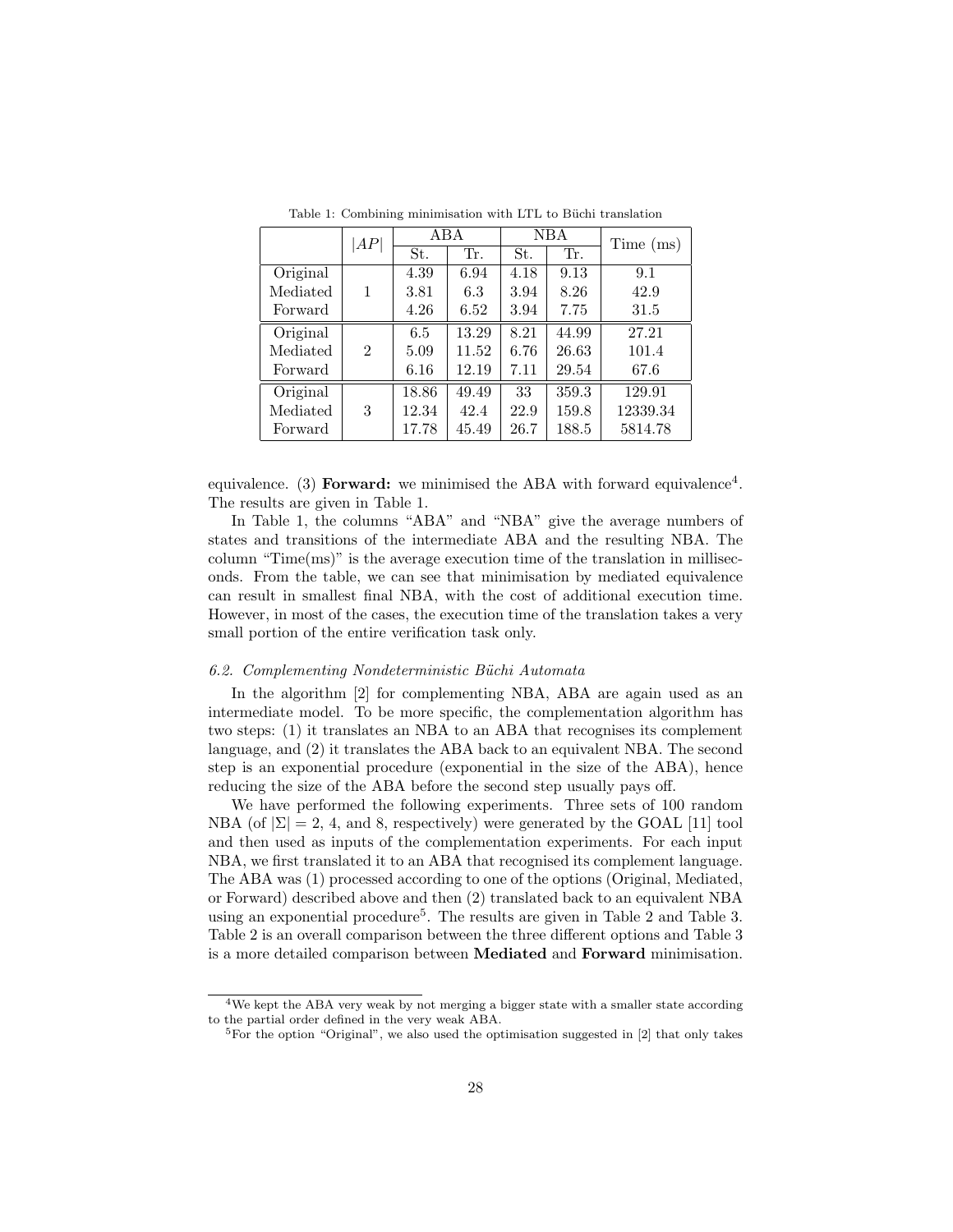Table 1: Combining minimisation with LTL to Büchi translation

| | $\|AP\|$ | ABA | | NBA | | Time (ms) |
|---|---|---|---|---|---|---|
| | | St. | Tr. | St. | Tr. | |
| Original | 1 | 4.39 | 6.94 | 4.18 | 9.13 | 9.1 |
| Mediated | | 3.81 | 6.3 | 3.94 | 8.26 | 42.9 |
| Forward | | 4.26 | 6.52 | 3.94 | 7.75 | 31.5 |
| Original | 2 | 6.5 | 13.29 | 8.21 | 44.99 | 27.21 |
| Mediated | | 5.09 | 11.52 | 6.76 | 26.63 | 101.4 |
| Forward | | 6.16 | 12.19 | 7.11 | 29.54 | 67.6 |
| Original | 3 | 18.86 | 49.49 | 33 | 359.3 | 129.91 |
| Mediated | | 12.34 | 42.4 | 22.9 | 159.8 | 12339.34 |
| Forward | | 17.78 | 45.49 | 26.7 | 188.5 | 5814.78 |

equivalence. (3) **Forward:** we minimised the ABA with forward equivalence[4]. The results are given in Table 1.

In Table 1, the columns "ABA" and "NBA" give the average numbers of states and transitions of the intermediate ABA and the resulting NBA. The column "Time(ms)" is the average execution time of the translation in milliseconds. From the table, we can see that minimisation by mediated equivalence can result in smallest final NBA, with the cost of additional execution time. However, in most of the cases, the execution time of the translation takes a very small portion of the entire verification task only.

### 6.2. Complementing Nondeterministic Büchi Automata

In the algorithm [2] for complementing NBA, ABA are again used as an intermediate model. To be more specific, the complementation algorithm has two steps: (1) it translates an NBA to an ABA that recognises its complement language, and (2) it translates the ABA back to an equivalent NBA. The second step is an exponential procedure (exponential in the size of the ABA), hence reducing the size of the ABA before the second step usually pays off.

We have performed the following experiments. Three sets of 100 random NBA (of $|\Sigma| = 2$, 4, and 8, respectively) were generated by the GOAL [11] tool and then used as inputs of the complementation experiments. For each input NBA, we first translated it to an ABA that recognised its complement language. The ABA was (1) processed according to one of the options (Original, Mediated, or Forward) described above and then (2) translated back to an equivalent NBA using an exponential procedure[5]. The results are given in Table 2 and Table 3. Table 2 is an overall comparison between the three different options and Table 3 is a more detailed comparison between **Mediated** and **Forward** minimisation.

[4] We kept the ABA very weak by not merging a bigger state with a smaller state according to the partial order defined in the very weak ABA.

[5] For the option "Original", we also used the optimisation suggested in [2] that only takes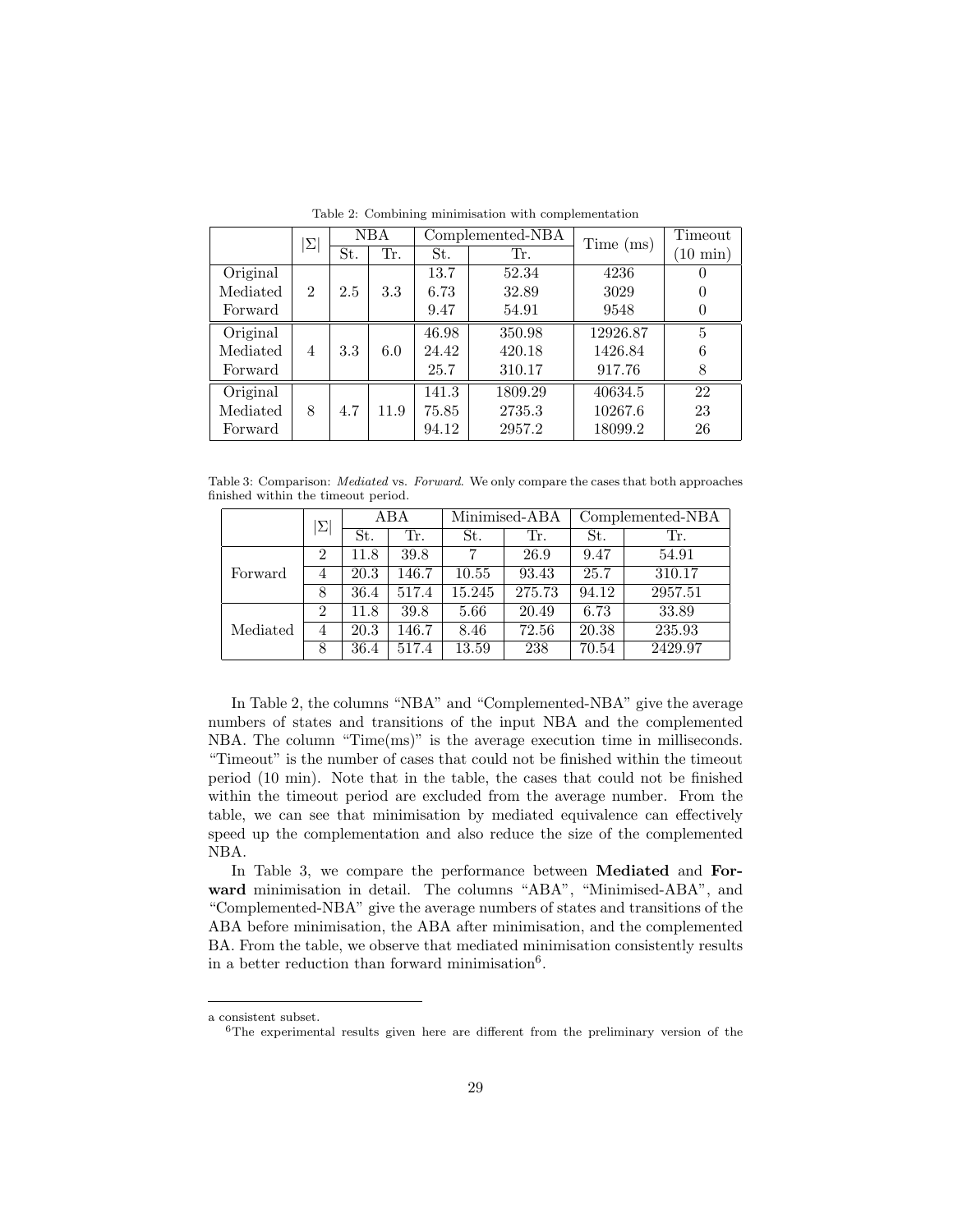Table 2: Combining minimisation with complementation

| | $\|\Sigma\|$ | NBA | | Complemented-NBA | | Time (ms) | Timeout |
|---|---|---|---|---|---|---|---|
| | | St. | Tr. | St. | Tr. | | (10 min) |
| Original | 2 | 2.5 | 3.3 | 13.7 | 52.34 | 4236 | 0 |
| Mediated | | | | 6.73 | 32.89 | 3029 | 0 |
| Forward | | | | 9.47 | 54.91 | 9548 | 0 |
| Original | 4 | 3.3 | 6.0 | 46.98 | 350.98 | 12926.87 | 5 |
| Mediated | | | | 24.42 | 420.18 | 1426.84 | 6 |
| Forward | | | | 25.7 | 310.17 | 917.76 | 8 |
| Original | 8 | 4.7 | 11.9 | 141.3 | 1809.29 | 40634.5 | 22 |
| Mediated | | | | 75.85 | 2735.3 | 10267.6 | 23 |
| Forward | | | | 94.12 | 2957.2 | 18099.2 | 26 |

Table 3: Comparison: *Mediated* vs. *Forward*. We only compare the cases that both approaches finished within the timeout period.

| | $\|\Sigma\|$ | ABA | | Minimised-ABA | | Complemented-NBA | |
|---|---|---|---|---|---|---|---|
| | | St. | Tr. | St. | Tr. | St. | Tr. |
| Forward | 2 | 11.8 | 39.8 | 7 | 26.9 | 9.47 | 54.91 |
| | 4 | 20.3 | 146.7 | 10.55 | 93.43 | 25.7 | 310.17 |
| | 8 | 36.4 | 517.4 | 15.245 | 275.73 | 94.12 | 2957.51 |
| Mediated | 2 | 11.8 | 39.8 | 5.66 | 20.49 | 6.73 | 33.89 |
| | 4 | 20.3 | 146.7 | 8.46 | 72.56 | 20.38 | 235.93 |
| | 8 | 36.4 | 517.4 | 13.59 | 238 | 70.54 | 2429.97 |

In Table 2, the columns "NBA" and "Complemented-NBA" give the average numbers of states and transitions of the input NBA and the complemented NBA. The column "Time(ms)" is the average execution time in milliseconds. "Timeout" is the number of cases that could not be finished within the timeout period (10 min). Note that in the table, the cases that could not be finished within the timeout period are excluded from the average number. From the table, we can see that minimisation by mediated equivalence can effectively speed up the complementation and also reduce the size of the complemented NBA.

In Table 3, we compare the performance between **Mediated** and **Forward** minimisation in detail. The columns "ABA", "Minimised-ABA", and "Complemented-NBA" give the average numbers of states and transitions of the ABA before minimisation, the ABA after minimisation, and the complemented BA. From the table, we observe that mediated minimisation consistently results in a better reduction than forward minimisation[6].

---

a consistent subset.

[6] The experimental results given here are different from the preliminary version of the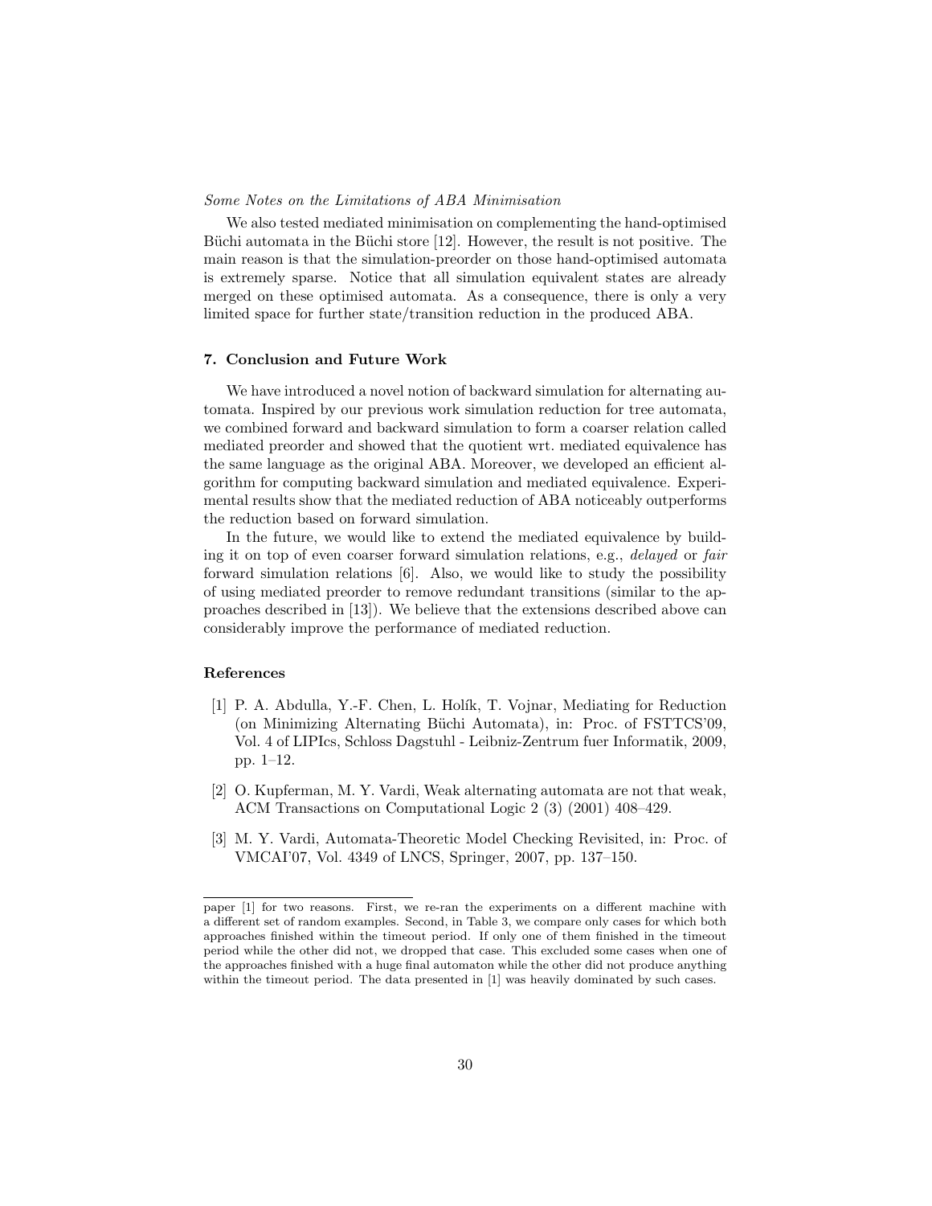*Some Notes on the Limitations of ABA Minimisation*

We also tested mediated minimisation on complementing the hand-optimised Büchi automata in the Büchi store [12]. However, the result is not positive. The main reason is that the simulation-preorder on those hand-optimised automata is extremely sparse. Notice that all simulation equivalent states are already merged on these optimised automata. As a consequence, there is only a very limited space for further state/transition reduction in the produced ABA.

### 7. Conclusion and Future Work

We have introduced a novel notion of backward simulation for alternating automata. Inspired by our previous work simulation reduction for tree automata, we combined forward and backward simulation to form a coarser relation called mediated preorder and showed that the quotient wrt. mediated equivalence has the same language as the original ABA. Moreover, we developed an efficient algorithm for computing backward simulation and mediated equivalence. Experimental results show that the mediated reduction of ABA noticeably outperforms the reduction based on forward simulation.

In the future, we would like to extend the mediated equivalence by building it on top of even coarser forward simulation relations, e.g., *delayed* or *fair* forward simulation relations [6]. Also, we would like to study the possibility of using mediated preorder to remove redundant transitions (similar to the approaches described in [13]). We believe that the extensions described above can considerably improve the performance of mediated reduction.

### References

[1] P. A. Abdulla, Y.-F. Chen, L. Holík, T. Vojnar, Mediating for Reduction (on Minimizing Alternating Büchi Automata), in: Proc. of FSTTCS'09, Vol. 4 of LIPIcs, Schloss Dagstuhl - Leibniz-Zentrum fuer Informatik, 2009, pp. 1–12.

[2] O. Kupferman, M. Y. Vardi, Weak alternating automata are not that weak, ACM Transactions on Computational Logic 2 (3) (2001) 408–429.

[3] M. Y. Vardi, Automata-Theoretic Model Checking Revisited, in: Proc. of VMCAI'07, Vol. 4349 of LNCS, Springer, 2007, pp. 137–150.

---

paper [1] for two reasons. First, we re-ran the experiments on a different machine with a different set of random examples. Second, in Table 3, we compare only cases for which both approaches finished within the timeout period. If only one of them finished in the timeout period while the other did not, we dropped that case. This excluded some cases when one of the approaches finished with a huge final automaton while the other did not produce anything within the timeout period. The data presented in [1] was heavily dominated by such cases.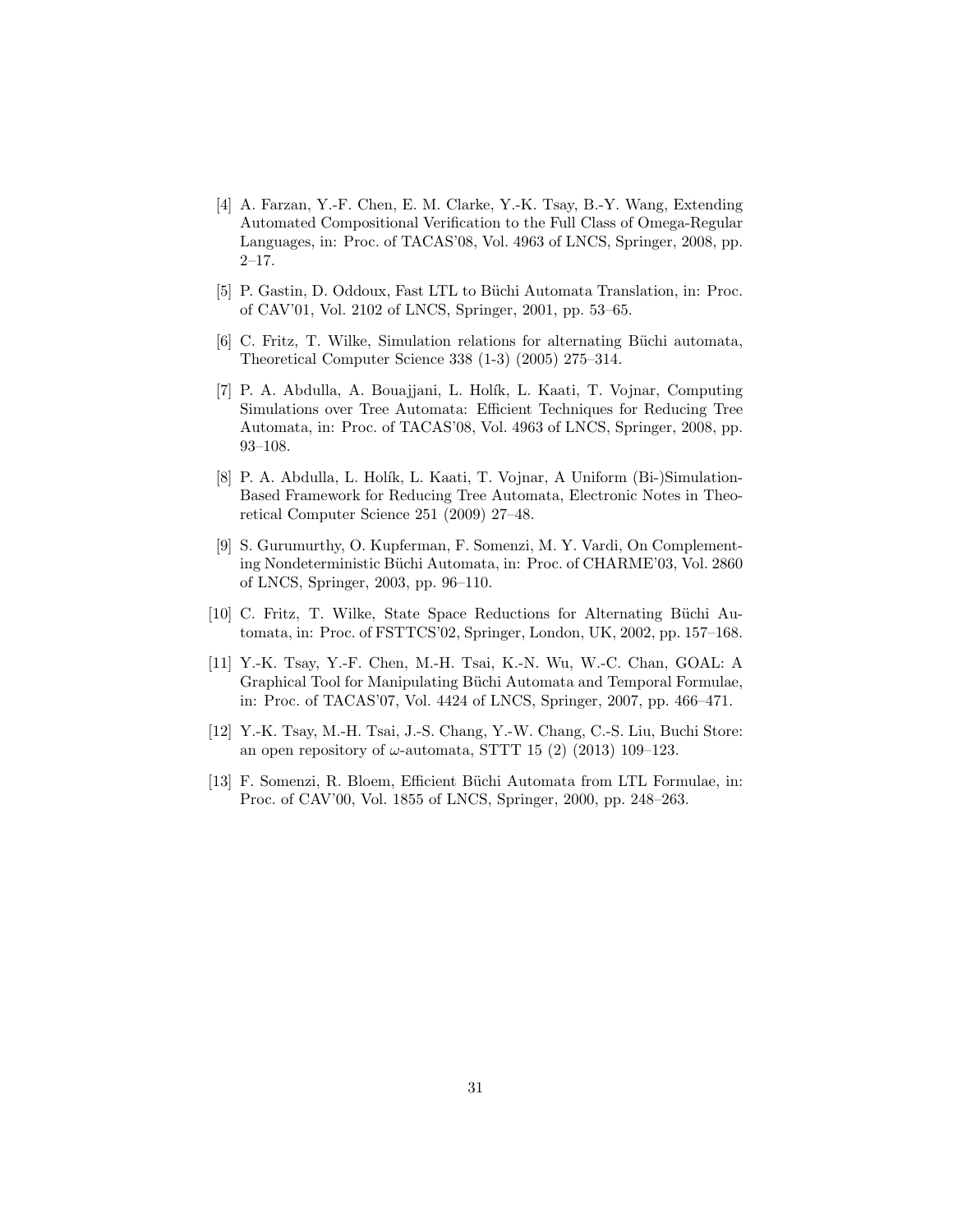[4] A. Farzan, Y.-F. Chen, E. M. Clarke, Y.-K. Tsay, B.-Y. Wang, Extending Automated Compositional Verification to the Full Class of Omega-Regular Languages, in: Proc. of TACAS'08, Vol. 4963 of LNCS, Springer, 2008, pp. 2–17.

[5] P. Gastin, D. Oddoux, Fast LTL to Büchi Automata Translation, in: Proc. of CAV'01, Vol. 2102 of LNCS, Springer, 2001, pp. 53–65.

[6] C. Fritz, T. Wilke, Simulation relations for alternating Büchi automata, Theoretical Computer Science 338 (1-3) (2005) 275–314.

[7] P. A. Abdulla, A. Bouajjani, L. Holík, L. Kaati, T. Vojnar, Computing Simulations over Tree Automata: Efficient Techniques for Reducing Tree Automata, in: Proc. of TACAS'08, Vol. 4963 of LNCS, Springer, 2008, pp. 93–108.

[8] P. A. Abdulla, L. Holík, L. Kaati, T. Vojnar, A Uniform (Bi-)Simulation-Based Framework for Reducing Tree Automata, Electronic Notes in Theoretical Computer Science 251 (2009) 27–48.

[9] S. Gurumurthy, O. Kupferman, F. Somenzi, M. Y. Vardi, On Complementing Nondeterministic Büchi Automata, in: Proc. of CHARME'03, Vol. 2860 of LNCS, Springer, 2003, pp. 96–110.

[10] C. Fritz, T. Wilke, State Space Reductions for Alternating Büchi Automata, in: Proc. of FSTTCS'02, Springer, London, UK, 2002, pp. 157–168.

[11] Y.-K. Tsay, Y.-F. Chen, M.-H. Tsai, K.-N. Wu, W.-C. Chan, GOAL: A Graphical Tool for Manipulating Büchi Automata and Temporal Formulae, in: Proc. of TACAS'07, Vol. 4424 of LNCS, Springer, 2007, pp. 466–471.

[12] Y.-K. Tsay, M.-H. Tsai, J.-S. Chang, Y.-W. Chang, C.-S. Liu, Buchi Store: an open repository of $\omega$-automata, STTT 15 (2) (2013) 109–123.

[13] F. Somenzi, R. Bloem, Efficient Büchi Automata from LTL Formulae, in: Proc. of CAV'00, Vol. 1855 of LNCS, Springer, 2000, pp. 248–263.